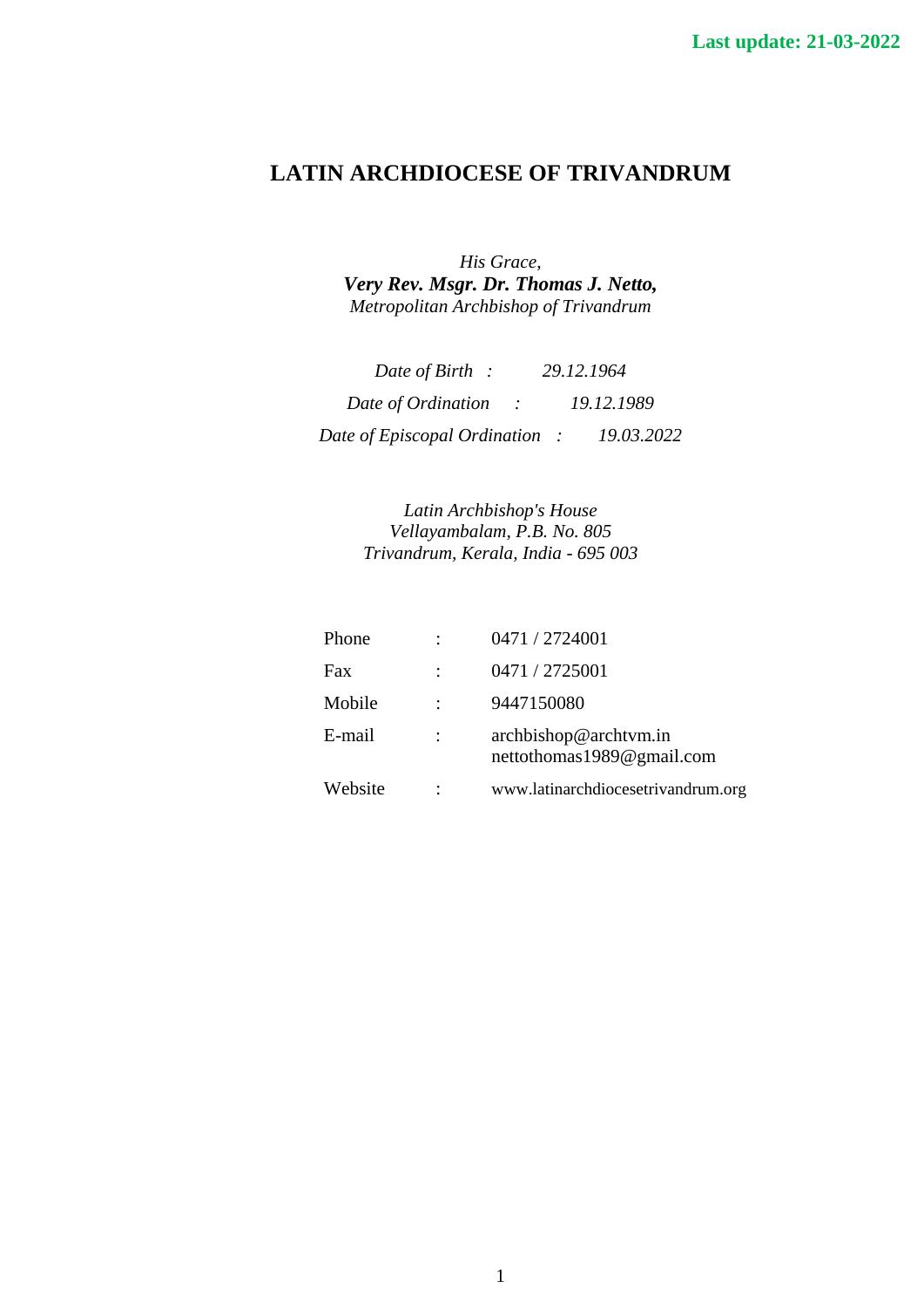**Last update: 21-03-2022**

# LATIN ARCHDIOCESE OF TRIVANDRUM

*His Grace,*
***Very Rev. Msgr. Dr. Thomas J. Netto,***
*Metropolitan Archbishop of Trivandrum*

| | | |
|---|---|---|
| *Date of Birth* | : | *29.12.1964* |
| *Date of Ordination* | : | *19.12.1989* |
| *Date of Episcopal Ordination* | : | *19.03.2022* |

*Latin Archbishop's House*
*Vellayambalam, P.B. No. 805*
*Trivandrum, Kerala, India - 695 003*

| | | |
|---|---|---|
| Phone | : | 0471 / 2724001 |
| Fax | : | 0471 / 2725001 |
| Mobile | : | 9447150080 |
| E-mail | : | archbishop@archtvm.in<br>nettothomas1989@gmail.com |
| Website | : | www.latinarchdiocesetrivandrum.org |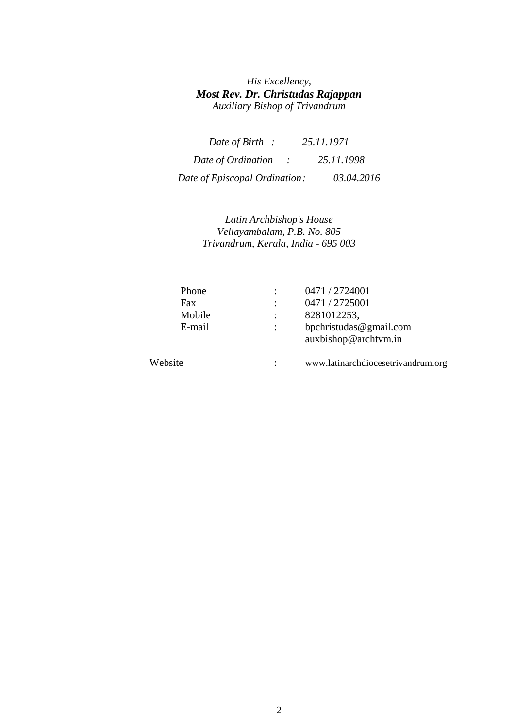*His Excellency,*
***Most Rev. Dr. Christudas Rajappan***
*Auxiliary Bishop of Trivandrum*

*Date of Birth : 25.11.1971*

*Date of Ordination : 25.11.1998*

*Date of Episcopal Ordination: 03.04.2016*

*Latin Archbishop's House*
*Vellayambalam, P.B. No. 805*
*Trivandrum, Kerala, India - 695 003*

| | | |
|---|---|---|
| Phone | : | 0471 / 2724001 |
| Fax | : | 0471 / 2725001 |
| Mobile | : | 8281012253, |
| E-mail | : | bpchristudas@gmail.com<br>auxbishop@archtvm.in |
| Website | : | www.latinarchdiocesetrivandrum.org |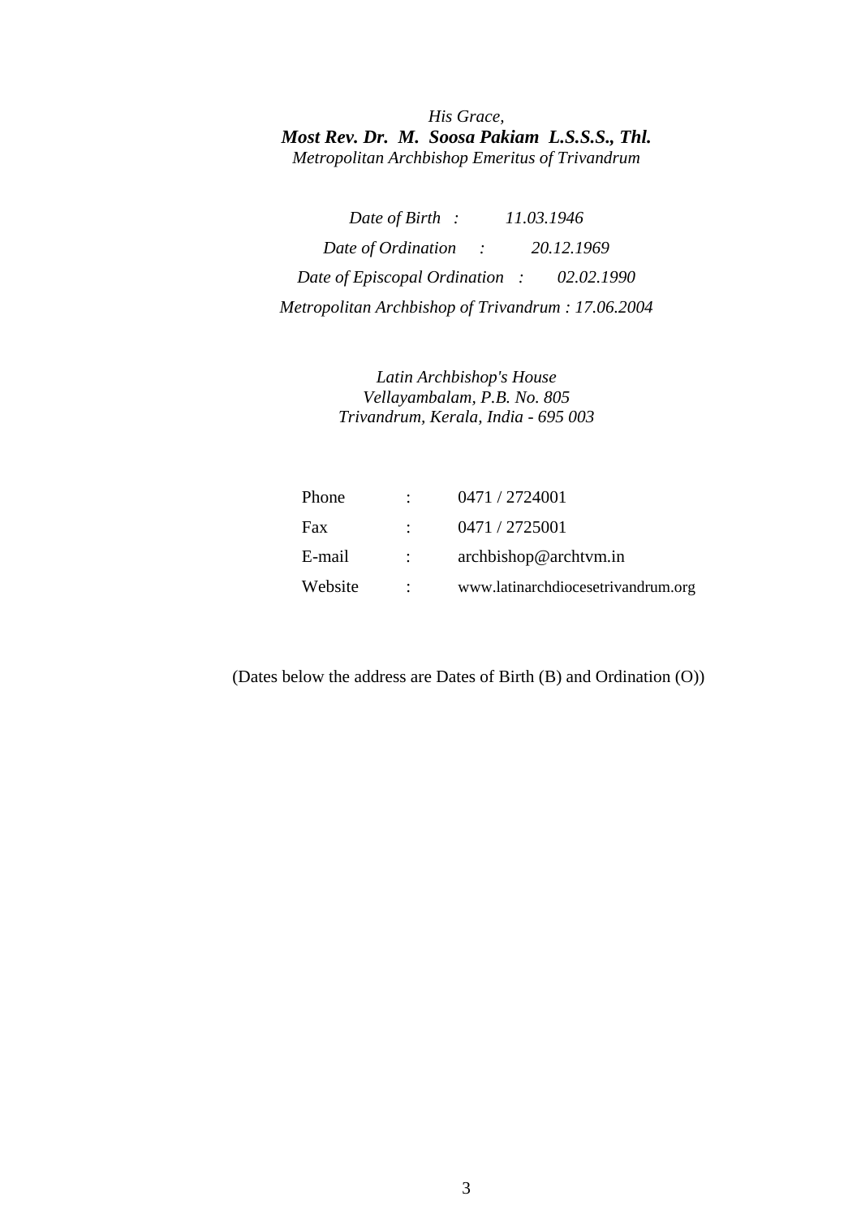*His Grace,*
***Most Rev. Dr. M. Soosa Pakiam L.S.S.S., Thl.***
*Metropolitan Archbishop Emeritus of Trivandrum*

*Date of Birth : 11.03.1946*

*Date of Ordination : 20.12.1969*

*Date of Episcopal Ordination : 02.02.1990*

*Metropolitan Archbishop of Trivandrum : 17.06.2004*

*Latin Archbishop's House*
*Vellayambalam, P.B. No. 805*
*Trivandrum, Kerala, India - 695 003*

| | | |
|---|---|---|
| Phone | : | 0471 / 2724001 |
| Fax | : | 0471 / 2725001 |
| E-mail | : | archbishop@archtvm.in |
| Website | : | www.latinarchdiocesetrivandrum.org |

(Dates below the address are Dates of Birth (B) and Ordination (O))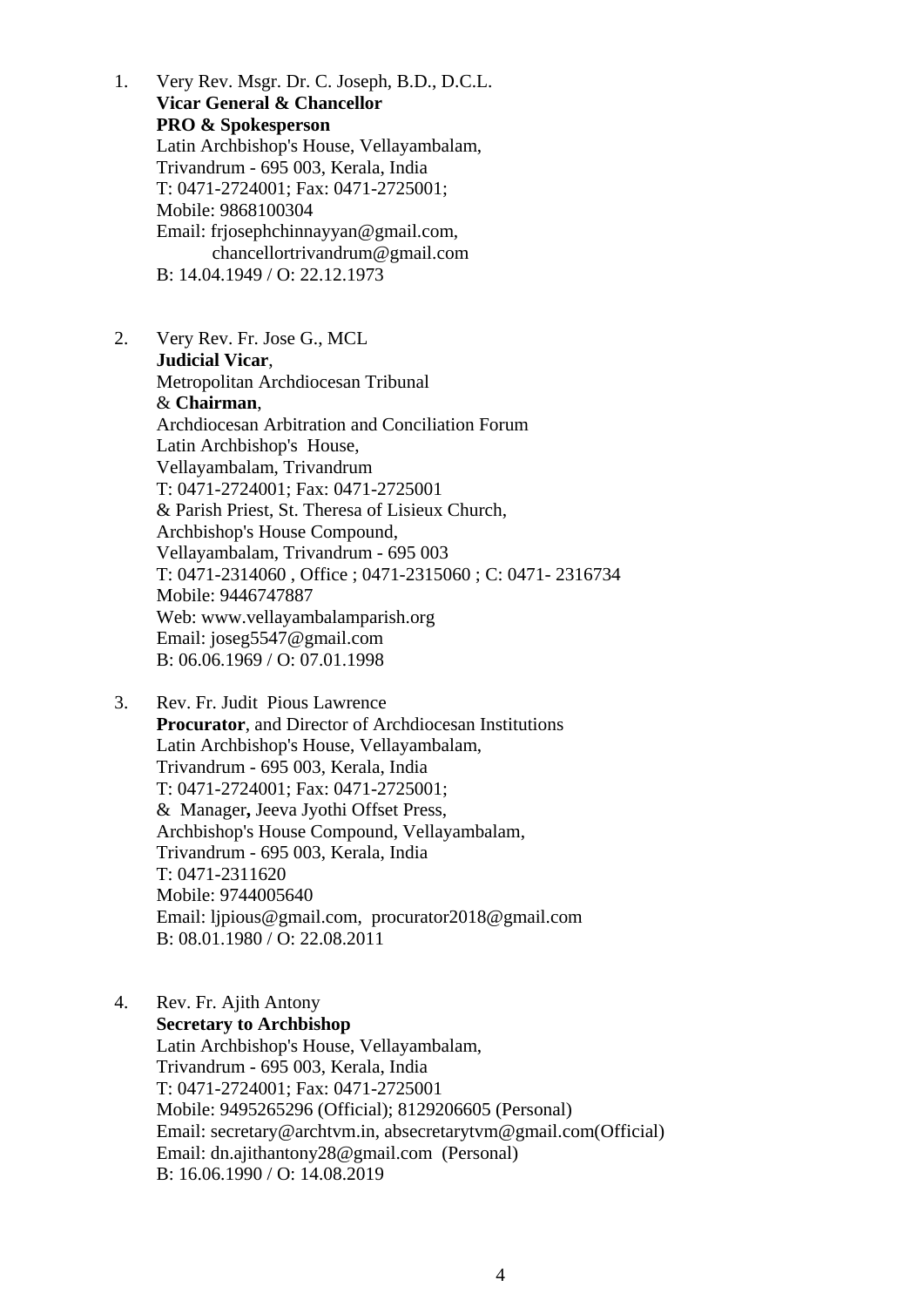1. Very Rev. Msgr. Dr. C. Joseph, B.D., D.C.L.
   **Vicar General & Chancellor**
   **PRO & Spokesperson**
   Latin Archbishop's House, Vellayambalam,
   Trivandrum - 695 003, Kerala, India
   T: 0471-2724001; Fax: 0471-2725001;
   Mobile: 9868100304
   Email: frjosephchinnayyan@gmail.com,
   chancellortrivandrum@gmail.com
   B: 14.04.1949 / O: 22.12.1973

2. Very Rev. Fr. Jose G., MCL
   **Judicial Vicar**,
   Metropolitan Archdiocesan Tribunal
   & **Chairman**,
   Archdiocesan Arbitration and Conciliation Forum
   Latin Archbishop's House,
   Vellayambalam, Trivandrum
   T: 0471-2724001; Fax: 0471-2725001
   & Parish Priest, St. Theresa of Lisieux Church,
   Archbishop's House Compound,
   Vellayambalam, Trivandrum - 695 003
   T: 0471-2314060 , Office ; 0471-2315060 ; C: 0471- 2316734
   Mobile: 9446747887
   Web: www.vellayambalamparish.org
   Email: joseg5547@gmail.com
   B: 06.06.1969 / O: 07.01.1998

3. Rev. Fr. Judit Pious Lawrence
   **Procurator**, and Director of Archdiocesan Institutions
   Latin Archbishop's House, Vellayambalam,
   Trivandrum - 695 003, Kerala, India
   T: 0471-2724001; Fax: 0471-2725001;
   & Manager**,** Jeeva Jyothi Offset Press,
   Archbishop's House Compound, Vellayambalam,
   Trivandrum - 695 003, Kerala, India
   T: 0471-2311620
   Mobile: 9744005640
   Email: ljpious@gmail.com, procurator2018@gmail.com
   B: 08.01.1980 / O: 22.08.2011

4. Rev. Fr. Ajith Antony
   **Secretary to Archbishop**
   Latin Archbishop's House, Vellayambalam,
   Trivandrum - 695 003, Kerala, India
   T: 0471-2724001; Fax: 0471-2725001
   Mobile: 9495265296 (Official); 8129206605 (Personal)
   Email: secretary@archtvm.in, absecretarytvm@gmail.com(Official)
   Email: dn.ajithantony28@gmail.com (Personal)
   B: 16.06.1990 / O: 14.08.2019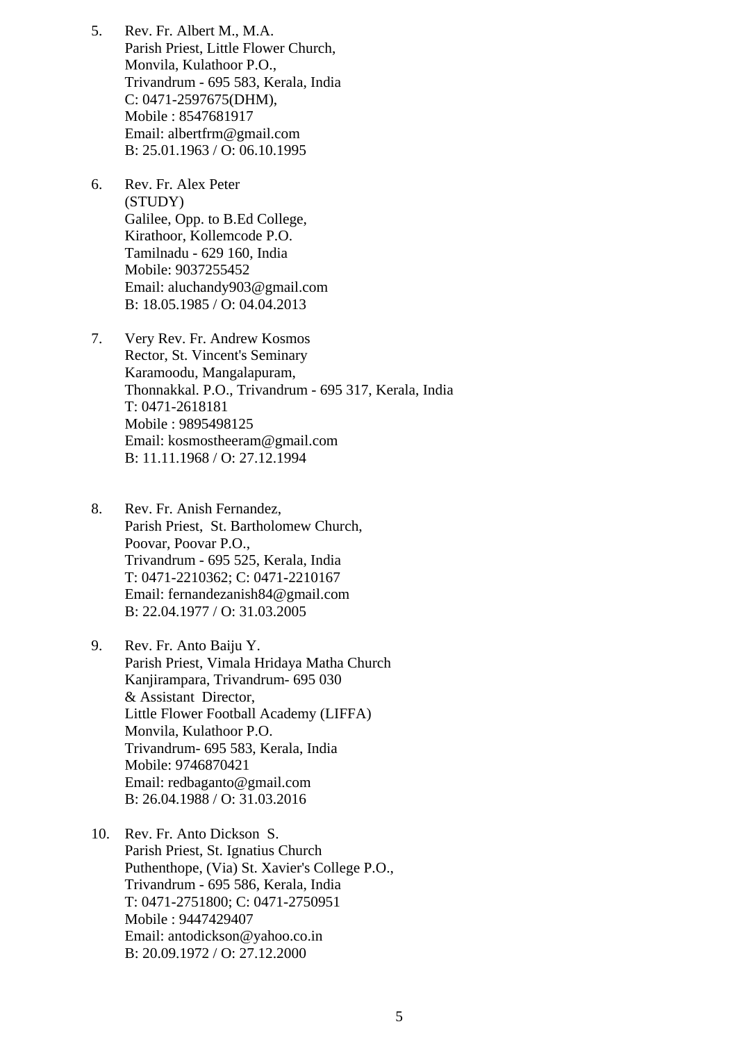5. Rev. Fr. Albert M., M.A.
   Parish Priest, Little Flower Church,
   Monvila, Kulathoor P.O.,
   Trivandrum - 695 583, Kerala, India
   C: 0471-2597675(DHM),
   Mobile : 8547681917
   Email: albertfrm@gmail.com
   B: 25.01.1963 / O: 06.10.1995

6. Rev. Fr. Alex Peter
   (STUDY)
   Galilee, Opp. to B.Ed College,
   Kirathoor, Kollemcode P.O.
   Tamilnadu - 629 160, India
   Mobile: 9037255452
   Email: aluchandy903@gmail.com
   B: 18.05.1985 / O: 04.04.2013

7. Very Rev. Fr. Andrew Kosmos
   Rector, St. Vincent's Seminary
   Karamoodu, Mangalapuram,
   Thonnakkal. P.O., Trivandrum - 695 317, Kerala, India
   T: 0471-2618181
   Mobile : 9895498125
   Email: kosmostheeram@gmail.com
   B: 11.11.1968 / O: 27.12.1994

8. Rev. Fr. Anish Fernandez,
   Parish Priest, St. Bartholomew Church,
   Poovar, Poovar P.O.,
   Trivandrum - 695 525, Kerala, India
   T: 0471-2210362; C: 0471-2210167
   Email: fernandezanish84@gmail.com
   B: 22.04.1977 / O: 31.03.2005

9. Rev. Fr. Anto Baiju Y.
   Parish Priest, Vimala Hridaya Matha Church
   Kanjirampara, Trivandrum- 695 030
   & Assistant Director,
   Little Flower Football Academy (LIFFA)
   Monvila, Kulathoor P.O.
   Trivandrum- 695 583, Kerala, India
   Mobile: 9746870421
   Email: redbaganto@gmail.com
   B: 26.04.1988 / O: 31.03.2016

10. Rev. Fr. Anto Dickson S.
    Parish Priest, St. Ignatius Church
    Puthenthope, (Via) St. Xavier's College P.O.,
    Trivandrum - 695 586, Kerala, India
    T: 0471-2751800; C: 0471-2750951
    Mobile : 9447429407
    Email: antodickson@yahoo.co.in
    B: 20.09.1972 / O: 27.12.2000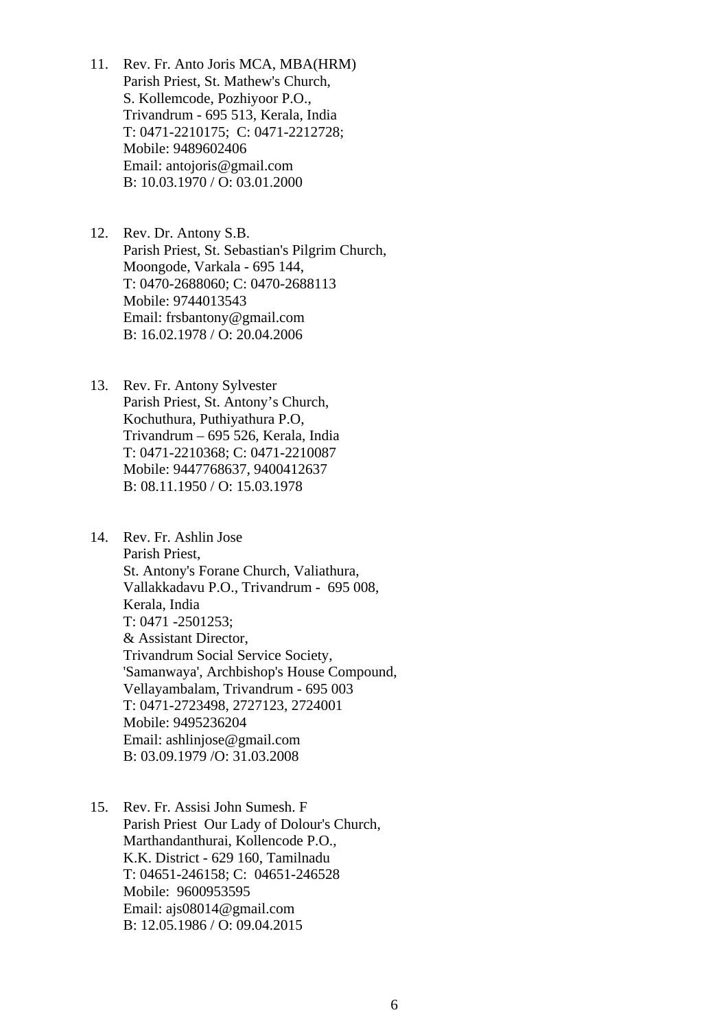11. Rev. Fr. Anto Joris MCA, MBA(HRM)
    Parish Priest, St. Mathew's Church,
    S. Kollemcode, Pozhiyoor P.O.,
    Trivandrum - 695 513, Kerala, India
    T: 0471-2210175; C: 0471-2212728;
    Mobile: 9489602406
    Email: antojoris@gmail.com
    B: 10.03.1970 / O: 03.01.2000

12. Rev. Dr. Antony S.B.
    Parish Priest, St. Sebastian's Pilgrim Church,
    Moongode, Varkala - 695 144,
    T: 0470-2688060; C: 0470-2688113
    Mobile: 9744013543
    Email: frsbantony@gmail.com
    B: 16.02.1978 / O: 20.04.2006

13. Rev. Fr. Antony Sylvester
    Parish Priest, St. Antony's Church,
    Kochuthura, Puthiyathura P.O,
    Trivandrum – 695 526, Kerala, India
    T: 0471-2210368; C: 0471-2210087
    Mobile: 9447768637, 9400412637
    B: 08.11.1950 / O: 15.03.1978

14. Rev. Fr. Ashlin Jose
    Parish Priest,
    St. Antony's Forane Church, Valiathura,
    Vallakkadavu P.O., Trivandrum - 695 008,
    Kerala, India
    T: 0471 -2501253;
    & Assistant Director,
    Trivandrum Social Service Society,
    'Samanwaya', Archbishop's House Compound,
    Vellayambalam, Trivandrum - 695 003
    T: 0471-2723498, 2727123, 2724001
    Mobile: 9495236204
    Email: ashlinjose@gmail.com
    B: 03.09.1979 /O: 31.03.2008

15. Rev. Fr. Assisi John Sumesh. F
    Parish Priest Our Lady of Dolour's Church,
    Marthandanthurai, Kollencode P.O.,
    K.K. District - 629 160, Tamilnadu
    T: 04651-246158; C: 04651-246528
    Mobile: 9600953595
    Email: ajs08014@gmail.com
    B: 12.05.1986 / O: 09.04.2015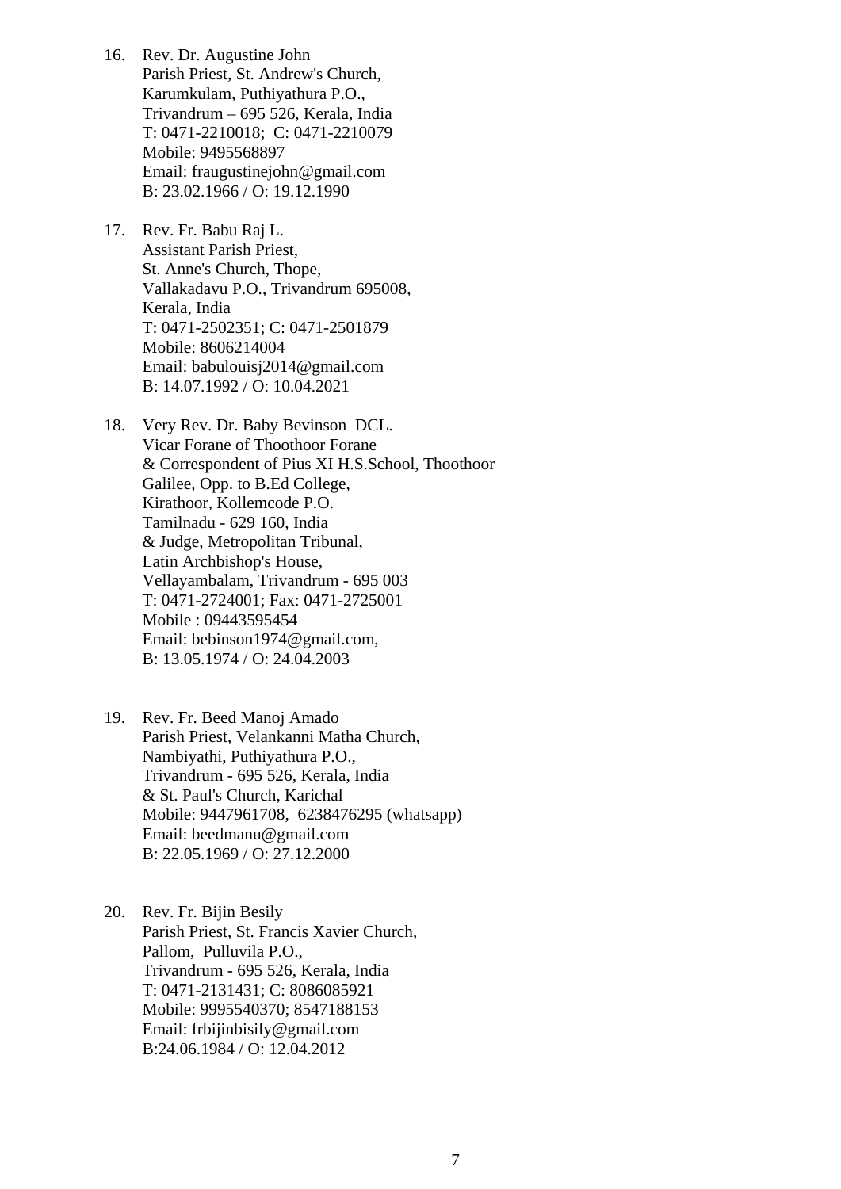16. Rev. Dr. Augustine John
    Parish Priest, St. Andrew's Church,
    Karumkulam, Puthiyathura P.O.,
    Trivandrum – 695 526, Kerala, India
    T: 0471-2210018;  C: 0471-2210079
    Mobile: 9495568897
    Email: fraugustinejohn@gmail.com
    B: 23.02.1966 / O: 19.12.1990

17. Rev. Fr. Babu Raj L.
    Assistant Parish Priest,
    St. Anne's Church, Thope,
    Vallakadavu P.O., Trivandrum 695008,
    Kerala, India
    T: 0471-2502351; C: 0471-2501879
    Mobile: 8606214004
    Email: babulouisj2014@gmail.com
    B: 14.07.1992 / O: 10.04.2021

18. Very Rev. Dr. Baby Bevinson  DCL.
    Vicar Forane of Thoothoor Forane
    & Correspondent of Pius XI H.S.School, Thoothoor
    Galilee, Opp. to B.Ed College,
    Kirathoor, Kollemcode P.O.
    Tamilnadu - 629 160, India
    & Judge, Metropolitan Tribunal,
    Latin Archbishop's House,
    Vellayambalam, Trivandrum - 695 003
    T: 0471-2724001; Fax: 0471-2725001
    Mobile : 09443595454
    Email: bebinson1974@gmail.com,
    B: 13.05.1974 / O: 24.04.2003

19. Rev. Fr. Beed Manoj Amado
    Parish Priest, Velankanni Matha Church,
    Nambiyathi, Puthiyathura P.O.,
    Trivandrum - 695 526, Kerala, India
    & St. Paul's Church, Karichal
    Mobile: 9447961708,  6238476295 (whatsapp)
    Email: beedmanu@gmail.com
    B: 22.05.1969 / O: 27.12.2000

20. Rev. Fr. Bijin Besily
    Parish Priest, St. Francis Xavier Church,
    Pallom,  Pulluvila P.O.,
    Trivandrum - 695 526, Kerala, India
    T: 0471-2131431; C: 8086085921
    Mobile: 9995540370; 8547188153
    Email: frbijinbisily@gmail.com
    B:24.06.1984 / O: 12.04.2012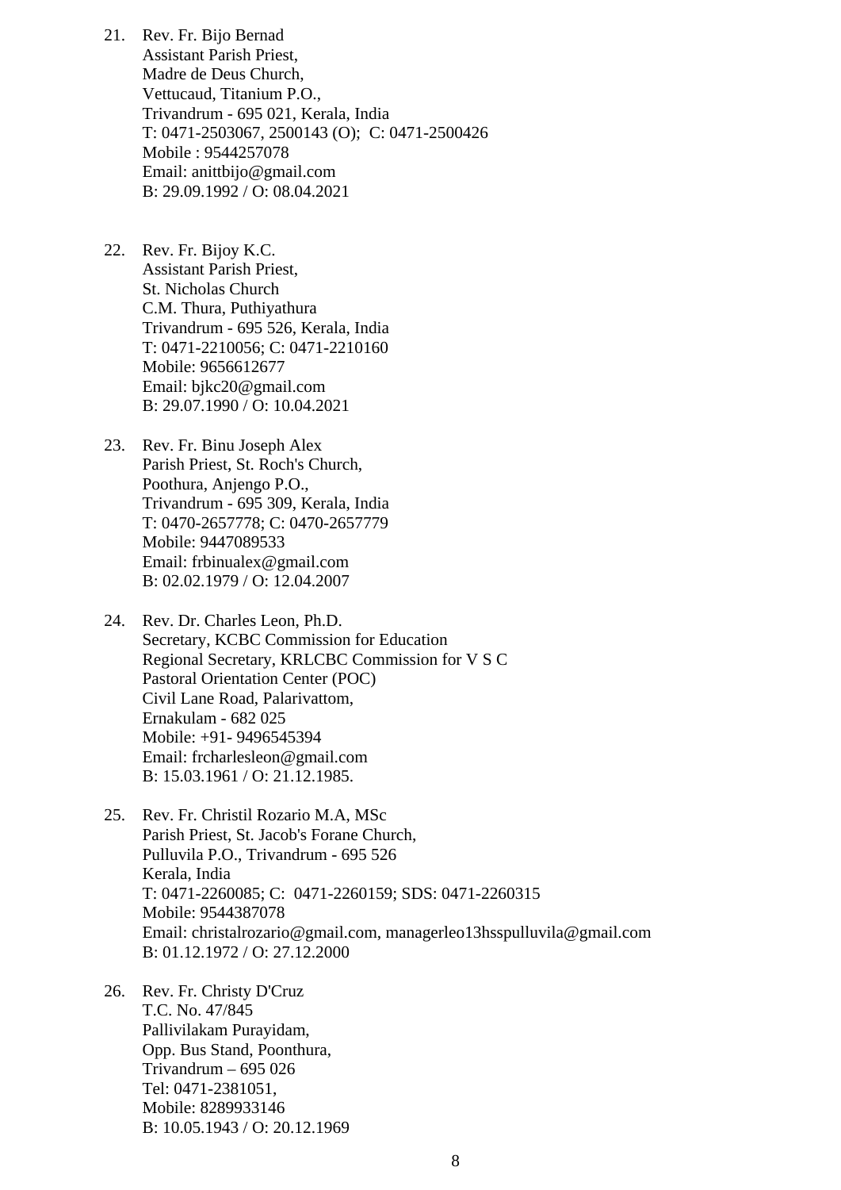21. Rev. Fr. Bijo Bernad
    Assistant Parish Priest,
    Madre de Deus Church,
    Vettucaud, Titanium P.O.,
    Trivandrum - 695 021, Kerala, India
    T: 0471-2503067, 2500143 (O); C: 0471-2500426
    Mobile : 9544257078
    Email: anittbijo@gmail.com
    B: 29.09.1992 / O: 08.04.2021

22. Rev. Fr. Bijoy K.C.
    Assistant Parish Priest,
    St. Nicholas Church
    C.M. Thura, Puthiyathura
    Trivandrum - 695 526, Kerala, India
    T: 0471-2210056; C: 0471-2210160
    Mobile: 9656612677
    Email: bjkc20@gmail.com
    B: 29.07.1990 / O: 10.04.2021

23. Rev. Fr. Binu Joseph Alex
    Parish Priest, St. Roch's Church,
    Poothura, Anjengo P.O.,
    Trivandrum - 695 309, Kerala, India
    T: 0470-2657778; C: 0470-2657779
    Mobile: 9447089533
    Email: frbinualex@gmail.com
    B: 02.02.1979 / O: 12.04.2007

24. Rev. Dr. Charles Leon, Ph.D.
    Secretary, KCBC Commission for Education
    Regional Secretary, KRLCBC Commission for V S C
    Pastoral Orientation Center (POC)
    Civil Lane Road, Palarivattom,
    Ernakulam - 682 025
    Mobile: +91- 9496545394
    Email: frcharlesleon@gmail.com
    B: 15.03.1961 / O: 21.12.1985.

25. Rev. Fr. Christil Rozario M.A, MSc
    Parish Priest, St. Jacob's Forane Church,
    Pulluvila P.O., Trivandrum - 695 526
    Kerala, India
    T: 0471-2260085; C: 0471-2260159; SDS: 0471-2260315
    Mobile: 9544387078
    Email: christalrozario@gmail.com, managerleo13hsspulluvila@gmail.com
    B: 01.12.1972 / O: 27.12.2000

26. Rev. Fr. Christy D'Cruz
    T.C. No. 47/845
    Pallivilakam Purayidam,
    Opp. Bus Stand, Poonthura,
    Trivandrum – 695 026
    Tel: 0471-2381051,
    Mobile: 8289933146
    B: 10.05.1943 / O: 20.12.1969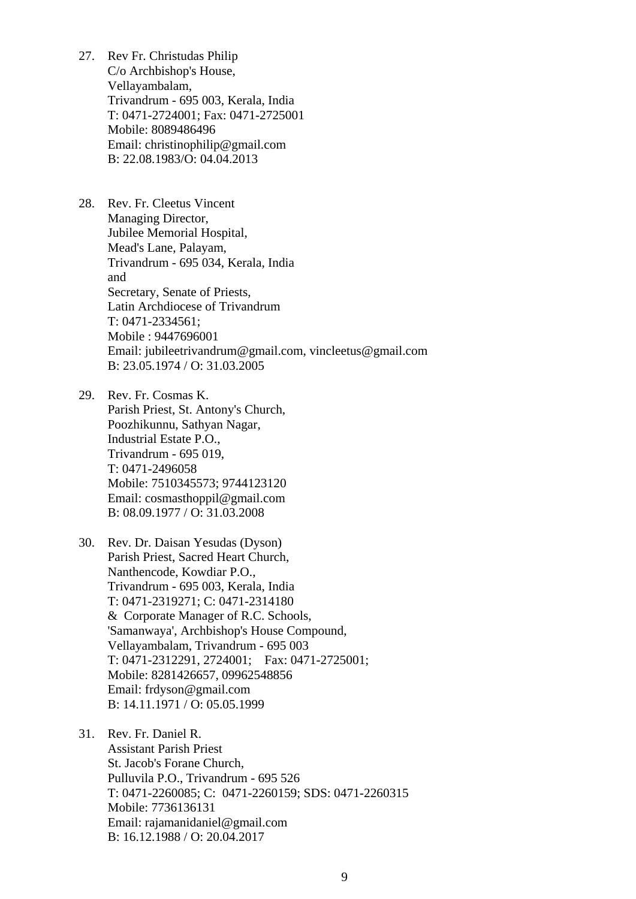27. Rev Fr. Christudas Philip
    C/o Archbishop's House,
    Vellayambalam,
    Trivandrum - 695 003, Kerala, India
    T: 0471-2724001; Fax: 0471-2725001
    Mobile: 8089486496
    Email: christinophilip@gmail.com
    B: 22.08.1983/O: 04.04.2013

28. Rev. Fr. Cleetus Vincent
    Managing Director,
    Jubilee Memorial Hospital,
    Mead's Lane, Palayam,
    Trivandrum - 695 034, Kerala, India
    and
    Secretary, Senate of Priests,
    Latin Archdiocese of Trivandrum
    T: 0471-2334561;
    Mobile : 9447696001
    Email: jubileetrivandrum@gmail.com, vincleetus@gmail.com
    B: 23.05.1974 / O: 31.03.2005

29. Rev. Fr. Cosmas K.
    Parish Priest, St. Antony's Church,
    Poozhikunnu, Sathyan Nagar,
    Industrial Estate P.O.,
    Trivandrum - 695 019,
    T: 0471-2496058
    Mobile: 7510345573; 9744123120
    Email: cosmasthoppil@gmail.com
    B: 08.09.1977 / O: 31.03.2008

30. Rev. Dr. Daisan Yesudas (Dyson)
    Parish Priest, Sacred Heart Church,
    Nanthencode, Kowdiar P.O.,
    Trivandrum - 695 003, Kerala, India
    T: 0471-2319271; C: 0471-2314180
    & Corporate Manager of R.C. Schools,
    'Samanwaya', Archbishop's House Compound,
    Vellayambalam, Trivandrum - 695 003
    T: 0471-2312291, 2724001; Fax: 0471-2725001;
    Mobile: 8281426657, 09962548856
    Email: frdyson@gmail.com
    B: 14.11.1971 / O: 05.05.1999

31. Rev. Fr. Daniel R.
    Assistant Parish Priest
    St. Jacob's Forane Church,
    Pulluvila P.O., Trivandrum - 695 526
    T: 0471-2260085; C: 0471-2260159; SDS: 0471-2260315
    Mobile: 7736136131
    Email: rajamanidaniel@gmail.com
    B: 16.12.1988 / O: 20.04.2017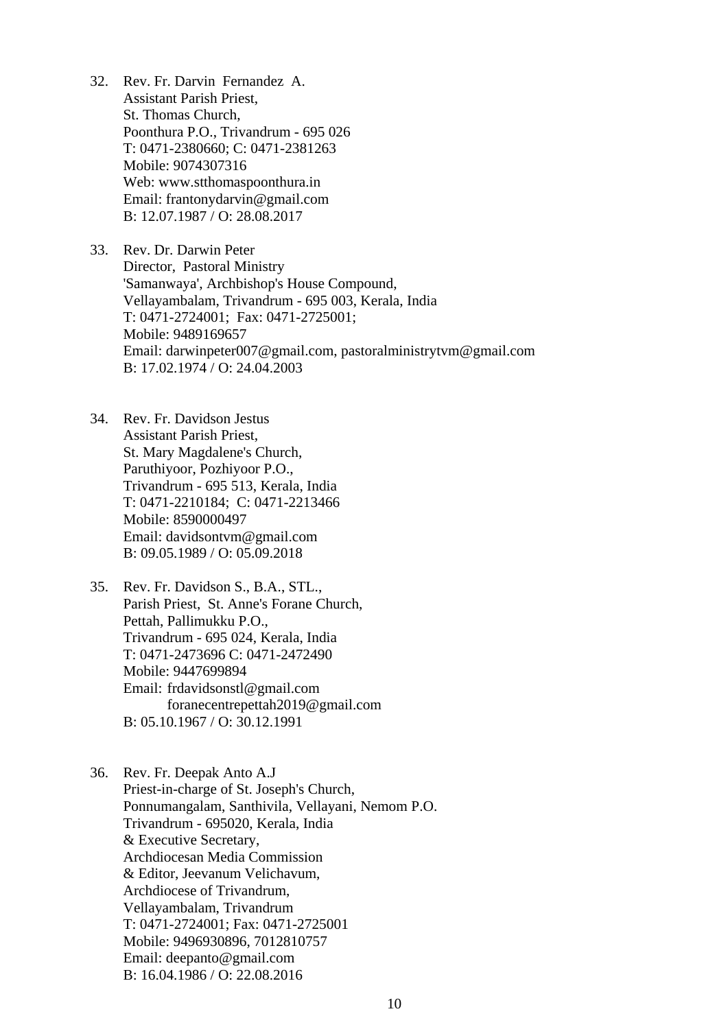32. Rev. Fr. Darvin Fernandez A.
    Assistant Parish Priest,
    St. Thomas Church,
    Poonthura P.O., Trivandrum - 695 026
    T: 0471-2380660; C: 0471-2381263
    Mobile: 9074307316
    Web: www.stthomaspoonthura.in
    Email: frantonydarvin@gmail.com
    B: 12.07.1987 / O: 28.08.2017

33. Rev. Dr. Darwin Peter
    Director, Pastoral Ministry
    'Samanwaya', Archbishop's House Compound,
    Vellayambalam, Trivandrum - 695 003, Kerala, India
    T: 0471-2724001; Fax: 0471-2725001;
    Mobile: 9489169657
    Email: darwinpeter007@gmail.com, pastoralministrytvm@gmail.com
    B: 17.02.1974 / O: 24.04.2003

34. Rev. Fr. Davidson Jestus
    Assistant Parish Priest,
    St. Mary Magdalene's Church,
    Paruthiyoor, Pozhiyoor P.O.,
    Trivandrum - 695 513, Kerala, India
    T: 0471-2210184; C: 0471-2213466
    Mobile: 8590000497
    Email: davidsontvm@gmail.com
    B: 09.05.1989 / O: 05.09.2018

35. Rev. Fr. Davidson S., B.A., STL.,
    Parish Priest, St. Anne's Forane Church,
    Pettah, Pallimukku P.O.,
    Trivandrum - 695 024, Kerala, India
    T: 0471-2473696 C: 0471-2472490
    Mobile: 9447699894
    Email: frdavidsonstl@gmail.com
    forane centrepettah2019@gmail.com
    B: 05.10.1967 / O: 30.12.1991

36. Rev. Fr. Deepak Anto A.J
    Priest-in-charge of St. Joseph's Church,
    Ponnumangalam, Santhivila, Vellayani, Nemom P.O.
    Trivandrum - 695020, Kerala, India
    & Executive Secretary,
    Archdiocesan Media Commission
    & Editor, Jeevanum Velichavum,
    Archdiocese of Trivandrum,
    Vellayambalam, Trivandrum
    T: 0471-2724001; Fax: 0471-2725001
    Mobile: 9496930896, 7012810757
    Email: deepanto@gmail.com
    B: 16.04.1986 / O: 22.08.2016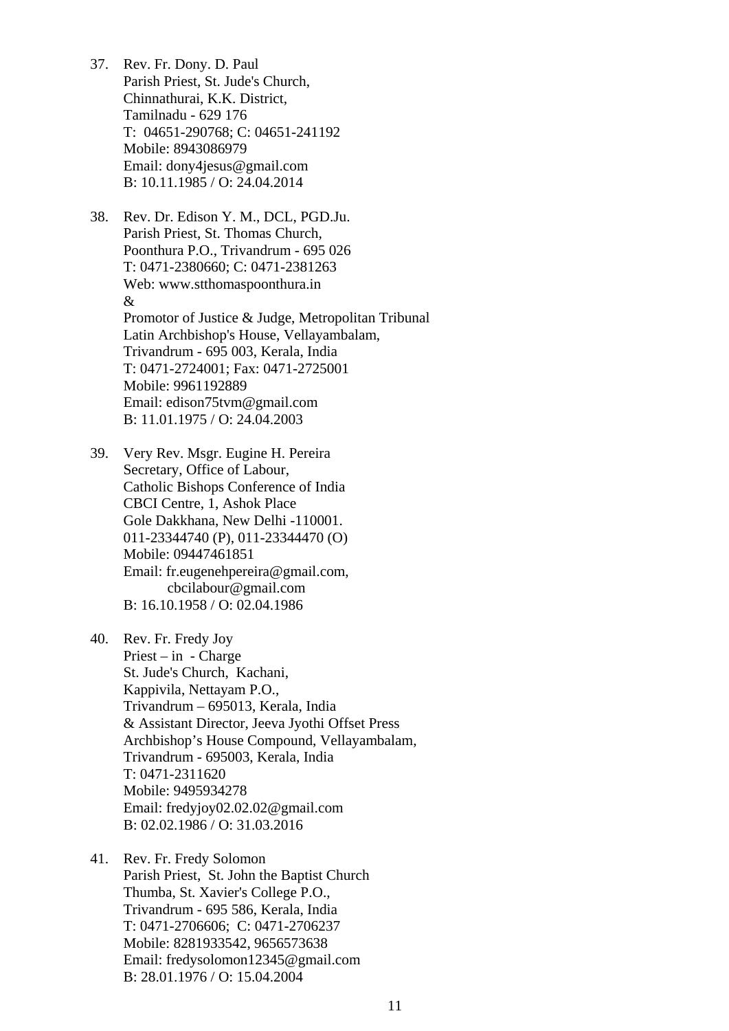37. Rev. Fr. Dony. D. Paul
    Parish Priest, St. Jude's Church,
    Chinnathurai, K.K. District,
    Tamilnadu - 629 176
    T: 04651-290768; C: 04651-241192
    Mobile: 8943086979
    Email: dony4jesus@gmail.com
    B: 10.11.1985 / O: 24.04.2014

38. Rev. Dr. Edison Y. M., DCL, PGD.Ju.
    Parish Priest, St. Thomas Church,
    Poonthura P.O., Trivandrum - 695 026
    T: 0471-2380660; C: 0471-2381263
    Web: www.stthomaspoonthura.in
    &
    Promotor of Justice & Judge, Metropolitan Tribunal
    Latin Archbishop's House, Vellayambalam,
    Trivandrum - 695 003, Kerala, India
    T: 0471-2724001; Fax: 0471-2725001
    Mobile: 9961192889
    Email: edison75tvm@gmail.com
    B: 11.01.1975 / O: 24.04.2003

39. Very Rev. Msgr. Eugine H. Pereira
    Secretary, Office of Labour,
    Catholic Bishops Conference of India
    CBCI Centre, 1, Ashok Place
    Gole Dakkhana, New Delhi -110001.
    011-23344740 (P), 011-23344470 (O)
    Mobile: 09447461851
    Email: fr.eugenehpereira@gmail.com,
    cbcilabour@gmail.com
    B: 16.10.1958 / O: 02.04.1986

40. Rev. Fr. Fredy Joy
    Priest – in - Charge
    St. Jude's Church, Kachani,
    Kappivila, Nettayam P.O.,
    Trivandrum – 695013, Kerala, India
    & Assistant Director, Jeeva Jyothi Offset Press
    Archbishop's House Compound, Vellayambalam,
    Trivandrum - 695003, Kerala, India
    T: 0471-2311620
    Mobile: 9495934278
    Email: fredyjoy02.02.02@gmail.com
    B: 02.02.1986 / O: 31.03.2016

41. Rev. Fr. Fredy Solomon
    Parish Priest, St. John the Baptist Church
    Thumba, St. Xavier's College P.O.,
    Trivandrum - 695 586, Kerala, India
    T: 0471-2706606; C: 0471-2706237
    Mobile: 8281933542, 9656573638
    Email: fredysolomon12345@gmail.com
    B: 28.01.1976 / O: 15.04.2004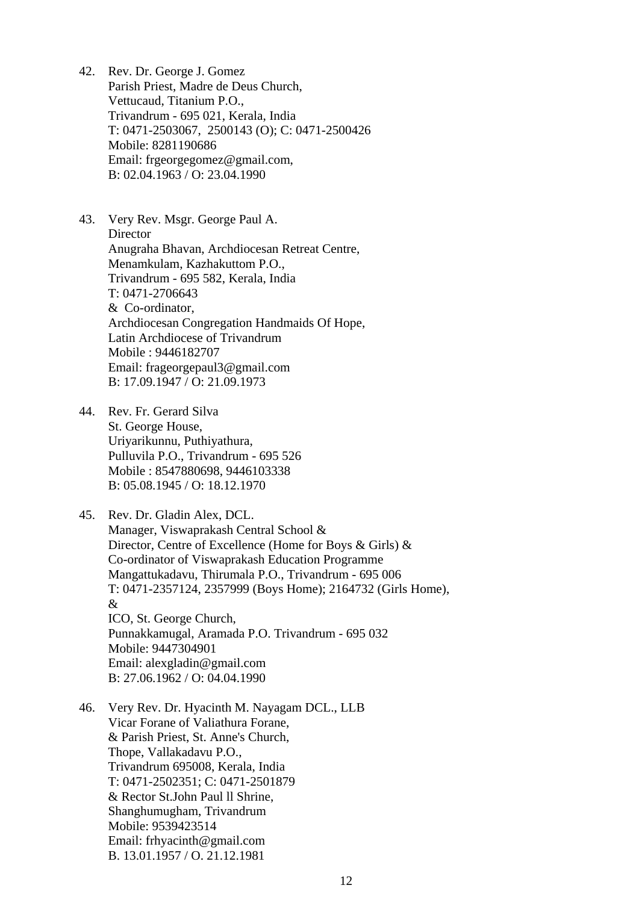42. Rev. Dr. George J. Gomez
    Parish Priest, Madre de Deus Church,
    Vettucaud, Titanium P.O.,
    Trivandrum - 695 021, Kerala, India
    T: 0471-2503067, 2500143 (O); C: 0471-2500426
    Mobile: 8281190686
    Email: frgeorgegomez@gmail.com,
    B: 02.04.1963 / O: 23.04.1990

43. Very Rev. Msgr. George Paul A.
    Director
    Anugraha Bhavan, Archdiocesan Retreat Centre,
    Menamkulam, Kazhakuttom P.O.,
    Trivandrum - 695 582, Kerala, India
    T: 0471-2706643
    & Co-ordinator,
    Archdiocesan Congregation Handmaids Of Hope,
    Latin Archdiocese of Trivandrum
    Mobile : 9446182707
    Email: frageorgepaul3@gmail.com
    B: 17.09.1947 / O: 21.09.1973

44. Rev. Fr. Gerard Silva
    St. George House,
    Uriyarikunnu, Puthiyathura,
    Pulluvila P.O., Trivandrum - 695 526
    Mobile : 8547880698, 9446103338
    B: 05.08.1945 / O: 18.12.1970

45. Rev. Dr. Gladin Alex, DCL.
    Manager, Viswaprakash Central School &
    Director, Centre of Excellence (Home for Boys & Girls) &
    Co-ordinator of Viswaprakash Education Programme
    Mangattukadavu, Thirumala P.O., Trivandrum - 695 006
    T: 0471-2357124, 2357999 (Boys Home); 2164732 (Girls Home),
    &
    ICO, St. George Church,
    Punnakkamugal, Aramada P.O. Trivandrum - 695 032
    Mobile: 9447304901
    Email: alexgladin@gmail.com
    B: 27.06.1962 / O: 04.04.1990

46. Very Rev. Dr. Hyacinth M. Nayagam DCL., LLB
    Vicar Forane of Valiathura Forane,
    & Parish Priest, St. Anne's Church,
    Thope, Vallakadavu P.O.,
    Trivandrum 695008, Kerala, India
    T: 0471-2502351; C: 0471-2501879
    & Rector St.John Paul ll Shrine,
    Shanghumugham, Trivandrum
    Mobile: 9539423514
    Email: frhyacinth@gmail.com
    B. 13.01.1957 / O. 21.12.1981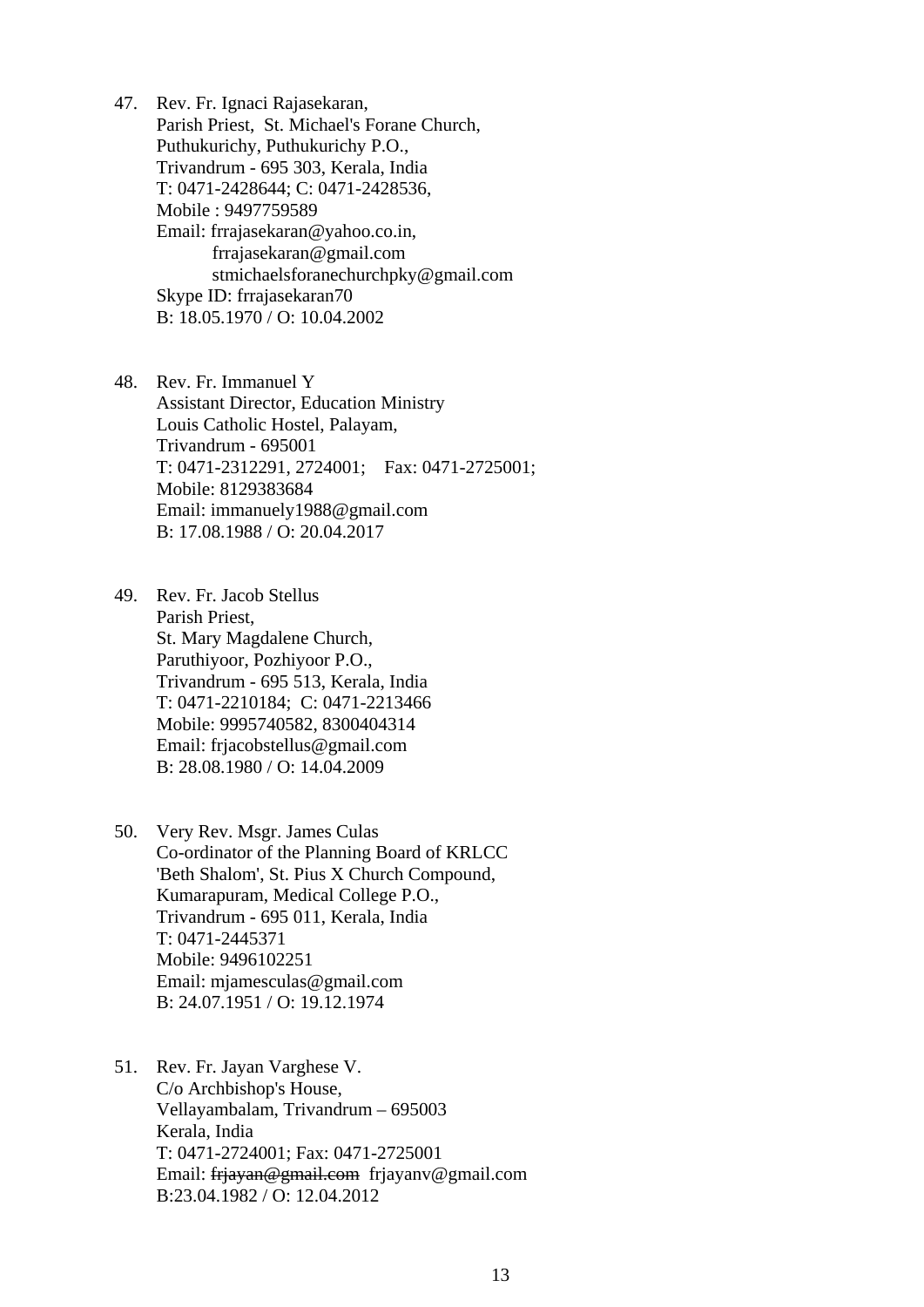47. Rev. Fr. Ignaci Rajasekaran,
    Parish Priest, St. Michael's Forane Church,
    Puthukurichy, Puthukurichy P.O.,
    Trivandrum - 695 303, Kerala, India
    T: 0471-2428644; C: 0471-2428536,
    Mobile : 9497759589
    Email: frrajasekaran@yahoo.co.in,
    frrajasekaran@gmail.com
    stmichaelsforanechurchpky@gmail.com
    Skype ID: frrajasekaran70
    B: 18.05.1970 / O: 10.04.2002

48. Rev. Fr. Immanuel Y
    Assistant Director, Education Ministry
    Louis Catholic Hostel, Palayam,
    Trivandrum - 695001
    T: 0471-2312291, 2724001; Fax: 0471-2725001;
    Mobile: 8129383684
    Email: immanuely1988@gmail.com
    B: 17.08.1988 / O: 20.04.2017

49. Rev. Fr. Jacob Stellus
    Parish Priest,
    St. Mary Magdalene Church,
    Paruthiyoor, Pozhiyoor P.O.,
    Trivandrum - 695 513, Kerala, India
    T: 0471-2210184; C: 0471-2213466
    Mobile: 9995740582, 8300404314
    Email: frjacobstellus@gmail.com
    B: 28.08.1980 / O: 14.04.2009

50. Very Rev. Msgr. James Culas
    Co-ordinator of the Planning Board of KRLCC
    'Beth Shalom', St. Pius X Church Compound,
    Kumarapuram, Medical College P.O.,
    Trivandrum - 695 011, Kerala, India
    T: 0471-2445371
    Mobile: 9496102251
    Email: mjamesculas@gmail.com
    B: 24.07.1951 / O: 19.12.1974

51. Rev. Fr. Jayan Varghese V.
    C/o Archbishop's House,
    Vellayambalam, Trivandrum – 695003
    Kerala, India
    T: 0471-2724001; Fax: 0471-2725001
    Email: ~~frjayan@gmail.com~~ frjayanv@gmail.com
    B:23.04.1982 / O: 12.04.2012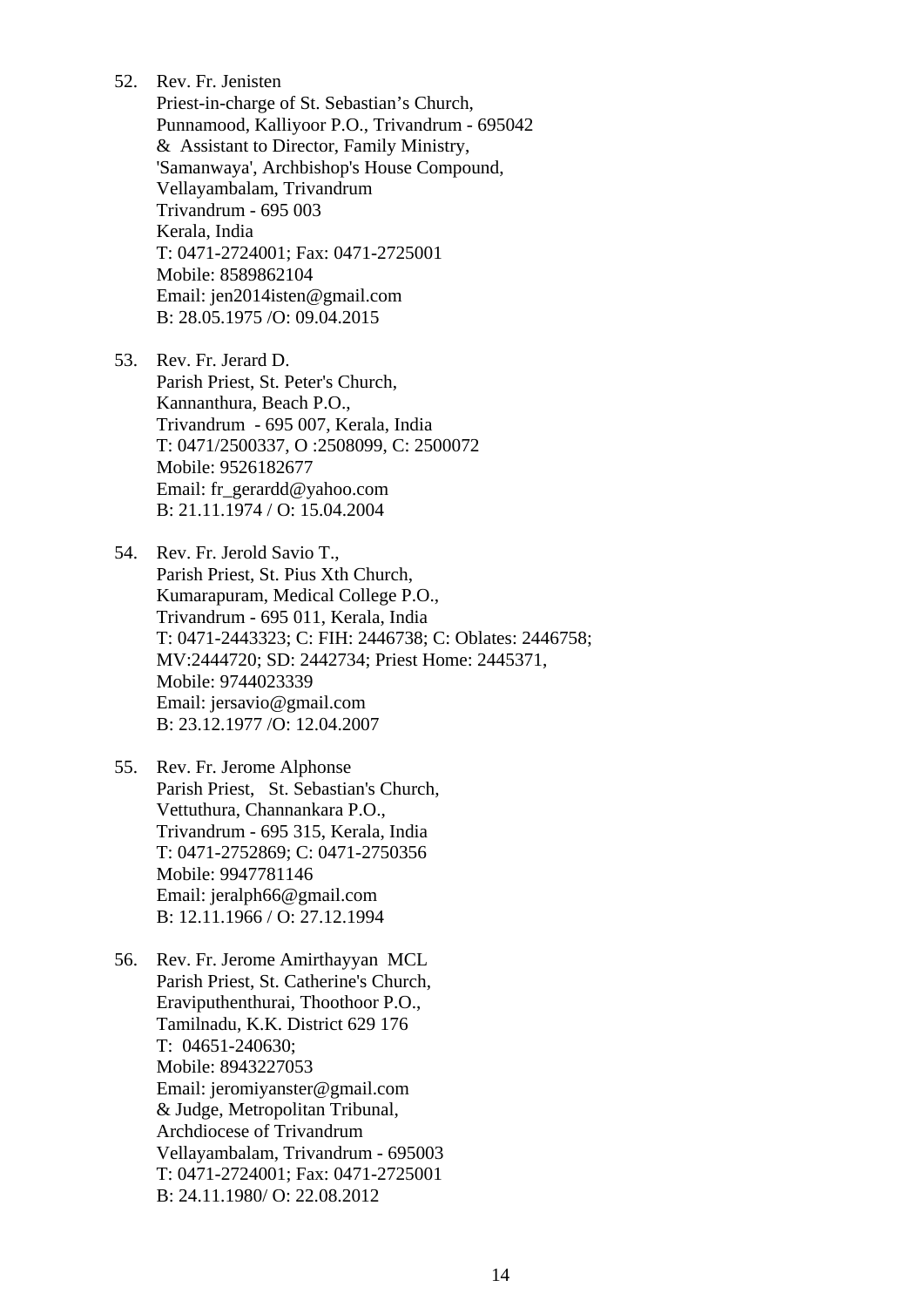52. Rev. Fr. Jenisten
    Priest-in-charge of St. Sebastian's Church,
    Punnamood, Kalliyoor P.O., Trivandrum - 695042
    & Assistant to Director, Family Ministry,
    'Samanwaya', Archbishop's House Compound,
    Vellayambalam, Trivandrum
    Trivandrum - 695 003
    Kerala, India
    T: 0471-2724001; Fax: 0471-2725001
    Mobile: 8589862104
    Email: jen2014isten@gmail.com
    B: 28.05.1975 /O: 09.04.2015

53. Rev. Fr. Jerard D.
    Parish Priest, St. Peter's Church,
    Kannanthura, Beach P.O.,
    Trivandrum - 695 007, Kerala, India
    T: 0471/2500337, O :2508099, C: 2500072
    Mobile: 9526182677
    Email: fr_gerardd@yahoo.com
    B: 21.11.1974 / O: 15.04.2004

54. Rev. Fr. Jerold Savio T.,
    Parish Priest, St. Pius Xth Church,
    Kumarapuram, Medical College P.O.,
    Trivandrum - 695 011, Kerala, India
    T: 0471-2443323; C: FIH: 2446738; C: Oblates: 2446758;
    MV:2444720; SD: 2442734; Priest Home: 2445371,
    Mobile: 9744023339
    Email: jersavio@gmail.com
    B: 23.12.1977 /O: 12.04.2007

55. Rev. Fr. Jerome Alphonse
    Parish Priest, St. Sebastian's Church,
    Vettuthura, Channankara P.O.,
    Trivandrum - 695 315, Kerala, India
    T: 0471-2752869; C: 0471-2750356
    Mobile: 9947781146
    Email: jeralph66@gmail.com
    B: 12.11.1966 / O: 27.12.1994

56. Rev. Fr. Jerome Amirthayyan MCL
    Parish Priest, St. Catherine's Church,
    Eraviputhenthurai, Thoothoor P.O.,
    Tamilnadu, K.K. District 629 176
    T: 04651-240630;
    Mobile: 8943227053
    Email: jeromiyanster@gmail.com
    & Judge, Metropolitan Tribunal,
    Archdiocese of Trivandrum
    Vellayambalam, Trivandrum - 695003
    T: 0471-2724001; Fax: 0471-2725001
    B: 24.11.1980/ O: 22.08.2012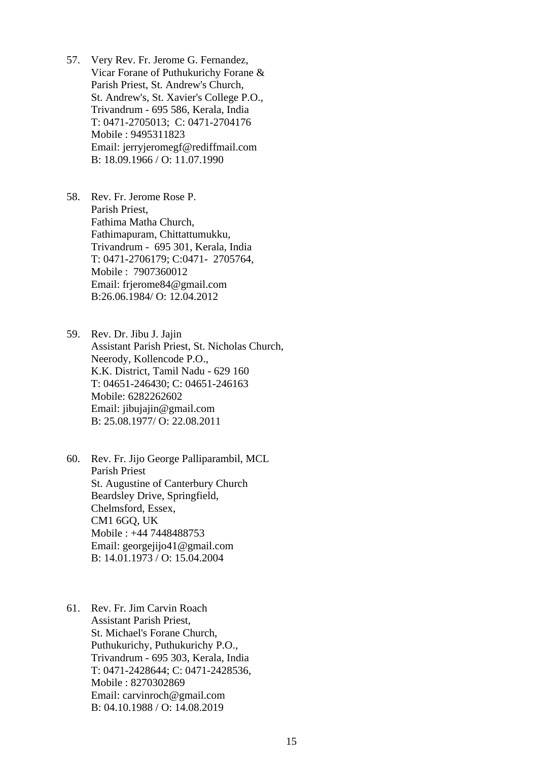57. Very Rev. Fr. Jerome G. Fernandez,
    Vicar Forane of Puthukurichy Forane &
    Parish Priest, St. Andrew's Church,
    St. Andrew's, St. Xavier's College P.O.,
    Trivandrum - 695 586, Kerala, India
    T: 0471-2705013; C: 0471-2704176
    Mobile : 9495311823
    Email: jerryjeromegf@rediffmail.com
    B: 18.09.1966 / O: 11.07.1990

58. Rev. Fr. Jerome Rose P.
    Parish Priest,
    Fathima Matha Church,
    Fathimapuram, Chittattumukku,
    Trivandrum - 695 301, Kerala, India
    T: 0471-2706179; C:0471- 2705764,
    Mobile : 7907360012
    Email: frjerome84@gmail.com
    B:26.06.1984/ O: 12.04.2012

59. Rev. Dr. Jibu J. Jajin
    Assistant Parish Priest, St. Nicholas Church,
    Neerody, Kollencode P.O.,
    K.K. District, Tamil Nadu - 629 160
    T: 04651-246430; C: 04651-246163
    Mobile: 6282262602
    Email: jibujajin@gmail.com
    B: 25.08.1977/ O: 22.08.2011

60. Rev. Fr. Jijo George Palliparambil, MCL
    Parish Priest
    St. Augustine of Canterbury Church
    Beardsley Drive, Springfield,
    Chelmsford, Essex,
    CM1 6GQ, UK
    Mobile : +44 7448488753
    Email: georgejijo41@gmail.com
    B: 14.01.1973 / O: 15.04.2004

61. Rev. Fr. Jim Carvin Roach
    Assistant Parish Priest,
    St. Michael's Forane Church,
    Puthukurichy, Puthukurichy P.O.,
    Trivandrum - 695 303, Kerala, India
    T: 0471-2428644; C: 0471-2428536,
    Mobile : 8270302869
    Email: carvinroch@gmail.com
    B: 04.10.1988 / O: 14.08.2019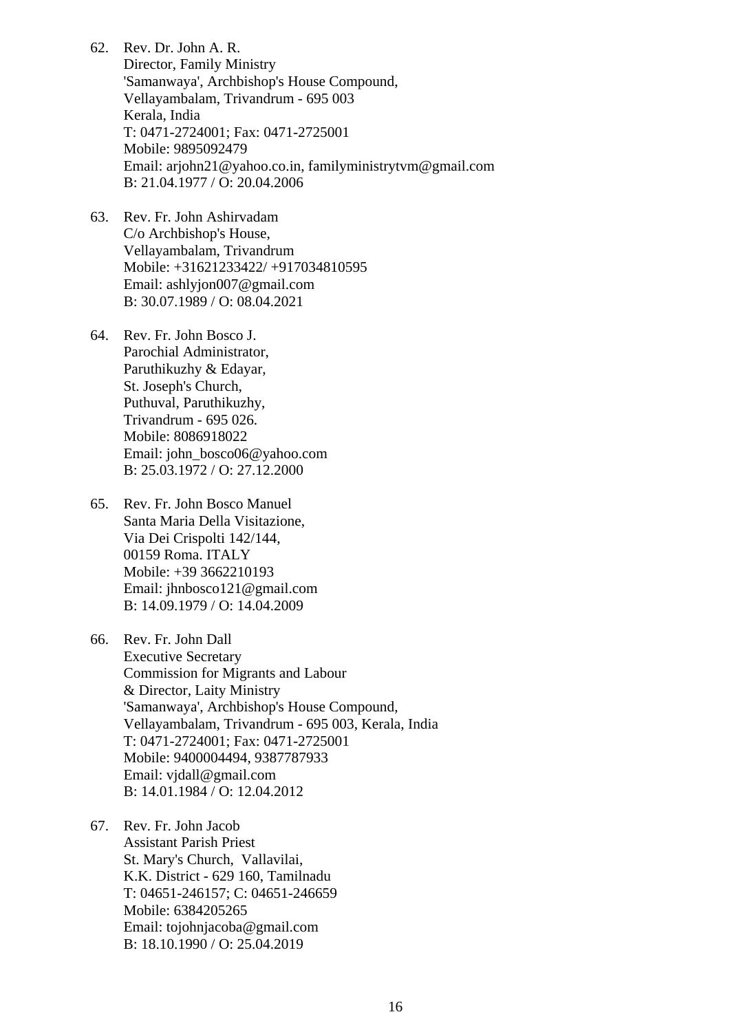62. Rev. Dr. John A. R.
    Director, Family Ministry
    'Samanwaya', Archbishop's House Compound,
    Vellayambalam, Trivandrum - 695 003
    Kerala, India
    T: 0471-2724001; Fax: 0471-2725001
    Mobile: 9895092479
    Email: arjohn21@yahoo.co.in, familyministrytvm@gmail.com
    B: 21.04.1977 / O: 20.04.2006

63. Rev. Fr. John Ashirvadam
    C/o Archbishop's House,
    Vellayambalam, Trivandrum
    Mobile: +31621233422/ +917034810595
    Email: ashlyjon007@gmail.com
    B: 30.07.1989 / O: 08.04.2021

64. Rev. Fr. John Bosco J.
    Parochial Administrator,
    Paruthikuzhy & Edayar,
    St. Joseph's Church,
    Puthuval, Paruthikuzhy,
    Trivandrum - 695 026.
    Mobile: 8086918022
    Email: john_bosco06@yahoo.com
    B: 25.03.1972 / O: 27.12.2000

65. Rev. Fr. John Bosco Manuel
    Santa Maria Della Visitazione,
    Via Dei Crispolti 142/144,
    00159 Roma. ITALY
    Mobile: +39 3662210193
    Email: jhnbosco121@gmail.com
    B: 14.09.1979 / O: 14.04.2009

66. Rev. Fr. John Dall
    Executive Secretary
    Commission for Migrants and Labour
    & Director, Laity Ministry
    'Samanwaya', Archbishop's House Compound,
    Vellayambalam, Trivandrum - 695 003, Kerala, India
    T: 0471-2724001; Fax: 0471-2725001
    Mobile: 9400004494, 9387787933
    Email: vjdall@gmail.com
    B: 14.01.1984 / O: 12.04.2012

67. Rev. Fr. John Jacob
    Assistant Parish Priest
    St. Mary's Church, Vallavilai,
    K.K. District - 629 160, Tamilnadu
    T: 04651-246157; C: 04651-246659
    Mobile: 6384205265
    Email: tojohnjacoba@gmail.com
    B: 18.10.1990 / O: 25.04.2019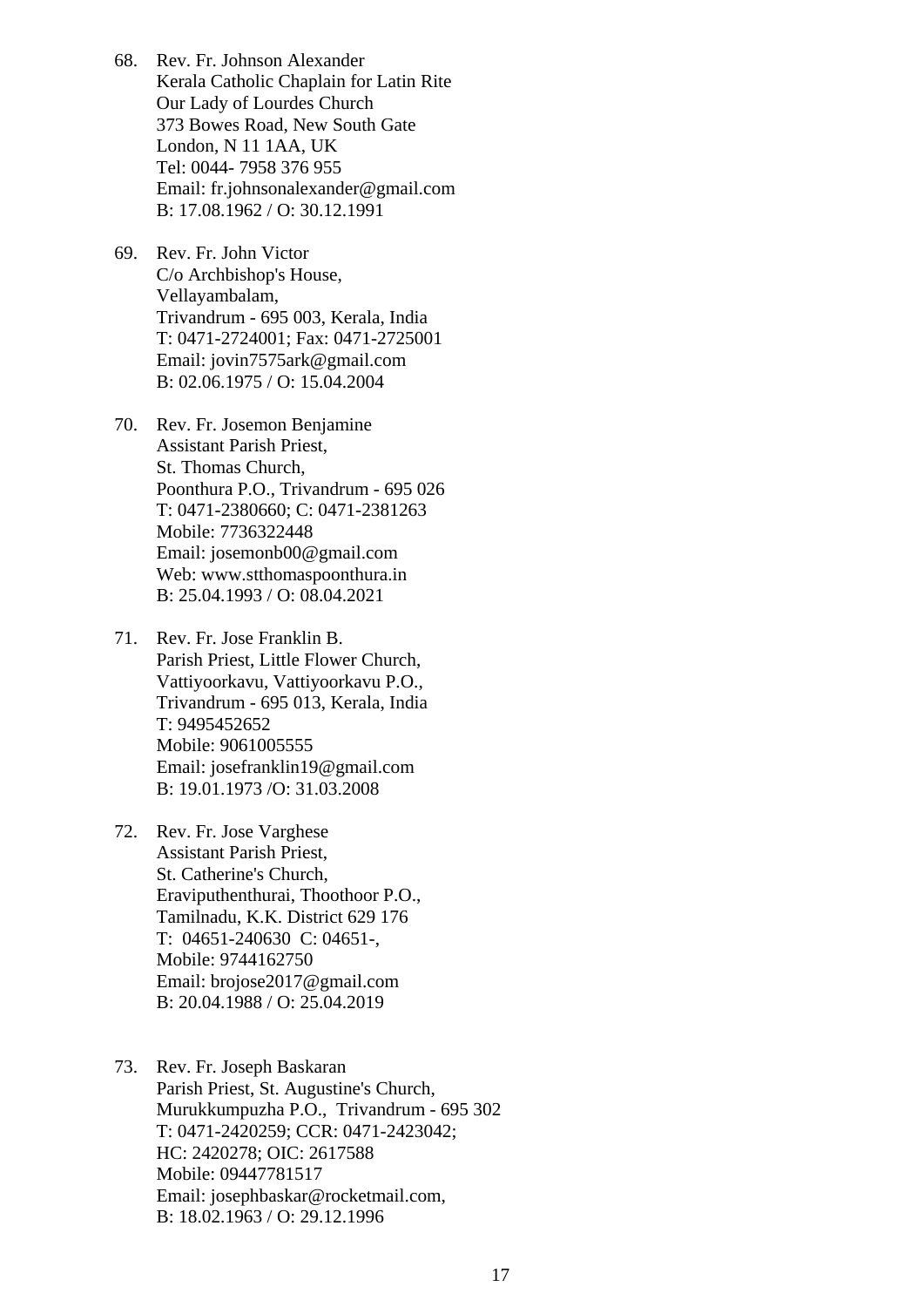68. Rev. Fr. Johnson Alexander
    Kerala Catholic Chaplain for Latin Rite
    Our Lady of Lourdes Church
    373 Bowes Road, New South Gate
    London, N 11 1AA, UK
    Tel: 0044- 7958 376 955
    Email: fr.johnsonalexander@gmail.com
    B: 17.08.1962 / O: 30.12.1991

69. Rev. Fr. John Victor
    C/o Archbishop's House,
    Vellayambalam,
    Trivandrum - 695 003, Kerala, India
    T: 0471-2724001; Fax: 0471-2725001
    Email: jovin7575ark@gmail.com
    B: 02.06.1975 / O: 15.04.2004

70. Rev. Fr. Josemon Benjamine
    Assistant Parish Priest,
    St. Thomas Church,
    Poonthura P.O., Trivandrum - 695 026
    T: 0471-2380660; C: 0471-2381263
    Mobile: 7736322448
    Email: josemonb00@gmail.com
    Web: www.stthomaspoonthura.in
    B: 25.04.1993 / O: 08.04.2021

71. Rev. Fr. Jose Franklin B.
    Parish Priest, Little Flower Church,
    Vattiyoorkavu, Vattiyoorkavu P.O.,
    Trivandrum - 695 013, Kerala, India
    T: 9495452652
    Mobile: 9061005555
    Email: josefranklin19@gmail.com
    B: 19.01.1973 /O: 31.03.2008

72. Rev. Fr. Jose Varghese
    Assistant Parish Priest,
    St. Catherine's Church,
    Eraviputhenthurai, Thoothoor P.O.,
    Tamilnadu, K.K. District 629 176
    T: 04651-240630 C: 04651-,
    Mobile: 9744162750
    Email: brojose2017@gmail.com
    B: 20.04.1988 / O: 25.04.2019

73. Rev. Fr. Joseph Baskaran
    Parish Priest, St. Augustine's Church,
    Murukkumpuzha P.O., Trivandrum - 695 302
    T: 0471-2420259; CCR: 0471-2423042;
    HC: 2420278; OIC: 2617588
    Mobile: 09447781517
    Email: josephbaskar@rocketmail.com,
    B: 18.02.1963 / O: 29.12.1996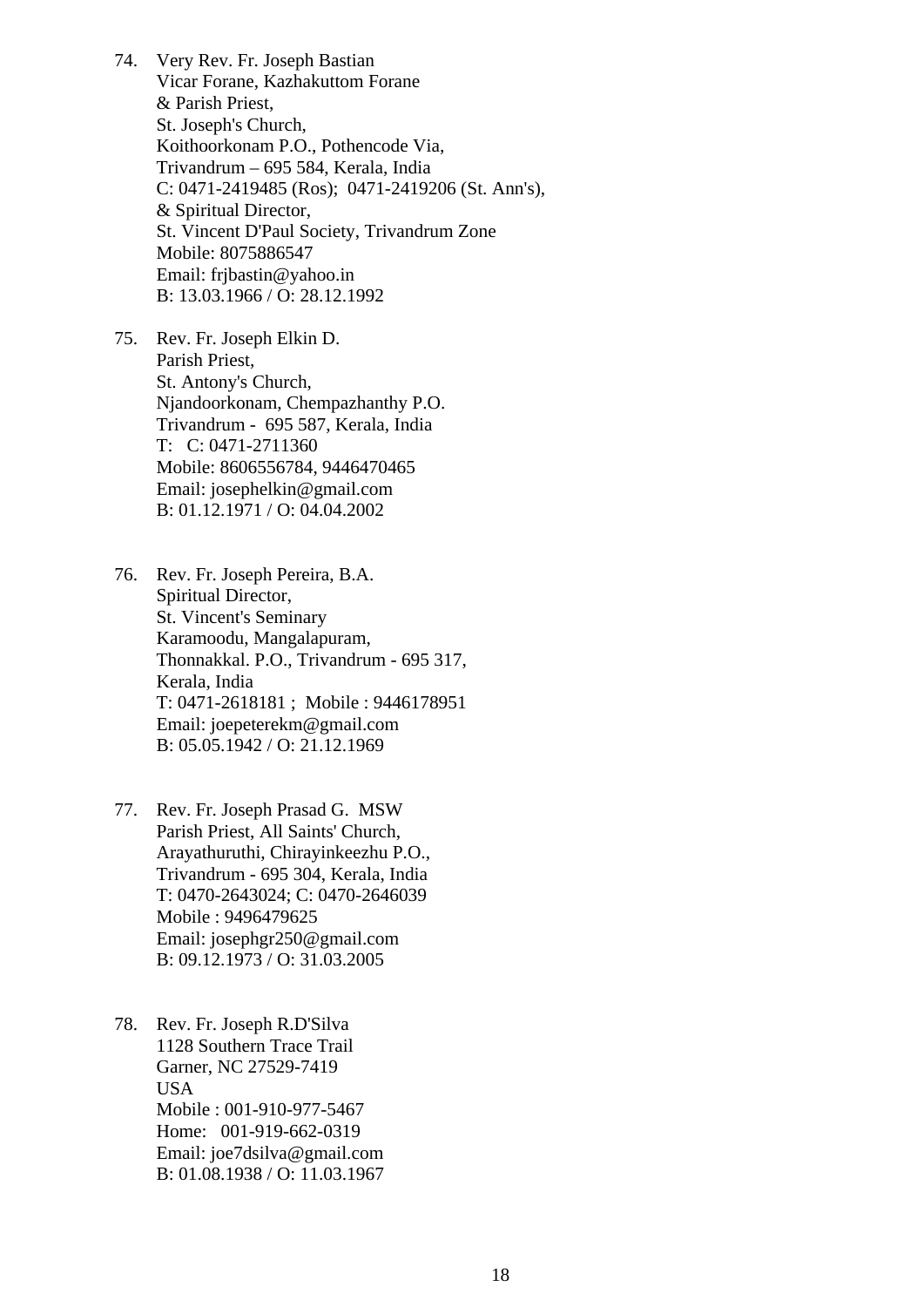74. Very Rev. Fr. Joseph Bastian
    Vicar Forane, Kazhakuttom Forane
    & Parish Priest,
    St. Joseph's Church,
    Koithoorkonam P.O., Pothencode Via,
    Trivandrum – 695 584, Kerala, India
    C: 0471-2419485 (Ros);  0471-2419206 (St. Ann's),
    & Spiritual Director,
    St. Vincent D'Paul Society, Trivandrum Zone
    Mobile: 8075886547
    Email: frjbastin@yahoo.in
    B: 13.03.1966 / O: 28.12.1992

75. Rev. Fr. Joseph Elkin D.
    Parish Priest,
    St. Antony's Church,
    Njandoorkonam, Chempazhanthy P.O.
    Trivandrum -  695 587, Kerala, India
    T:   C: 0471-2711360
    Mobile: 8606556784, 9446470465
    Email: josephelkin@gmail.com
    B: 01.12.1971 / O: 04.04.2002

76. Rev. Fr. Joseph Pereira, B.A.
    Spiritual Director,
    St. Vincent's Seminary
    Karamoodu, Mangalapuram,
    Thonnakkal. P.O., Trivandrum - 695 317,
    Kerala, India
    T: 0471-2618181 ;  Mobile : 9446178951
    Email: joepeterekm@gmail.com
    B: 05.05.1942 / O: 21.12.1969

77. Rev. Fr. Joseph Prasad G.  MSW
    Parish Priest, All Saints' Church,
    Arayathuruthi, Chirayinkeezhu P.O.,
    Trivandrum - 695 304, Kerala, India
    T: 0470-2643024; C: 0470-2646039
    Mobile : 9496479625
    Email: josephgr250@gmail.com
    B: 09.12.1973 / O: 31.03.2005

78. Rev. Fr. Joseph R.D'Silva
    1128 Southern Trace Trail
    Garner, NC 27529-7419
    USA
    Mobile : 001-910-977-5467
    Home:   001-919-662-0319
    Email: joe7dsilva@gmail.com
    B: 01.08.1938 / O: 11.03.1967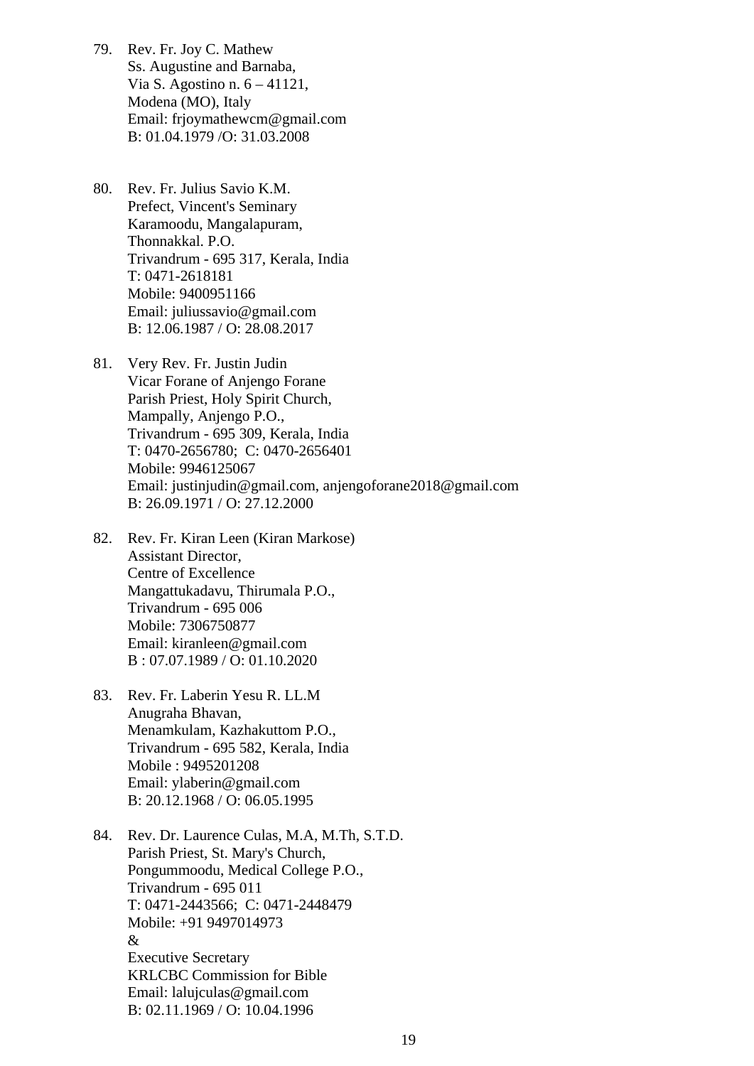79. Rev. Fr. Joy C. Mathew
    Ss. Augustine and Barnaba,
    Via S. Agostino n. 6 – 41121,
    Modena (MO), Italy
    Email: frjoymathewcm@gmail.com
    B: 01.04.1979 /O: 31.03.2008

80. Rev. Fr. Julius Savio K.M.
    Prefect, Vincent's Seminary
    Karamoodu, Mangalapuram,
    Thonnakkal. P.O.
    Trivandrum - 695 317, Kerala, India
    T: 0471-2618181
    Mobile: 9400951166
    Email: juliussavio@gmail.com
    B: 12.06.1987 / O: 28.08.2017

81. Very Rev. Fr. Justin Judin
    Vicar Forane of Anjengo Forane
    Parish Priest, Holy Spirit Church,
    Mampally, Anjengo P.O.,
    Trivandrum - 695 309, Kerala, India
    T: 0470-2656780; C: 0470-2656401
    Mobile: 9946125067
    Email: justinjudin@gmail.com, anjengoforane2018@gmail.com
    B: 26.09.1971 / O: 27.12.2000

82. Rev. Fr. Kiran Leen (Kiran Markose)
    Assistant Director,
    Centre of Excellence
    Mangattukadavu, Thirumala P.O.,
    Trivandrum - 695 006
    Mobile: 7306750877
    Email: kiranleen@gmail.com
    B : 07.07.1989 / O: 01.10.2020

83. Rev. Fr. Laberin Yesu R. LL.M
    Anugraha Bhavan,
    Menamkulam, Kazhakuttom P.O.,
    Trivandrum - 695 582, Kerala, India
    Mobile : 9495201208
    Email: ylaberin@gmail.com
    B: 20.12.1968 / O: 06.05.1995

84. Rev. Dr. Laurence Culas, M.A, M.Th, S.T.D.
    Parish Priest, St. Mary's Church,
    Pongummoodu, Medical College P.O.,
    Trivandrum - 695 011
    T: 0471-2443566; C: 0471-2448479
    Mobile: +91 9497014973
    &
    Executive Secretary
    KRLCBC Commission for Bible
    Email: lalujculas@gmail.com
    B: 02.11.1969 / O: 10.04.1996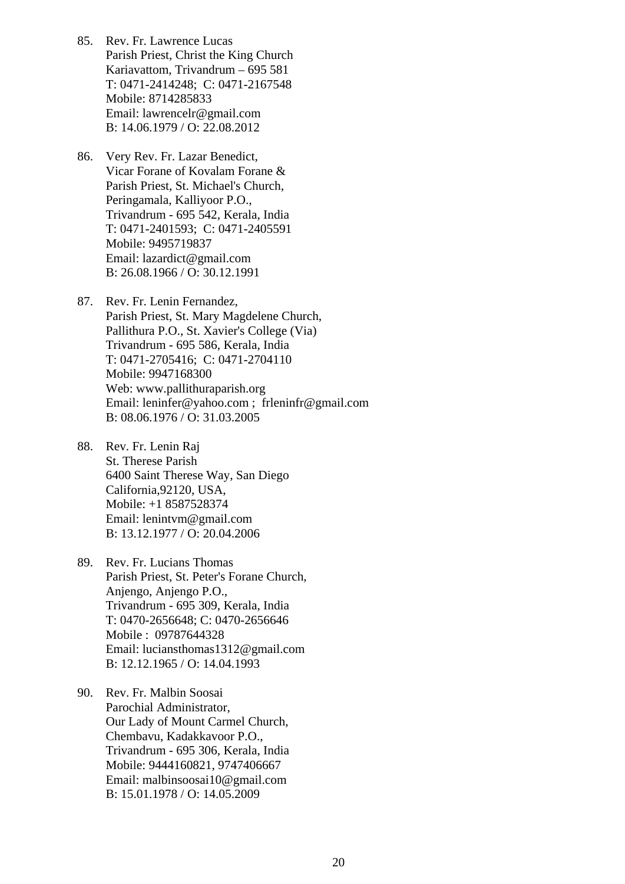85. Rev. Fr. Lawrence Lucas
    Parish Priest, Christ the King Church
    Kariavattom, Trivandrum – 695 581
    T: 0471-2414248;  C: 0471-2167548
    Mobile: 8714285833
    Email: lawrencelr@gmail.com
    B: 14.06.1979 / O: 22.08.2012

86. Very Rev. Fr. Lazar Benedict,
    Vicar Forane of Kovalam Forane &
    Parish Priest, St. Michael's Church,
    Peringamala, Kalliyoor P.O.,
    Trivandrum - 695 542, Kerala, India
    T: 0471-2401593;  C: 0471-2405591
    Mobile: 9495719837
    Email: lazardict@gmail.com
    B: 26.08.1966 / O: 30.12.1991

87. Rev. Fr. Lenin Fernandez,
    Parish Priest, St. Mary Magdelene Church,
    Pallithura P.O., St. Xavier's College (Via)
    Trivandrum - 695 586, Kerala, India
    T: 0471-2705416;  C: 0471-2704110
    Mobile: 9947168300
    Web: www.pallithuraparish.org
    Email: leninfer@yahoo.com ;  frleninfr@gmail.com
    B: 08.06.1976 / O: 31.03.2005

88. Rev. Fr. Lenin Raj
    St. Therese Parish
    6400 Saint Therese Way, San Diego
    California,92120, USA,
    Mobile: +1 8587528374
    Email: lenintvm@gmail.com
    B: 13.12.1977 / O: 20.04.2006

89. Rev. Fr. Lucians Thomas
    Parish Priest, St. Peter's Forane Church,
    Anjengo, Anjengo P.O.,
    Trivandrum - 695 309, Kerala, India
    T: 0470-2656648; C: 0470-2656646
    Mobile :  09787644328
    Email: luciansthomas1312@gmail.com
    B: 12.12.1965 / O: 14.04.1993

90. Rev. Fr. Malbin Soosai
    Parochial Administrator,
    Our Lady of Mount Carmel Church,
    Chembavu, Kadakkavoor P.O.,
    Trivandrum - 695 306, Kerala, India
    Mobile: 9444160821, 9747406667
    Email: malbinsoosai10@gmail.com
    B: 15.01.1978 / O: 14.05.2009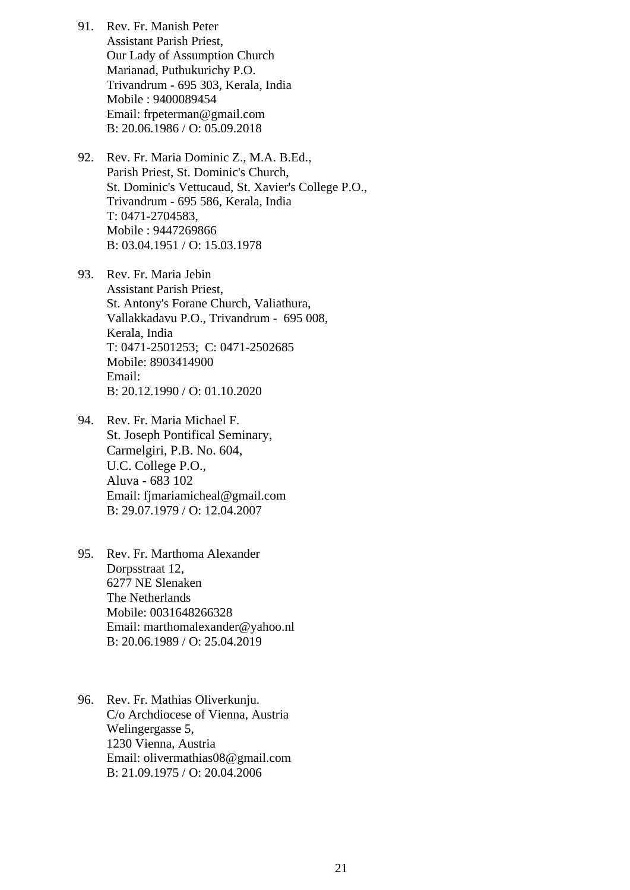91. Rev. Fr. Manish Peter
    Assistant Parish Priest,
    Our Lady of Assumption Church
    Marianad, Puthukurichy P.O.
    Trivandrum - 695 303, Kerala, India
    Mobile : 9400089454
    Email: frpeterman@gmail.com
    B: 20.06.1986 / O: 05.09.2018

92. Rev. Fr. Maria Dominic Z., M.A. B.Ed.,
    Parish Priest, St. Dominic's Church,
    St. Dominic's Vettucaud, St. Xavier's College P.O.,
    Trivandrum - 695 586, Kerala, India
    T: 0471-2704583,
    Mobile : 9447269866
    B: 03.04.1951 / O: 15.03.1978

93. Rev. Fr. Maria Jebin
    Assistant Parish Priest,
    St. Antony's Forane Church, Valiathura,
    Vallakkadavu P.O., Trivandrum - 695 008,
    Kerala, India
    T: 0471-2501253; C: 0471-2502685
    Mobile: 8903414900
    Email:
    B: 20.12.1990 / O: 01.10.2020

94. Rev. Fr. Maria Michael F.
    St. Joseph Pontifical Seminary,
    Carmelgiri, P.B. No. 604,
    U.C. College P.O.,
    Aluva - 683 102
    Email: fjmariamicheal@gmail.com
    B: 29.07.1979 / O: 12.04.2007

95. Rev. Fr. Marthoma Alexander
    Dorpsstraat 12,
    6277 NE Slenaken
    The Netherlands
    Mobile: 0031648266328
    Email: marthomalexander@yahoo.nl
    B: 20.06.1989 / O: 25.04.2019

96. Rev. Fr. Mathias Oliverkunju.
    C/o Archdiocese of Vienna, Austria
    Welingergasse 5,
    1230 Vienna, Austria
    Email: olivermathias08@gmail.com
    B: 21.09.1975 / O: 20.04.2006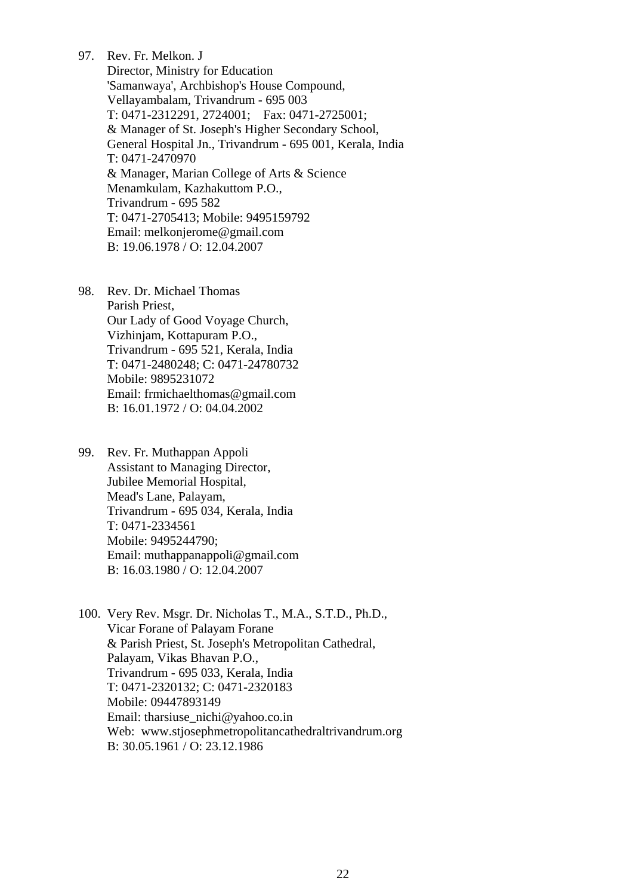97. Rev. Fr. Melkon. J
    Director, Ministry for Education
    'Samanwaya', Archbishop's House Compound,
    Vellayambalam, Trivandrum - 695 003
    T: 0471-2312291, 2724001; Fax: 0471-2725001;
    & Manager of St. Joseph's Higher Secondary School,
    General Hospital Jn., Trivandrum - 695 001, Kerala, India
    T: 0471-2470970
    & Manager, Marian College of Arts & Science
    Menamkulam, Kazhakuttom P.O.,
    Trivandrum - 695 582
    T: 0471-2705413; Mobile: 9495159792
    Email: melkonjerome@gmail.com
    B: 19.06.1978 / O: 12.04.2007

98. Rev. Dr. Michael Thomas
    Parish Priest,
    Our Lady of Good Voyage Church,
    Vizhinjam, Kottapuram P.O.,
    Trivandrum - 695 521, Kerala, India
    T: 0471-2480248; C: 0471-24780732
    Mobile: 9895231072
    Email: frmichaelthomas@gmail.com
    B: 16.01.1972 / O: 04.04.2002

99. Rev. Fr. Muthappan Appoli
    Assistant to Managing Director,
    Jubilee Memorial Hospital,
    Mead's Lane, Palayam,
    Trivandrum - 695 034, Kerala, India
    T: 0471-2334561
    Mobile: 9495244790;
    Email: muthappanappoli@gmail.com
    B: 16.03.1980 / O: 12.04.2007

100. Very Rev. Msgr. Dr. Nicholas T., M.A., S.T.D., Ph.D.,
    Vicar Forane of Palayam Forane
    & Parish Priest, St. Joseph's Metropolitan Cathedral,
    Palayam, Vikas Bhavan P.O.,
    Trivandrum - 695 033, Kerala, India
    T: 0471-2320132; C: 0471-2320183
    Mobile: 09447893149
    Email: tharsiuse_nichi@yahoo.co.in
    Web: www.stjosephmetropolitancathedraltrivandrum.org
    B: 30.05.1961 / O: 23.12.1986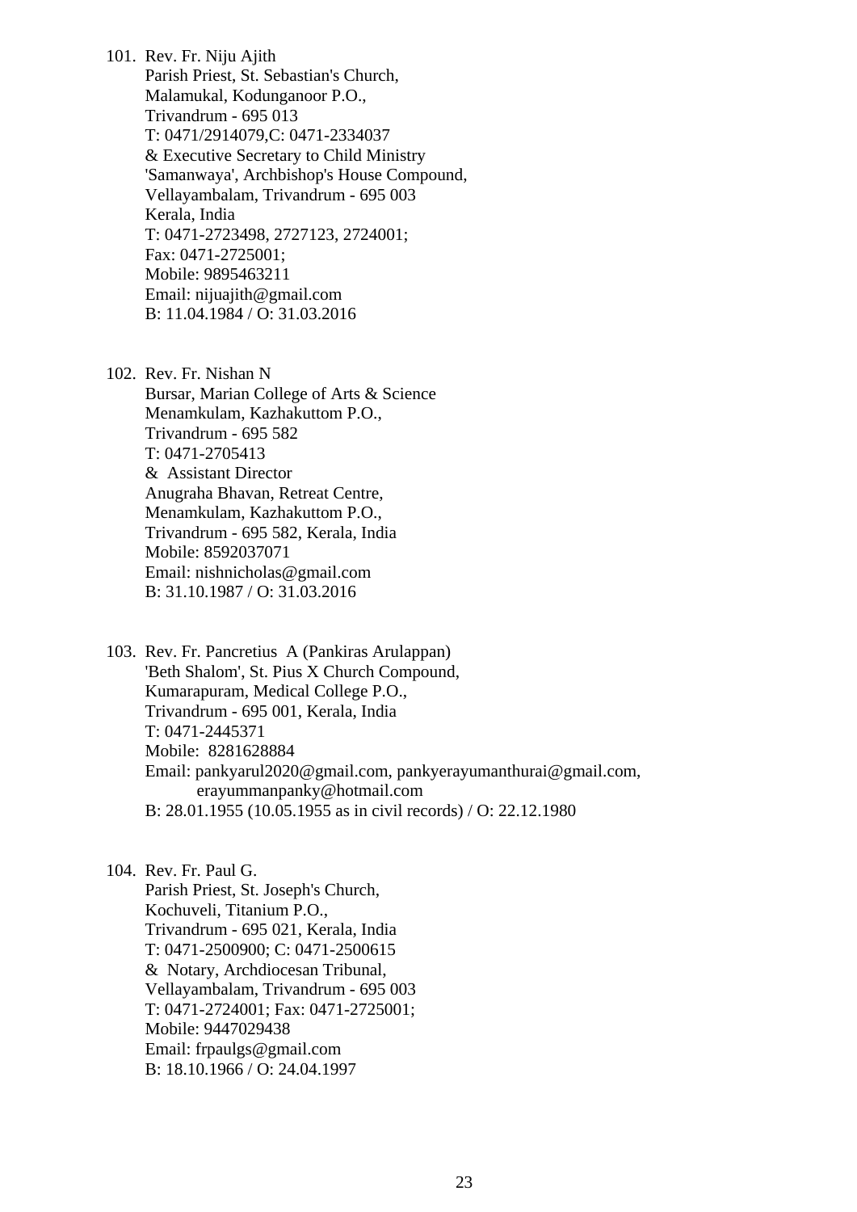101. Rev. Fr. Niju Ajith
     Parish Priest, St. Sebastian's Church,
     Malamukal, Kodunganoor P.O.,
     Trivandrum - 695 013
     T: 0471/2914079,C: 0471-2334037
     & Executive Secretary to Child Ministry
     'Samanwaya', Archbishop's House Compound,
     Vellayambalam, Trivandrum - 695 003
     Kerala, India
     T: 0471-2723498, 2727123, 2724001;
     Fax: 0471-2725001;
     Mobile: 9895463211
     Email: nijuajith@gmail.com
     B: 11.04.1984 / O: 31.03.2016

102. Rev. Fr. Nishan N
     Bursar, Marian College of Arts & Science
     Menamkulam, Kazhakuttom P.O.,
     Trivandrum - 695 582
     T: 0471-2705413
     & Assistant Director
     Anugraha Bhavan, Retreat Centre,
     Menamkulam, Kazhakuttom P.O.,
     Trivandrum - 695 582, Kerala, India
     Mobile: 8592037071
     Email: nishnicholas@gmail.com
     B: 31.10.1987 / O: 31.03.2016

103. Rev. Fr. Pancretius A (Pankiras Arulappan)
     'Beth Shalom', St. Pius X Church Compound,
     Kumarapuram, Medical College P.O.,
     Trivandrum - 695 001, Kerala, India
     T: 0471-2445371
     Mobile: 8281628884
     Email: pankyarul2020@gmail.com, pankyerayumanthurai@gmail.com,
     erayummanpanky@hotmail.com
     B: 28.01.1955 (10.05.1955 as in civil records) / O: 22.12.1980

104. Rev. Fr. Paul G.
     Parish Priest, St. Joseph's Church,
     Kochuveli, Titanium P.O.,
     Trivandrum - 695 021, Kerala, India
     T: 0471-2500900; C: 0471-2500615
     & Notary, Archdiocesan Tribunal,
     Vellayambalam, Trivandrum - 695 003
     T: 0471-2724001; Fax: 0471-2725001;
     Mobile: 9447029438
     Email: frpaulgs@gmail.com
     B: 18.10.1966 / O: 24.04.1997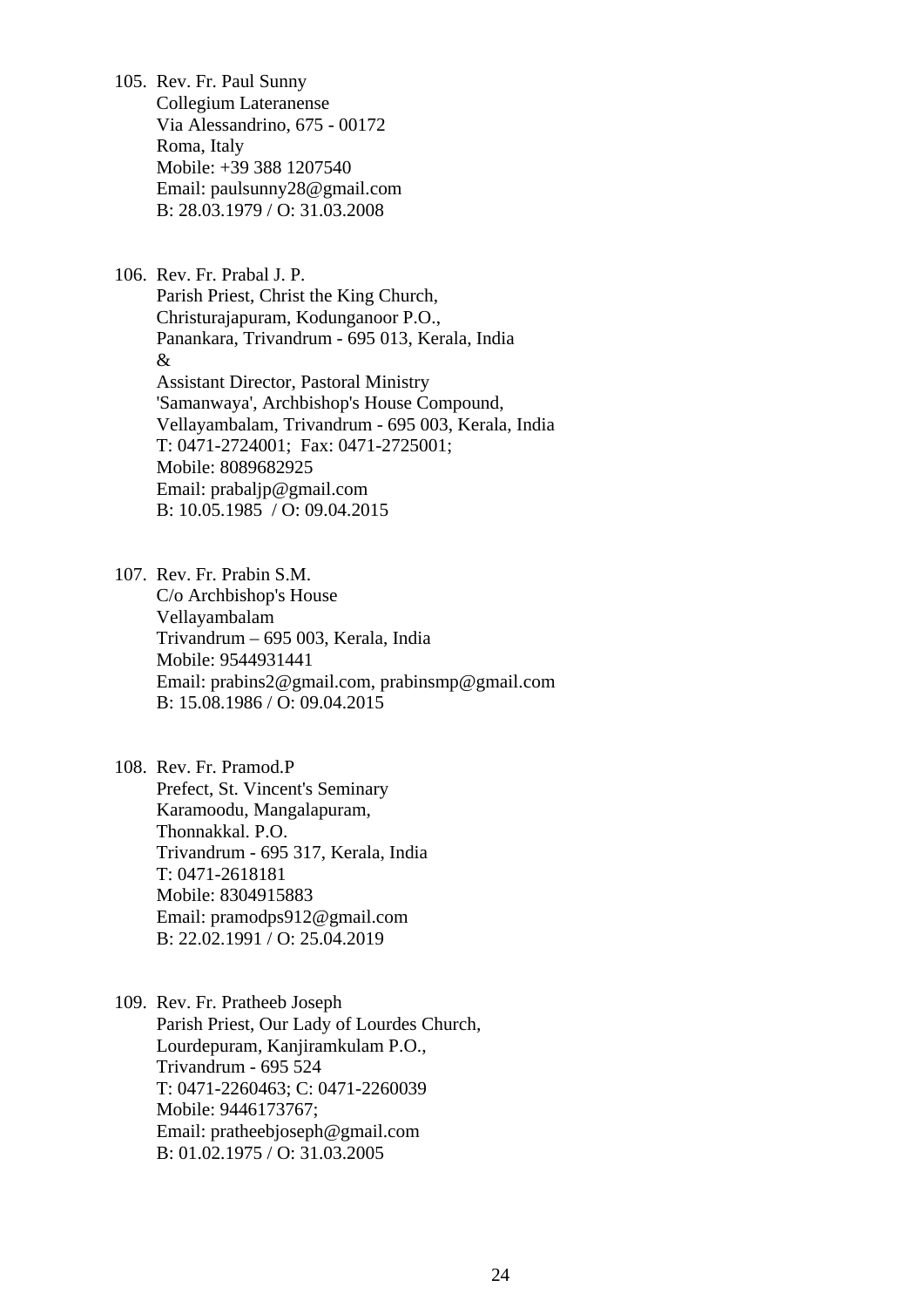105. Rev. Fr. Paul Sunny
     Collegium Lateranense
     Via Alessandrino, 675 - 00172
     Roma, Italy
     Mobile: +39 388 1207540
     Email: paulsunny28@gmail.com
     B: 28.03.1979 / O: 31.03.2008

106. Rev. Fr. Prabal J. P.
     Parish Priest, Christ the King Church,
     Christurajapuram, Kodunganoor P.O.,
     Panankara, Trivandrum - 695 013, Kerala, India
     &
     Assistant Director, Pastoral Ministry
     'Samanwaya', Archbishop's House Compound,
     Vellayambalam, Trivandrum - 695 003, Kerala, India
     T: 0471-2724001; Fax: 0471-2725001;
     Mobile: 8089682925
     Email: prabaljp@gmail.com
     B: 10.05.1985 / O: 09.04.2015

107. Rev. Fr. Prabin S.M.
     C/o Archbishop's House
     Vellayambalam
     Trivandrum – 695 003, Kerala, India
     Mobile: 9544931441
     Email: prabins2@gmail.com, prabinsmp@gmail.com
     B: 15.08.1986 / O: 09.04.2015

108. Rev. Fr. Pramod.P
     Prefect, St. Vincent's Seminary
     Karamoodu, Mangalapuram,
     Thonnakkal. P.O.
     Trivandrum - 695 317, Kerala, India
     T: 0471-2618181
     Mobile: 8304915883
     Email: pramodps912@gmail.com
     B: 22.02.1991 / O: 25.04.2019

109. Rev. Fr. Pratheeb Joseph
     Parish Priest, Our Lady of Lourdes Church,
     Lourdepuram, Kanjiramkulam P.O.,
     Trivandrum - 695 524
     T: 0471-2260463; C: 0471-2260039
     Mobile: 9446173767;
     Email: pratheebjoseph@gmail.com
     B: 01.02.1975 / O: 31.03.2005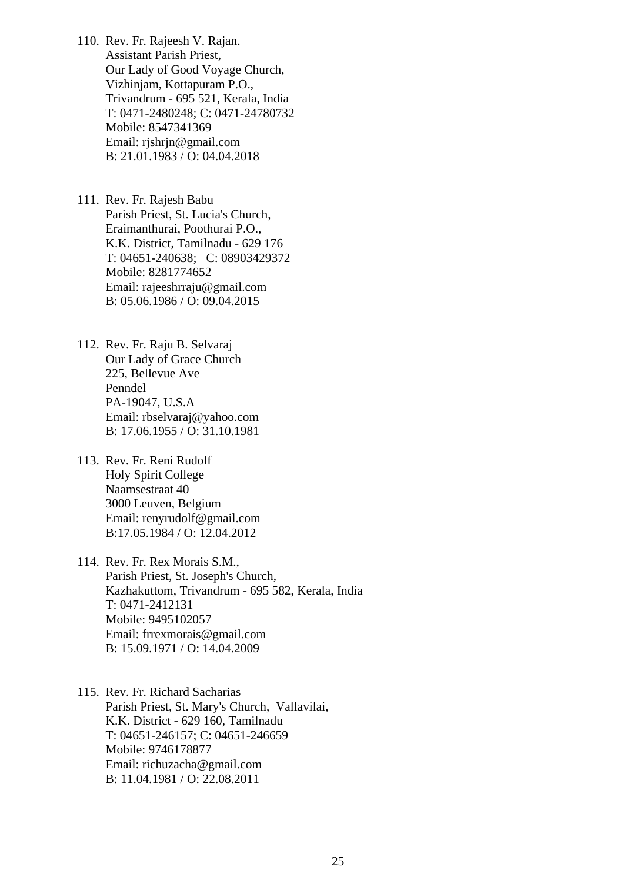110. Rev. Fr. Rajeesh V. Rajan.
     Assistant Parish Priest,
     Our Lady of Good Voyage Church,
     Vizhinjam, Kottapuram P.O.,
     Trivandrum - 695 521, Kerala, India
     T: 0471-2480248; C: 0471-24780732
     Mobile: 8547341369
     Email: rjshrjn@gmail.com
     B: 21.01.1983 / O: 04.04.2018

111. Rev. Fr. Rajesh Babu
     Parish Priest, St. Lucia's Church,
     Eraimanthurai, Poothurai P.O.,
     K.K. District, Tamilnadu - 629 176
     T: 04651-240638; C: 08903429372
     Mobile: 8281774652
     Email: rajeeshrraju@gmail.com
     B: 05.06.1986 / O: 09.04.2015

112. Rev. Fr. Raju B. Selvaraj
     Our Lady of Grace Church
     225, Bellevue Ave
     Penndel
     PA-19047, U.S.A
     Email: rbselvaraj@yahoo.com
     B: 17.06.1955 / O: 31.10.1981

113. Rev. Fr. Reni Rudolf
     Holy Spirit College
     Naamsestraat 40
     3000 Leuven, Belgium
     Email: renyrudolf@gmail.com
     B:17.05.1984 / O: 12.04.2012

114. Rev. Fr. Rex Morais S.M.,
     Parish Priest, St. Joseph's Church,
     Kazhakuttom, Trivandrum - 695 582, Kerala, India
     T: 0471-2412131
     Mobile: 9495102057
     Email: frrexmorais@gmail.com
     B: 15.09.1971 / O: 14.04.2009

115. Rev. Fr. Richard Sacharias
     Parish Priest, St. Mary's Church, Vallavilai,
     K.K. District - 629 160, Tamilnadu
     T: 04651-246157; C: 04651-246659
     Mobile: 9746178877
     Email: richuzacha@gmail.com
     B: 11.04.1981 / O: 22.08.2011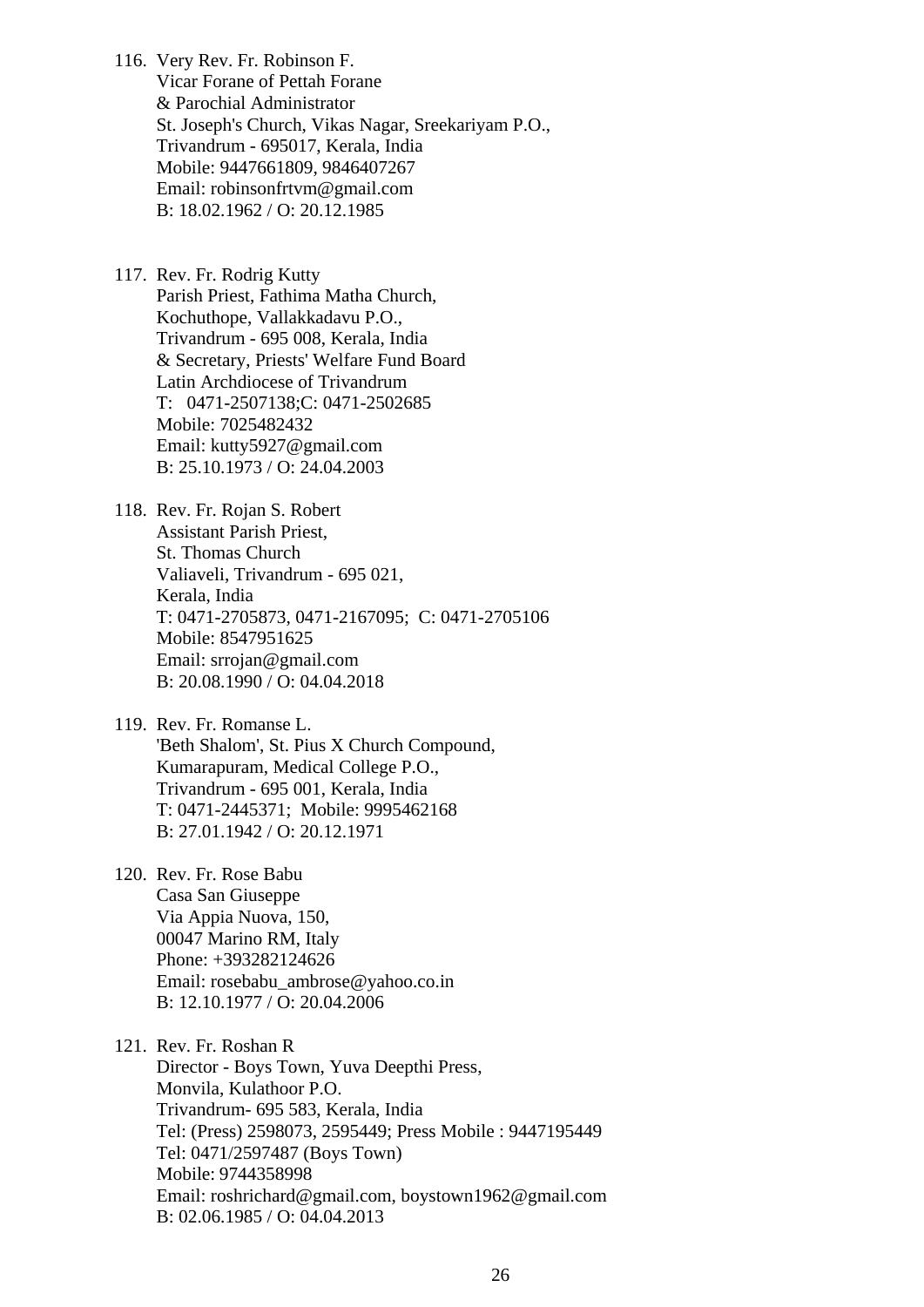116. Very Rev. Fr. Robinson F.
     Vicar Forane of Pettah Forane
     & Parochial Administrator
     St. Joseph's Church, Vikas Nagar, Sreekariyam P.O.,
     Trivandrum - 695017, Kerala, India
     Mobile: 9447661809, 9846407267
     Email: robinsonfrtvm@gmail.com
     B: 18.02.1962 / O: 20.12.1985

117. Rev. Fr. Rodrig Kutty
     Parish Priest, Fathima Matha Church,
     Kochuthope, Vallakkadavu P.O.,
     Trivandrum - 695 008, Kerala, India
     & Secretary, Priests' Welfare Fund Board
     Latin Archdiocese of Trivandrum
     T: 0471-2507138;C: 0471-2502685
     Mobile: 7025482432
     Email: kutty5927@gmail.com
     B: 25.10.1973 / O: 24.04.2003

118. Rev. Fr. Rojan S. Robert
     Assistant Parish Priest,
     St. Thomas Church
     Valiaveli, Trivandrum - 695 021,
     Kerala, India
     T: 0471-2705873, 0471-2167095; C: 0471-2705106
     Mobile: 8547951625
     Email: srrojan@gmail.com
     B: 20.08.1990 / O: 04.04.2018

119. Rev. Fr. Romanse L.
     'Beth Shalom', St. Pius X Church Compound,
     Kumarapuram, Medical College P.O.,
     Trivandrum - 695 001, Kerala, India
     T: 0471-2445371; Mobile: 9995462168
     B: 27.01.1942 / O: 20.12.1971

120. Rev. Fr. Rose Babu
     Casa San Giuseppe
     Via Appia Nuova, 150,
     00047 Marino RM, Italy
     Phone: +393282124626
     Email: rosebabu_ambrose@yahoo.co.in
     B: 12.10.1977 / O: 20.04.2006

121. Rev. Fr. Roshan R
     Director - Boys Town, Yuva Deepthi Press,
     Monvila, Kulathoor P.O.
     Trivandrum- 695 583, Kerala, India
     Tel: (Press) 2598073, 2595449; Press Mobile : 9447195449
     Tel: 0471/2597487 (Boys Town)
     Mobile: 9744358998
     Email: roshrichard@gmail.com, boystown1962@gmail.com
     B: 02.06.1985 / O: 04.04.2013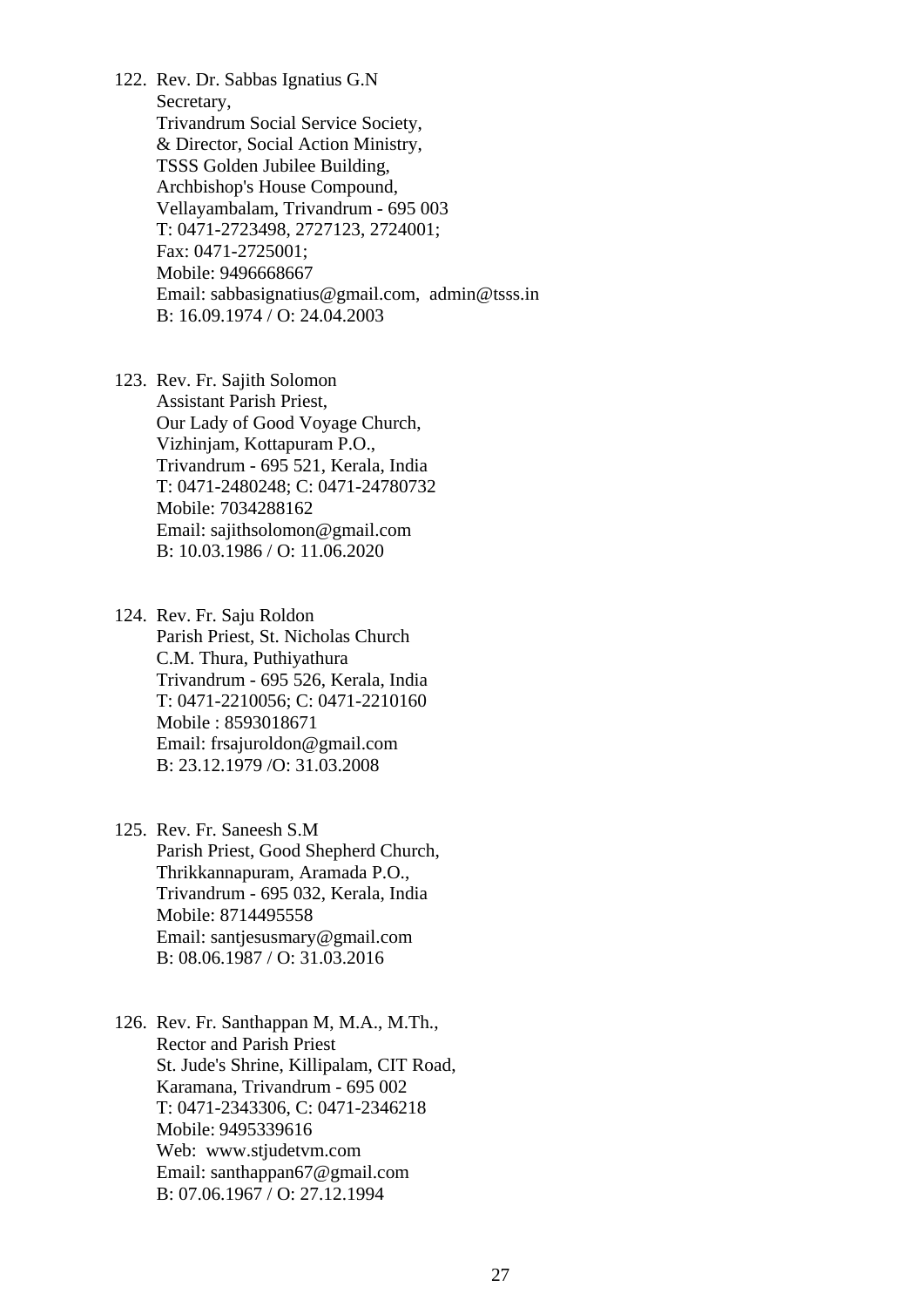122. Rev. Dr. Sabbas Ignatius G.N
     Secretary,
     Trivandrum Social Service Society,
     & Director, Social Action Ministry,
     TSSS Golden Jubilee Building,
     Archbishop's House Compound,
     Vellayambalam, Trivandrum - 695 003
     T: 0471-2723498, 2727123, 2724001;
     Fax: 0471-2725001;
     Mobile: 9496668667
     Email: sabbasignatius@gmail.com, admin@tsss.in
     B: 16.09.1974 / O: 24.04.2003

123. Rev. Fr. Sajith Solomon
     Assistant Parish Priest,
     Our Lady of Good Voyage Church,
     Vizhinjam, Kottapuram P.O.,
     Trivandrum - 695 521, Kerala, India
     T: 0471-2480248; C: 0471-24780732
     Mobile: 7034288162
     Email: sajithsolomon@gmail.com
     B: 10.03.1986 / O: 11.06.2020

124. Rev. Fr. Saju Roldon
     Parish Priest, St. Nicholas Church
     C.M. Thura, Puthiyathura
     Trivandrum - 695 526, Kerala, India
     T: 0471-2210056; C: 0471-2210160
     Mobile : 8593018671
     Email: frsajuroldon@gmail.com
     B: 23.12.1979 /O: 31.03.2008

125. Rev. Fr. Saneesh S.M
     Parish Priest, Good Shepherd Church,
     Thrikkannapuram, Aramada P.O.,
     Trivandrum - 695 032, Kerala, India
     Mobile: 8714495558
     Email: santjesusmary@gmail.com
     B: 08.06.1987 / O: 31.03.2016

126. Rev. Fr. Santhappan M, M.A., M.Th.,
     Rector and Parish Priest
     St. Jude's Shrine, Killipalam, CIT Road,
     Karamana, Trivandrum - 695 002
     T: 0471-2343306, C: 0471-2346218
     Mobile: 9495339616
     Web: www.stjudetvm.com
     Email: santhappan67@gmail.com
     B: 07.06.1967 / O: 27.12.1994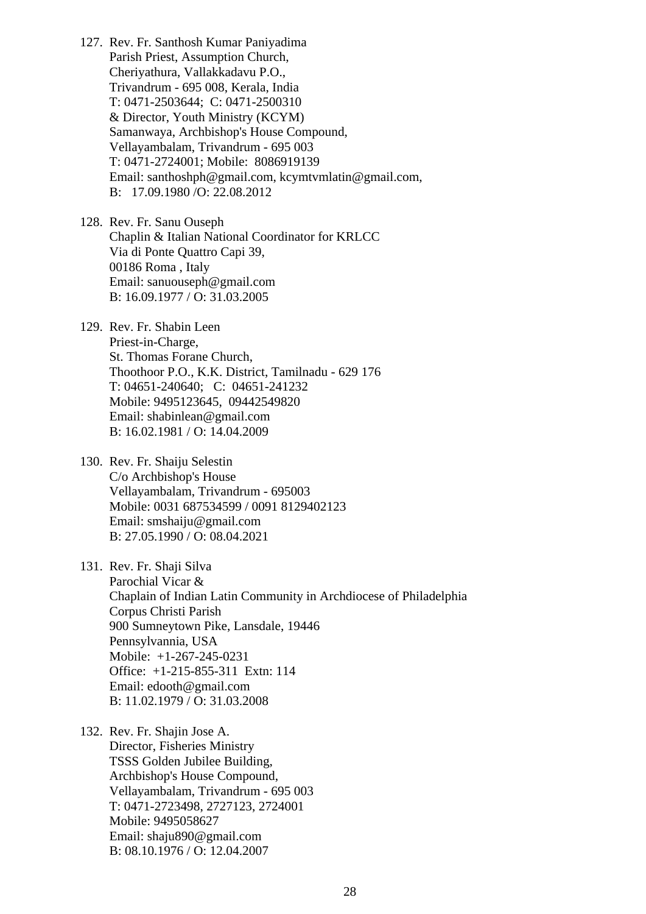127. Rev. Fr. Santhosh Kumar Paniyadima
     Parish Priest, Assumption Church,
     Cheriyathura, Vallakkadavu P.O.,
     Trivandrum - 695 008, Kerala, India
     T: 0471-2503644;  C: 0471-2500310
     & Director, Youth Ministry (KCYM)
     Samanwaya, Archbishop's House Compound,
     Vellayambalam, Trivandrum - 695 003
     T: 0471-2724001; Mobile:  8086919139
     Email: santhoshph@gmail.com, kcymtvmlatin@gmail.com,
     B:   17.09.1980 /O: 22.08.2012

128. Rev. Fr. Sanu Ouseph
     Chaplin & Italian National Coordinator for KRLCC
     Via di Ponte Quattro Capi 39,
     00186 Roma , Italy
     Email: sanuouseph@gmail.com
     B: 16.09.1977 / O: 31.03.2005

129. Rev. Fr. Shabin Leen
     Priest-in-Charge,
     St. Thomas Forane Church,
     Thoothoor P.O., K.K. District, Tamilnadu - 629 176
     T: 04651-240640;   C:  04651-241232
     Mobile: 9495123645,  09442549820
     Email: shabinlean@gmail.com
     B: 16.02.1981 / O: 14.04.2009

130. Rev. Fr. Shaiju Selestin
     C/o Archbishop's House
     Vellayambalam, Trivandrum - 695003
     Mobile: 0031 687534599 / 0091 8129402123
     Email: smshaiju@gmail.com
     B: 27.05.1990 / O: 08.04.2021

131. Rev. Fr. Shaji Silva
     Parochial Vicar &
     Chaplain of Indian Latin Community in Archdiocese of Philadelphia
     Corpus Christi Parish
     900 Sumneytown Pike, Lansdale, 19446
     Pennsylvannia, USA
     Mobile:  +1-267-245-0231
     Office:  +1-215-855-311  Extn: 114
     Email: edooth@gmail.com
     B: 11.02.1979 / O: 31.03.2008

132. Rev. Fr. Shajin Jose A.
     Director, Fisheries Ministry
     TSSS Golden Jubilee Building,
     Archbishop's House Compound,
     Vellayambalam, Trivandrum - 695 003
     T: 0471-2723498, 2727123, 2724001
     Mobile: 9495058627
     Email: shaju890@gmail.com
     B: 08.10.1976 / O: 12.04.2007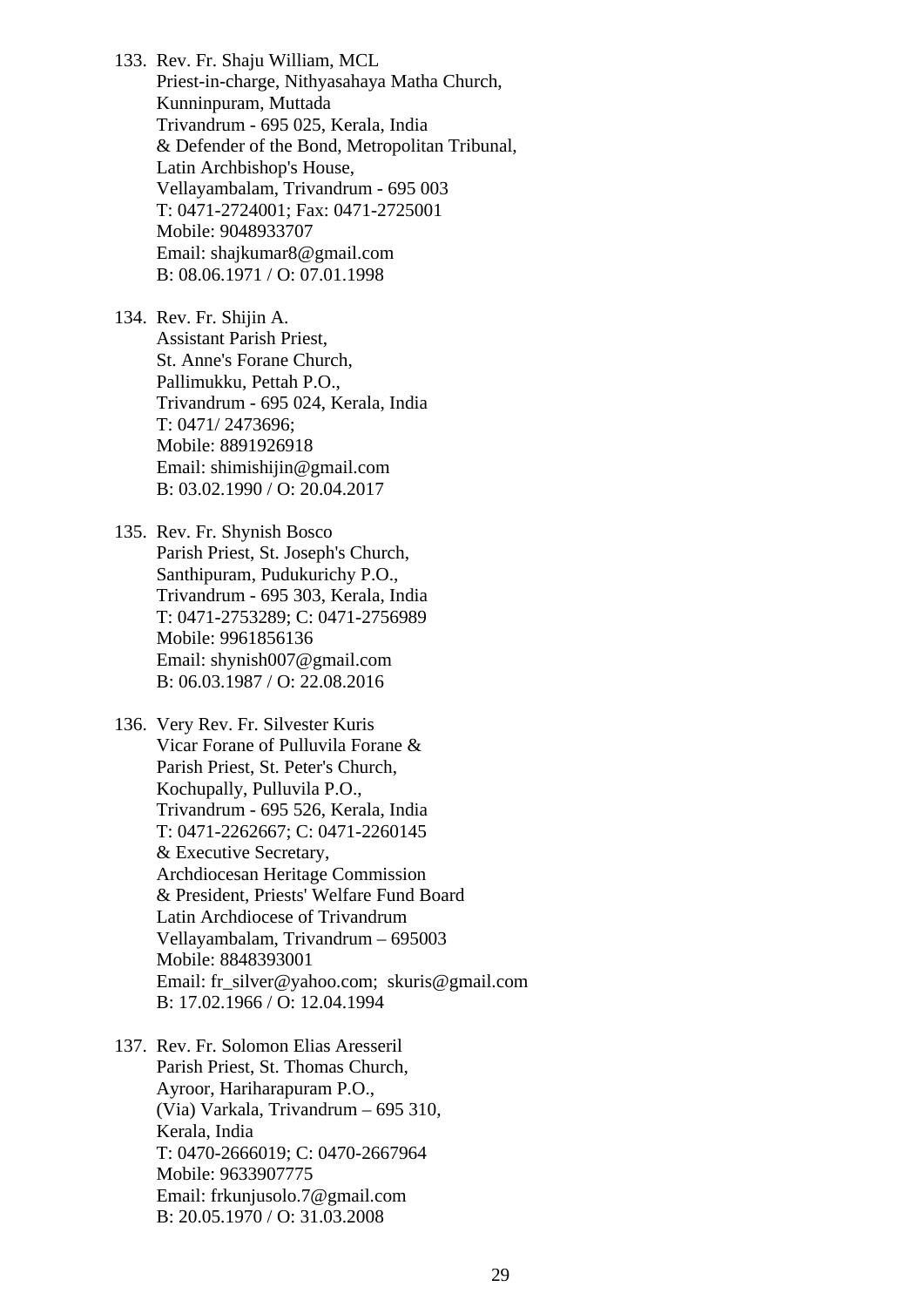133. Rev. Fr. Shaju William, MCL
     Priest-in-charge, Nithyasahaya Matha Church,
     Kunninpuram, Muttada
     Trivandrum - 695 025, Kerala, India
     & Defender of the Bond, Metropolitan Tribunal,
     Latin Archbishop's House,
     Vellayambalam, Trivandrum - 695 003
     T: 0471-2724001; Fax: 0471-2725001
     Mobile: 9048933707
     Email: shajkumar8@gmail.com
     B: 08.06.1971 / O: 07.01.1998

134. Rev. Fr. Shijin A.
     Assistant Parish Priest,
     St. Anne's Forane Church,
     Pallimukku, Pettah P.O.,
     Trivandrum - 695 024, Kerala, India
     T: 0471/ 2473696;
     Mobile: 8891926918
     Email: shimishijin@gmail.com
     B: 03.02.1990 / O: 20.04.2017

135. Rev. Fr. Shynish Bosco
     Parish Priest, St. Joseph's Church,
     Santhipuram, Pudukurichy P.O.,
     Trivandrum - 695 303, Kerala, India
     T: 0471-2753289; C: 0471-2756989
     Mobile: 9961856136
     Email: shynish007@gmail.com
     B: 06.03.1987 / O: 22.08.2016

136. Very Rev. Fr. Silvester Kuris
     Vicar Forane of Pulluvila Forane &
     Parish Priest, St. Peter's Church,
     Kochupally, Pulluvila P.O.,
     Trivandrum - 695 526, Kerala, India
     T: 0471-2262667; C: 0471-2260145
     & Executive Secretary,
     Archdiocesan Heritage Commission
     & President, Priests' Welfare Fund Board
     Latin Archdiocese of Trivandrum
     Vellayambalam, Trivandrum – 695003
     Mobile: 8848393001
     Email: fr_silver@yahoo.com; skuris@gmail.com
     B: 17.02.1966 / O: 12.04.1994

137. Rev. Fr. Solomon Elias Aresseril
     Parish Priest, St. Thomas Church,
     Ayroor, Hariharapuram P.O.,
     (Via) Varkala, Trivandrum – 695 310,
     Kerala, India
     T: 0470-2666019; C: 0470-2667964
     Mobile: 9633907775
     Email: frkunjusolo.7@gmail.com
     B: 20.05.1970 / O: 31.03.2008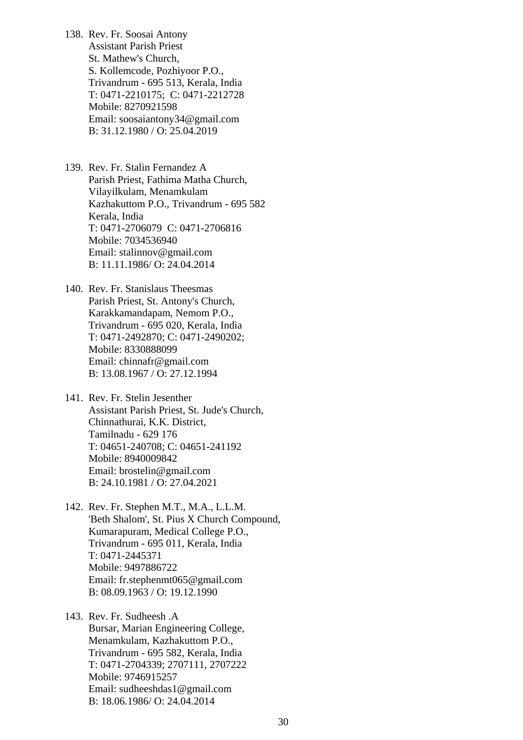138. Rev. Fr. Soosai Antony
     Assistant Parish Priest
     St. Mathew's Church,
     S. Kollemcode, Pozhiyoor P.O.,
     Trivandrum - 695 513, Kerala, India
     T: 0471-2210175;  C: 0471-2212728
     Mobile: 8270921598
     Email: soosaiantony34@gmail.com
     B: 31.12.1980 / O: 25.04.2019

139. Rev. Fr. Stalin Fernandez A
     Parish Priest, Fathima Matha Church,
     Vilayilkulam, Menamkulam
     Kazhakuttom P.O., Trivandrum - 695 582
     Kerala, India
     T: 0471-2706079  C: 0471-2706816
     Mobile: 7034536940
     Email: stalinnov@gmail.com
     B: 11.11.1986/ O: 24.04.2014

140. Rev. Fr. Stanislaus Theesmas
     Parish Priest, St. Antony's Church,
     Karakkamandapam, Nemom P.O.,
     Trivandrum - 695 020, Kerala, India
     T: 0471-2492870; C: 0471-2490202;
     Mobile: 8330888099
     Email: chinnafr@gmail.com
     B: 13.08.1967 / O: 27.12.1994

141. Rev. Fr. Stelin Jesenther
     Assistant Parish Priest, St. Jude's Church,
     Chinnathurai, K.K. District,
     Tamilnadu - 629 176
     T: 04651-240708; C: 04651-241192
     Mobile: 8940009842
     Email: brostelin@gmail.com
     B: 24.10.1981 / O: 27.04.2021

142. Rev. Fr. Stephen M.T., M.A., L.L.M.
     'Beth Shalom', St. Pius X Church Compound,
     Kumarapuram, Medical College P.O.,
     Trivandrum - 695 011, Kerala, India
     T: 0471-2445371
     Mobile: 9497886722
     Email: fr.stephenmt065@gmail.com
     B: 08.09.1963 / O: 19.12.1990

143. Rev. Fr. Sudheesh .A
     Bursar, Marian Engineering College,
     Menamkulam, Kazhakuttom P.O.,
     Trivandrum - 695 582, Kerala, India
     T: 0471-2704339; 2707111, 2707222
     Mobile: 9746915257
     Email: sudheeshdas1@gmail.com
     B: 18.06.1986/ O: 24.04.2014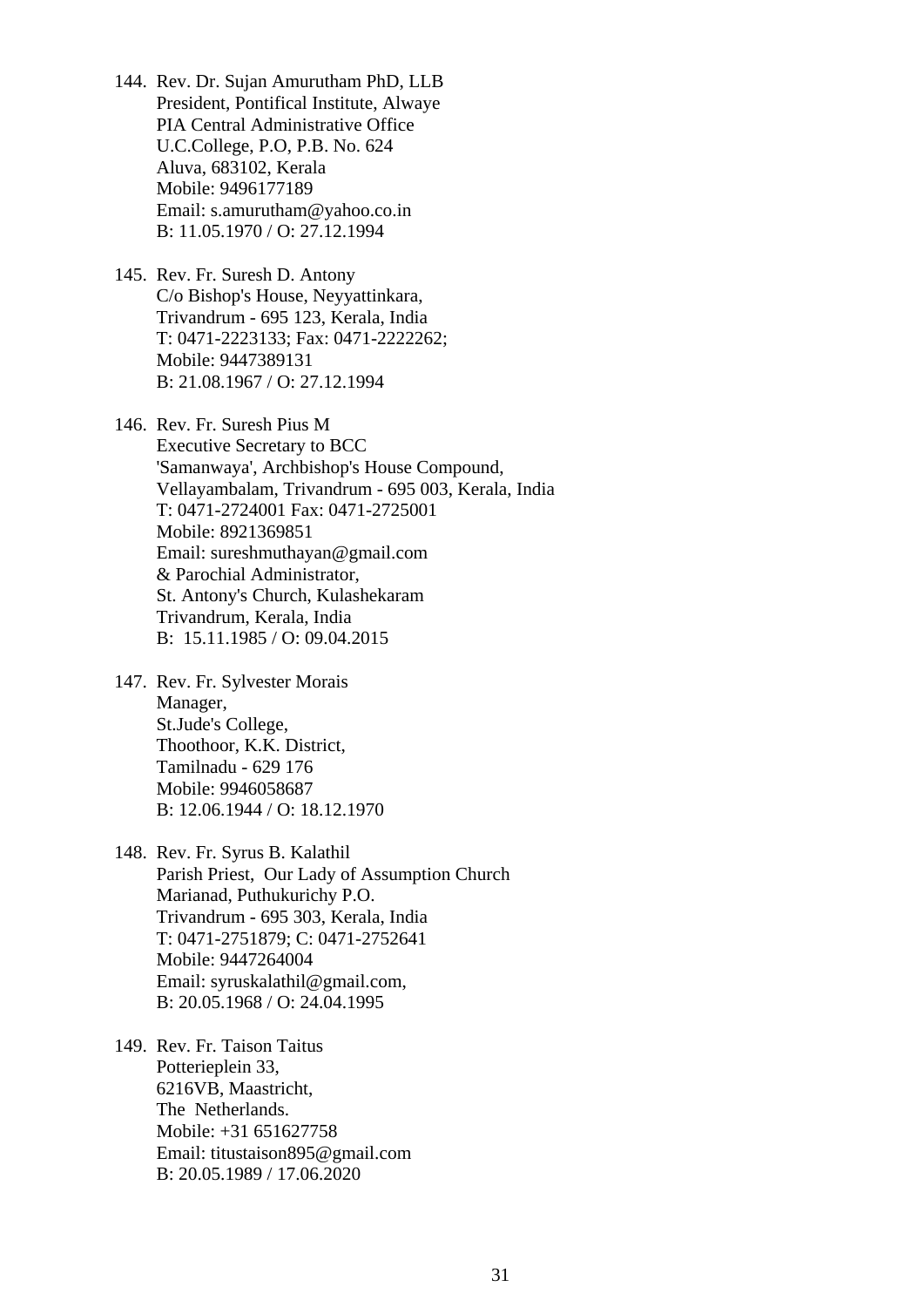144. Rev. Dr. Sujan Amurutham PhD, LLB
     President, Pontifical Institute, Alwaye
     PIA Central Administrative Office
     U.C.College, P.O, P.B. No. 624
     Aluva, 683102, Kerala
     Mobile: 9496177189
     Email: s.amurutham@yahoo.co.in
     B: 11.05.1970 / O: 27.12.1994

145. Rev. Fr. Suresh D. Antony
     C/o Bishop's House, Neyyattinkara,
     Trivandrum - 695 123, Kerala, India
     T: 0471-2223133; Fax: 0471-2222262;
     Mobile: 9447389131
     B: 21.08.1967 / O: 27.12.1994

146. Rev. Fr. Suresh Pius M
     Executive Secretary to BCC
     'Samanwaya', Archbishop's House Compound,
     Vellayambalam, Trivandrum - 695 003, Kerala, India
     T: 0471-2724001 Fax: 0471-2725001
     Mobile: 8921369851
     Email: sureshmuthayan@gmail.com
     & Parochial Administrator,
     St. Antony's Church, Kulashekaram
     Trivandrum, Kerala, India
     B: 15.11.1985 / O: 09.04.2015

147. Rev. Fr. Sylvester Morais
     Manager,
     St.Jude's College,
     Thoothoor, K.K. District,
     Tamilnadu - 629 176
     Mobile: 9946058687
     B: 12.06.1944 / O: 18.12.1970

148. Rev. Fr. Syrus B. Kalathil
     Parish Priest, Our Lady of Assumption Church
     Marianad, Puthukurichy P.O.
     Trivandrum - 695 303, Kerala, India
     T: 0471-2751879; C: 0471-2752641
     Mobile: 9447264004
     Email: syruskalathil@gmail.com,
     B: 20.05.1968 / O: 24.04.1995

149. Rev. Fr. Taison Taitus
     Potterieplein 33,
     6216VB, Maastricht,
     The Netherlands.
     Mobile: +31 651627758
     Email: titustaison895@gmail.com
     B: 20.05.1989 / 17.06.2020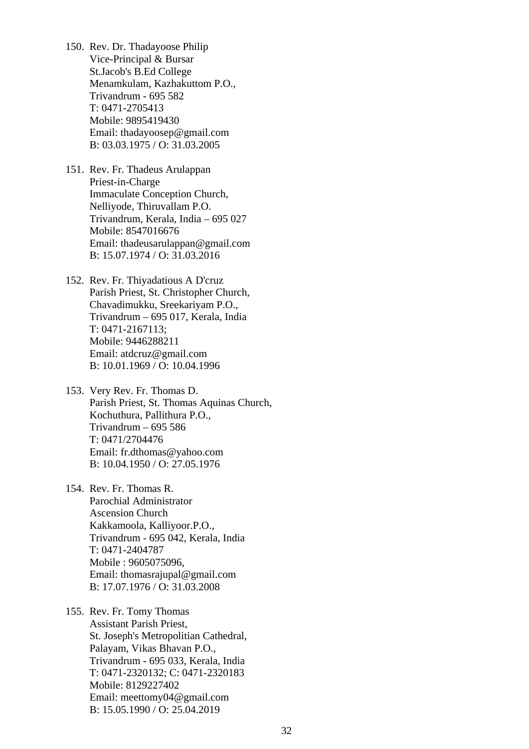150. Rev. Dr. Thadayoose Philip
     Vice-Principal & Bursar
     St.Jacob's B.Ed College
     Menamkulam, Kazhakuttom P.O.,
     Trivandrum - 695 582
     T: 0471-2705413
     Mobile: 9895419430
     Email: thadayoosep@gmail.com
     B: 03.03.1975 / O: 31.03.2005

151. Rev. Fr. Thadeus Arulappan
     Priest-in-Charge
     Immaculate Conception Church,
     Nelliyode, Thiruvallam P.O.
     Trivandrum, Kerala, India – 695 027
     Mobile: 8547016676
     Email: thadeusarulappan@gmail.com
     B: 15.07.1974 / O: 31.03.2016

152. Rev. Fr. Thiyadatious A D'cruz
     Parish Priest, St. Christopher Church,
     Chavadimukku, Sreekariyam P.O.,
     Trivandrum – 695 017, Kerala, India
     T: 0471-2167113;
     Mobile: 9446288211
     Email: atdcruz@gmail.com
     B: 10.01.1969 / O: 10.04.1996

153. Very Rev. Fr. Thomas D.
     Parish Priest, St. Thomas Aquinas Church,
     Kochuthura, Pallithura P.O.,
     Trivandrum – 695 586
     T: 0471/2704476
     Email: fr.dthomas@yahoo.com
     B: 10.04.1950 / O: 27.05.1976

154. Rev. Fr. Thomas R.
     Parochial Administrator
     Ascension Church
     Kakkamoola, Kalliyoor.P.O.,
     Trivandrum - 695 042, Kerala, India
     T: 0471-2404787
     Mobile : 9605075096,
     Email: thomasrajupal@gmail.com
     B: 17.07.1976 / O: 31.03.2008

155. Rev. Fr. Tomy Thomas
     Assistant Parish Priest,
     St. Joseph's Metropolitian Cathedral,
     Palayam, Vikas Bhavan P.O.,
     Trivandrum - 695 033, Kerala, India
     T: 0471-2320132; C: 0471-2320183
     Mobile: 8129227402
     Email: meettomy04@gmail.com
     B: 15.05.1990 / O: 25.04.2019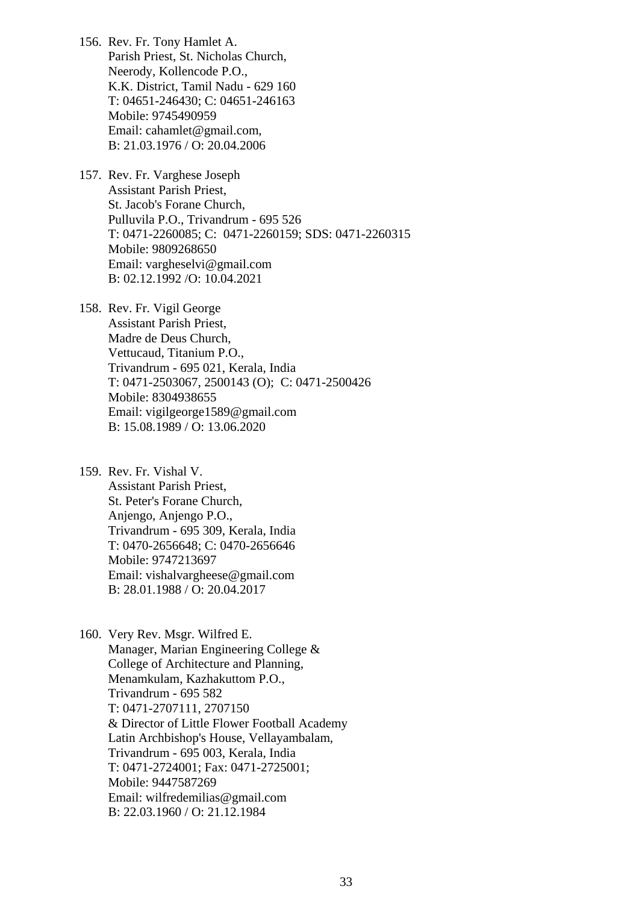156. Rev. Fr. Tony Hamlet A.
     Parish Priest, St. Nicholas Church,
     Neerody, Kollencode P.O.,
     K.K. District, Tamil Nadu - 629 160
     T: 04651-246430; C: 04651-246163
     Mobile: 9745490959
     Email: cahamlet@gmail.com,
     B: 21.03.1976 / O: 20.04.2006

157. Rev. Fr. Varghese Joseph
     Assistant Parish Priest,
     St. Jacob's Forane Church,
     Pulluvila P.O., Trivandrum - 695 526
     T: 0471-2260085; C: 0471-2260159; SDS: 0471-2260315
     Mobile: 9809268650
     Email: vargheselvi@gmail.com
     B: 02.12.1992 /O: 10.04.2021

158. Rev. Fr. Vigil George
     Assistant Parish Priest,
     Madre de Deus Church,
     Vettucaud, Titanium P.O.,
     Trivandrum - 695 021, Kerala, India
     T: 0471-2503067, 2500143 (O); C: 0471-2500426
     Mobile: 8304938655
     Email: vigilgeorge1589@gmail.com
     B: 15.08.1989 / O: 13.06.2020

159. Rev. Fr. Vishal V.
     Assistant Parish Priest,
     St. Peter's Forane Church,
     Anjengo, Anjengo P.O.,
     Trivandrum - 695 309, Kerala, India
     T: 0470-2656648; C: 0470-2656646
     Mobile: 9747213697
     Email: vishalvargheese@gmail.com
     B: 28.01.1988 / O: 20.04.2017

160. Very Rev. Msgr. Wilfred E.
     Manager, Marian Engineering College &
     College of Architecture and Planning,
     Menamkulam, Kazhakuttom P.O.,
     Trivandrum - 695 582
     T: 0471-2707111, 2707150
     & Director of Little Flower Football Academy
     Latin Archbishop's House, Vellayambalam,
     Trivandrum - 695 003, Kerala, India
     T: 0471-2724001; Fax: 0471-2725001;
     Mobile: 9447587269
     Email: wilfredemilias@gmail.com
     B: 22.03.1960 / O: 21.12.1984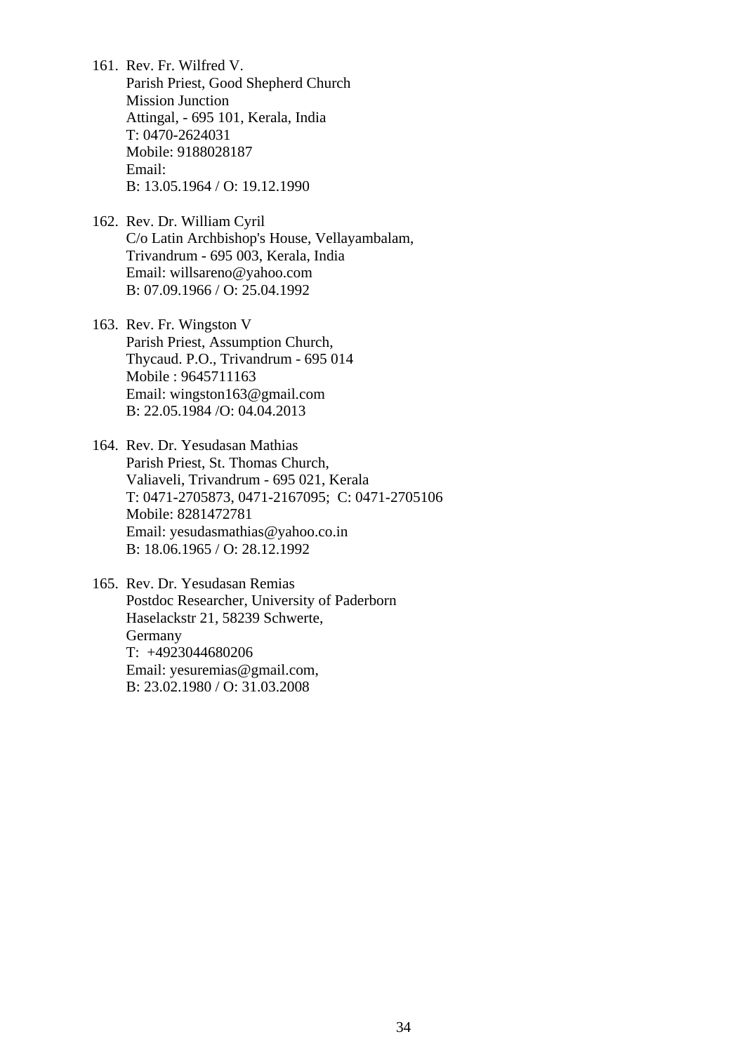161. Rev. Fr. Wilfred V.
     Parish Priest, Good Shepherd Church
     Mission Junction
     Attingal, - 695 101, Kerala, India
     T: 0470-2624031
     Mobile: 9188028187
     Email:
     B: 13.05.1964 / O: 19.12.1990

162. Rev. Dr. William Cyril
     C/o Latin Archbishop's House, Vellayambalam,
     Trivandrum - 695 003, Kerala, India
     Email: willsareno@yahoo.com
     B: 07.09.1966 / O: 25.04.1992

163. Rev. Fr. Wingston V
     Parish Priest, Assumption Church,
     Thycaud. P.O., Trivandrum - 695 014
     Mobile : 9645711163
     Email: wingston163@gmail.com
     B: 22.05.1984 /O: 04.04.2013

164. Rev. Dr. Yesudasan Mathias
     Parish Priest, St. Thomas Church,
     Valiaveli, Trivandrum - 695 021, Kerala
     T: 0471-2705873, 0471-2167095; C: 0471-2705106
     Mobile: 8281472781
     Email: yesudasmathias@yahoo.co.in
     B: 18.06.1965 / O: 28.12.1992

165. Rev. Dr. Yesudasan Remias
     Postdoc Researcher, University of Paderborn
     Haselackstr 21, 58239 Schwerte,
     Germany
     T: +4923044680206
     Email: yesuremias@gmail.com,
     B: 23.02.1980 / O: 31.03.2008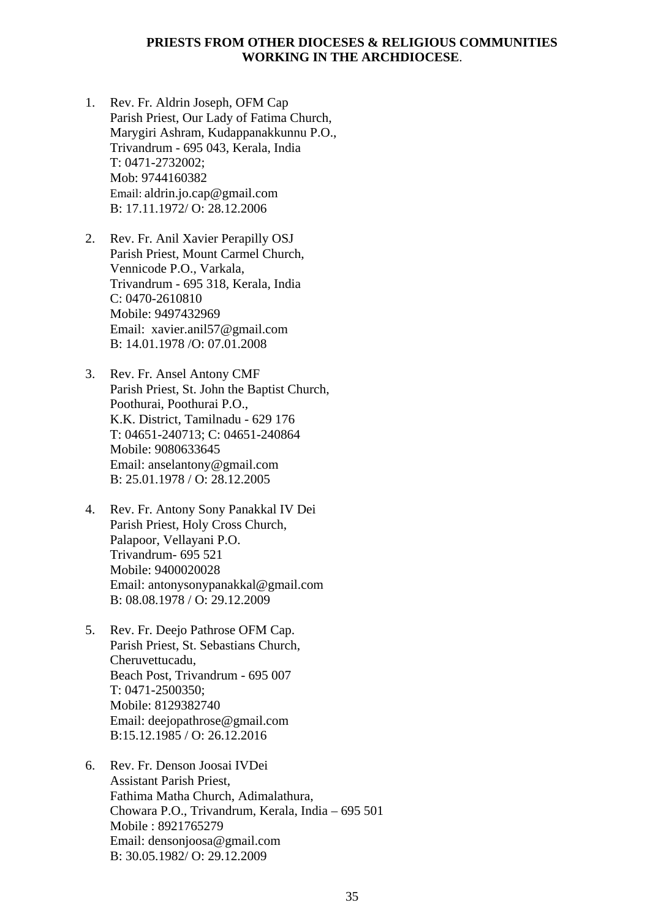**PRIESTS FROM OTHER DIOCESES & RELIGIOUS COMMUNITIES WORKING IN THE ARCHDIOCESE**.

1. Rev. Fr. Aldrin Joseph, OFM Cap
   Parish Priest, Our Lady of Fatima Church,
   Marygiri Ashram, Kudappanakkunnu P.O.,
   Trivandrum - 695 043, Kerala, India
   T: 0471-2732002;
   Mob: 9744160382
   Email: aldrin.jo.cap@gmail.com
   B: 17.11.1972/ O: 28.12.2006

2. Rev. Fr. Anil Xavier Perapilly OSJ
   Parish Priest, Mount Carmel Church,
   Vennicode P.O., Varkala,
   Trivandrum - 695 318, Kerala, India
   C: 0470-2610810
   Mobile: 9497432969
   Email: xavier.anil57@gmail.com
   B: 14.01.1978 /O: 07.01.2008

3. Rev. Fr. Ansel Antony CMF
   Parish Priest, St. John the Baptist Church,
   Poothurai, Poothurai P.O.,
   K.K. District, Tamilnadu - 629 176
   T: 04651-240713; C: 04651-240864
   Mobile: 9080633645
   Email: anselantony@gmail.com
   B: 25.01.1978 / O: 28.12.2005

4. Rev. Fr. Antony Sony Panakkal IV Dei
   Parish Priest, Holy Cross Church,
   Palapoor, Vellayani P.O.
   Trivandrum- 695 521
   Mobile: 9400020028
   Email: antonysonypanakkal@gmail.com
   B: 08.08.1978 / O: 29.12.2009

5. Rev. Fr. Deejo Pathrose OFM Cap.
   Parish Priest, St. Sebastians Church,
   Cheruvettucadu,
   Beach Post, Trivandrum - 695 007
   T: 0471-2500350;
   Mobile: 8129382740
   Email: deejopathrose@gmail.com
   B:15.12.1985 / O: 26.12.2016

6. Rev. Fr. Denson Joosai IVDei
   Assistant Parish Priest,
   Fathima Matha Church, Adimalathura,
   Chowara P.O., Trivandrum, Kerala, India – 695 501
   Mobile : 8921765279
   Email: densonjoosa@gmail.com
   B: 30.05.1982/ O: 29.12.2009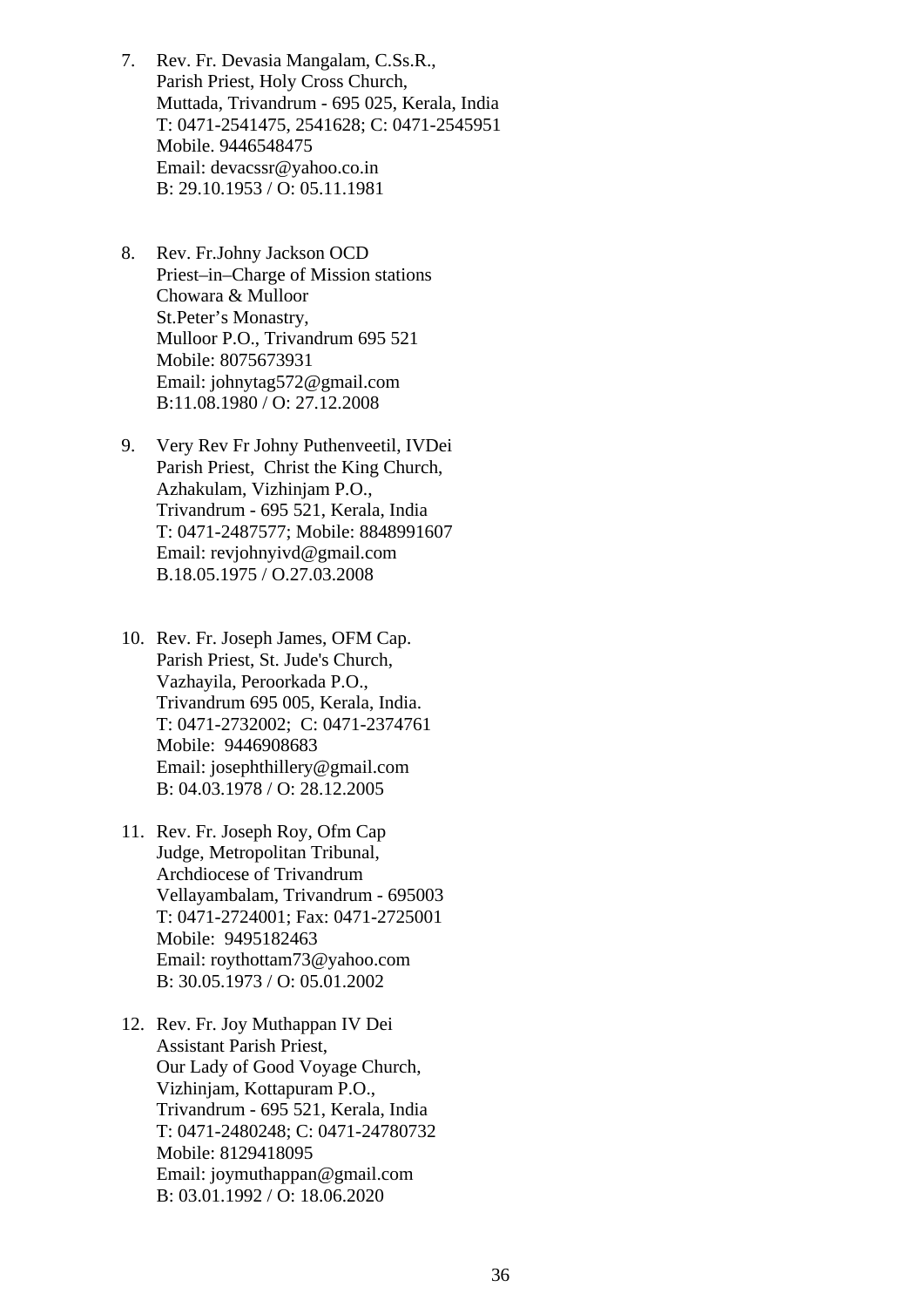7. Rev. Fr. Devasia Mangalam, C.Ss.R.,  
   Parish Priest, Holy Cross Church,  
   Muttada, Trivandrum - 695 025, Kerala, India  
   T: 0471-2541475, 2541628; C: 0471-2545951  
   Mobile. 9446548475  
   Email: devacssr@yahoo.co.in  
   B: 29.10.1953 / O: 05.11.1981

8. Rev. Fr.Johny Jackson OCD  
   Priest–in–Charge of Mission stations  
   Chowara & Mulloor  
   St.Peter's Monastry,  
   Mulloor P.O., Trivandrum 695 521  
   Mobile: 8075673931  
   Email: johnytag572@gmail.com  
   B:11.08.1980 / O: 27.12.2008

9. Very Rev Fr Johny Puthenveetil, IVDei  
   Parish Priest, Christ the King Church,  
   Azhakulam, Vizhinjam P.O.,  
   Trivandrum - 695 521, Kerala, India  
   T: 0471-2487577; Mobile: 8848991607  
   Email: revjohnyivd@gmail.com  
   B.18.05.1975 / O.27.03.2008

10. Rev. Fr. Joseph James, OFM Cap.  
    Parish Priest, St. Jude's Church,  
    Vazhayila, Peroorkada P.O.,  
    Trivandrum 695 005, Kerala, India.  
    T: 0471-2732002; C: 0471-2374761  
    Mobile: 9446908683  
    Email: josephthillery@gmail.com  
    B: 04.03.1978 / O: 28.12.2005

11. Rev. Fr. Joseph Roy, Ofm Cap  
    Judge, Metropolitan Tribunal,  
    Archdiocese of Trivandrum  
    Vellayambalam, Trivandrum - 695003  
    T: 0471-2724001; Fax: 0471-2725001  
    Mobile: 9495182463  
    Email: roythottam73@yahoo.com  
    B: 30.05.1973 / O: 05.01.2002

12. Rev. Fr. Joy Muthappan IV Dei  
    Assistant Parish Priest,  
    Our Lady of Good Voyage Church,  
    Vizhinjam, Kottapuram P.O.,  
    Trivandrum - 695 521, Kerala, India  
    T: 0471-2480248; C: 0471-24780732  
    Mobile: 8129418095  
    Email: joymuthappan@gmail.com  
    B: 03.01.1992 / O: 18.06.2020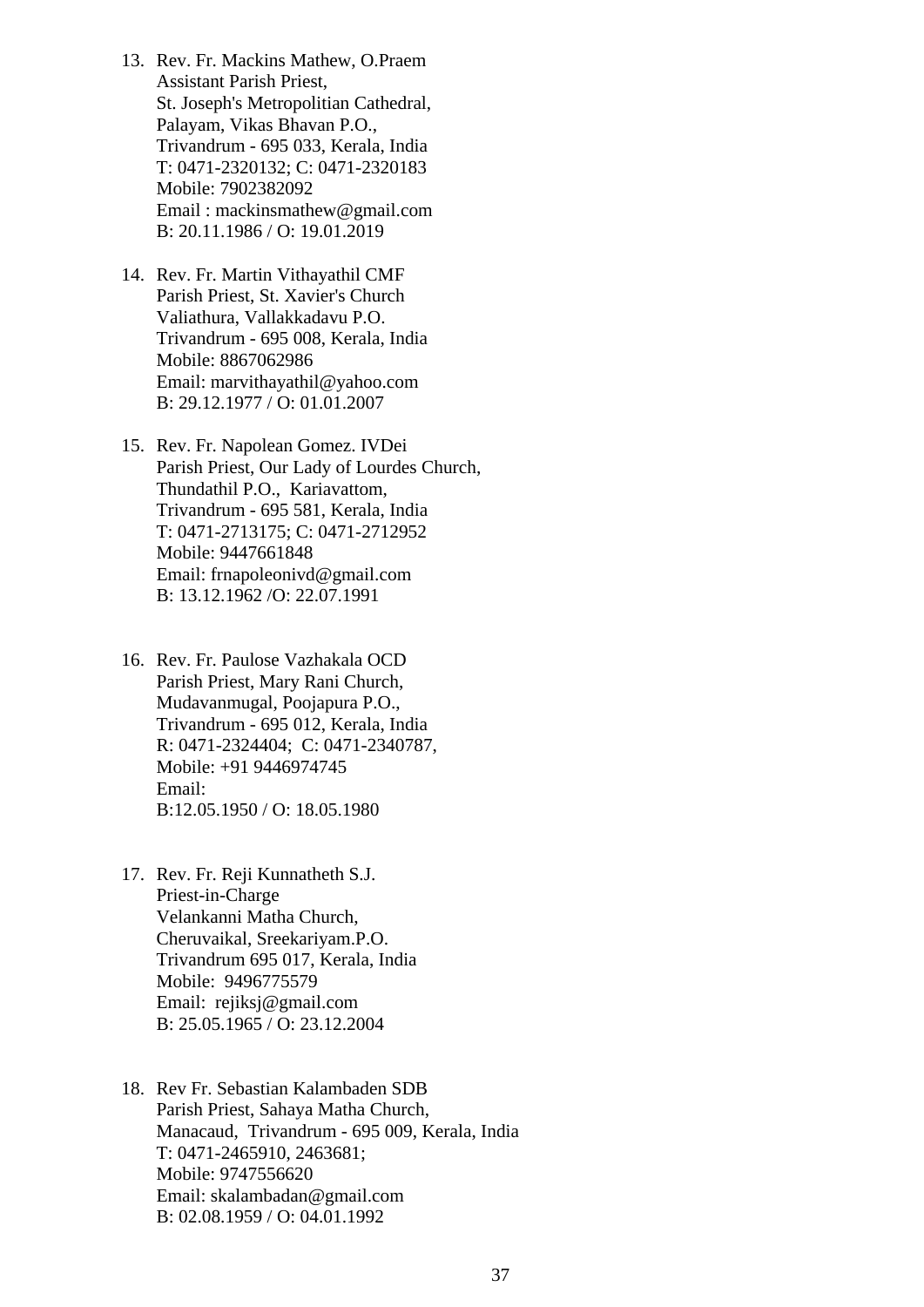13. Rev. Fr. Mackins Mathew, O.Praem
    Assistant Parish Priest,
    St. Joseph's Metropolitian Cathedral,
    Palayam, Vikas Bhavan P.O.,
    Trivandrum - 695 033, Kerala, India
    T: 0471-2320132; C: 0471-2320183
    Mobile: 7902382092
    Email : mackinsmathew@gmail.com
    B: 20.11.1986 / O: 19.01.2019

14. Rev. Fr. Martin Vithayathil CMF
    Parish Priest, St. Xavier's Church
    Valiathura, Vallakkadavu P.O.
    Trivandrum - 695 008, Kerala, India
    Mobile: 8867062986
    Email: marvithayathil@yahoo.com
    B: 29.12.1977 / O: 01.01.2007

15. Rev. Fr. Napolean Gomez. IVDei
    Parish Priest, Our Lady of Lourdes Church,
    Thundathil P.O., Kariavattom,
    Trivandrum - 695 581, Kerala, India
    T: 0471-2713175; C: 0471-2712952
    Mobile: 9447661848
    Email: frnapoleonivd@gmail.com
    B: 13.12.1962 /O: 22.07.1991

16. Rev. Fr. Paulose Vazhakala OCD
    Parish Priest, Mary Rani Church,
    Mudavanmugal, Poojapura P.O.,
    Trivandrum - 695 012, Kerala, India
    R: 0471-2324404; C: 0471-2340787,
    Mobile: +91 9446974745
    Email:
    B:12.05.1950 / O: 18.05.1980

17. Rev. Fr. Reji Kunnatheth S.J.
    Priest-in-Charge
    Velankanni Matha Church,
    Cheruvaikal, Sreekariyam.P.O.
    Trivandrum 695 017, Kerala, India
    Mobile: 9496775579
    Email: rejiksj@gmail.com
    B: 25.05.1965 / O: 23.12.2004

18. Rev Fr. Sebastian Kalambaden SDB
    Parish Priest, Sahaya Matha Church,
    Manacaud, Trivandrum - 695 009, Kerala, India
    T: 0471-2465910, 2463681;
    Mobile: 9747556620
    Email: skalambadan@gmail.com
    B: 02.08.1959 / O: 04.01.1992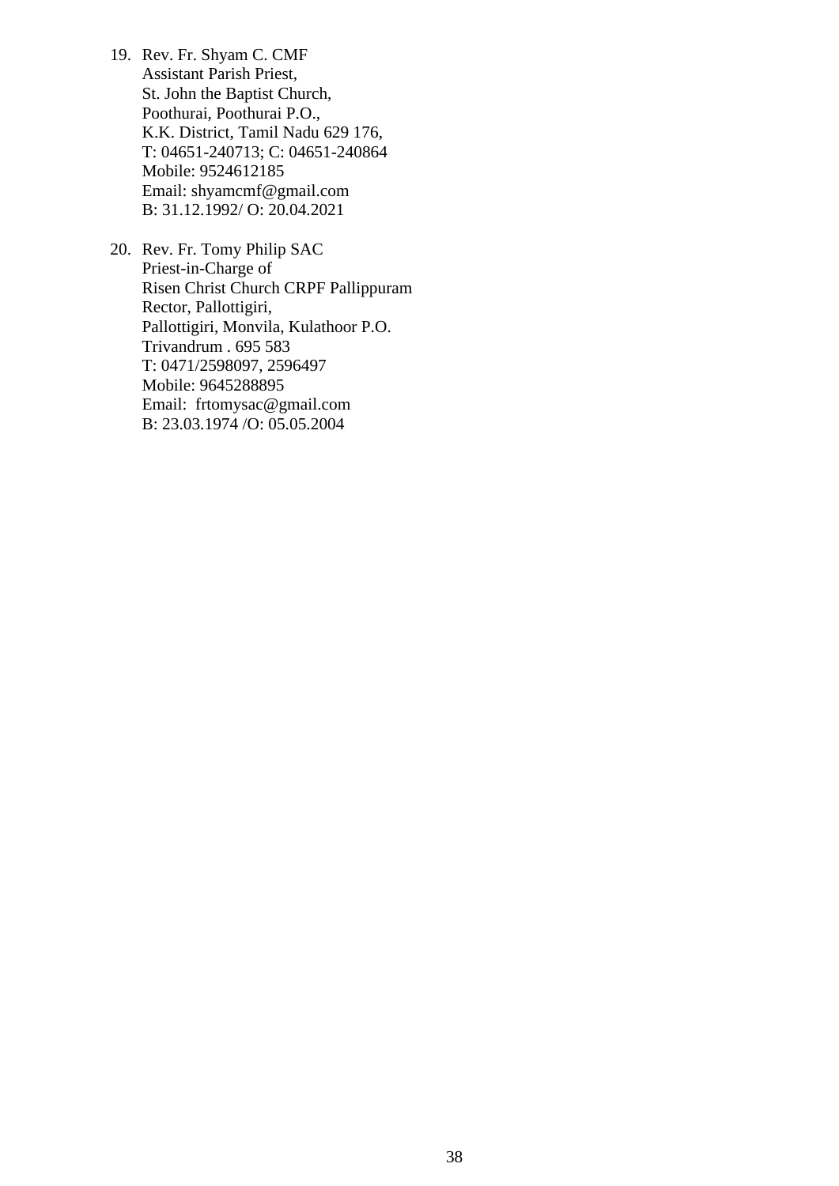19. Rev. Fr. Shyam C. CMF
    Assistant Parish Priest,
    St. John the Baptist Church,
    Poothurai, Poothurai P.O.,
    K.K. District, Tamil Nadu 629 176,
    T: 04651-240713; C: 04651-240864
    Mobile: 9524612185
    Email: shyamcmf@gmail.com
    B: 31.12.1992/ O: 20.04.2021

20. Rev. Fr. Tomy Philip SAC
    Priest-in-Charge of
    Risen Christ Church CRPF Pallippuram
    Rector, Pallottigiri,
    Pallottigiri, Monvila, Kulathoor P.O.
    Trivandrum . 695 583
    T: 0471/2598097, 2596497
    Mobile: 9645288895
    Email: frtomysac@gmail.com
    B: 23.03.1974 /O: 05.05.2004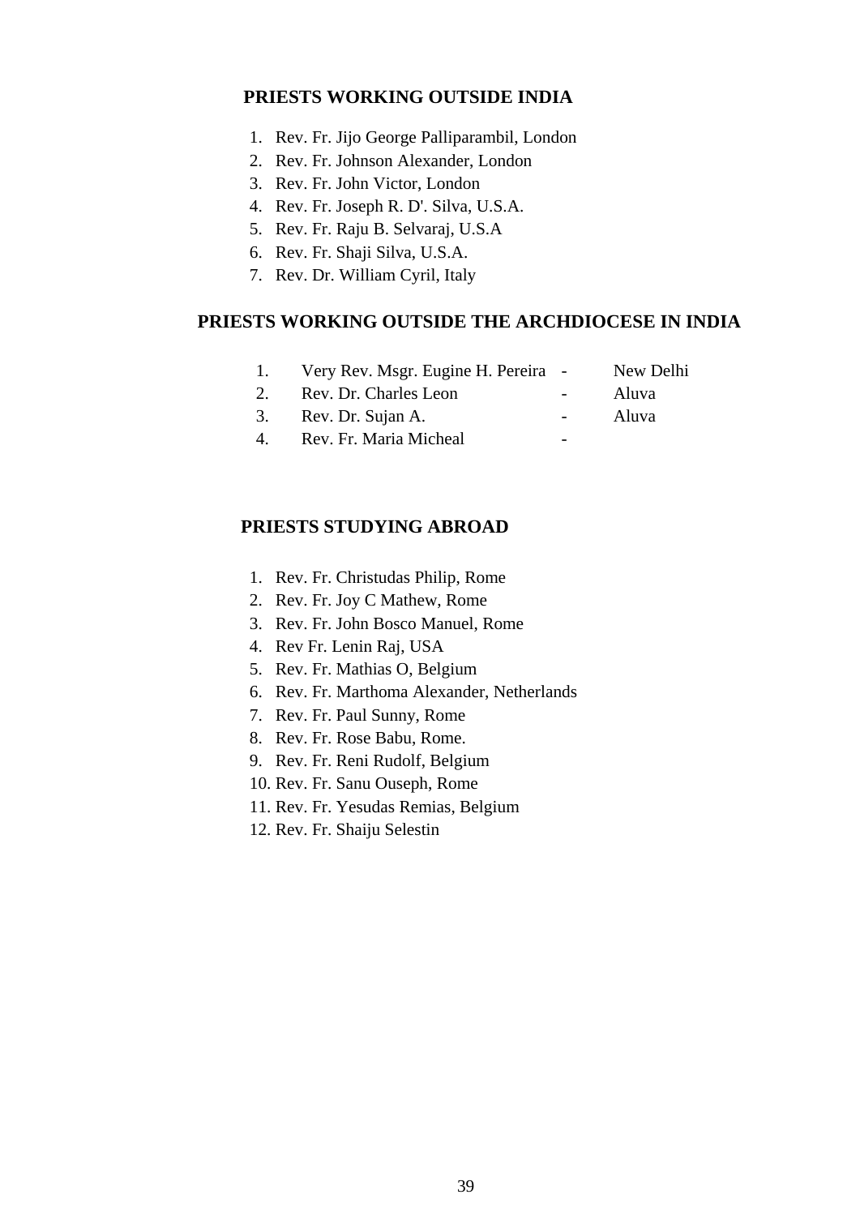## PRIESTS WORKING OUTSIDE INDIA

1. Rev. Fr. Jijo George Palliparambil, London
2. Rev. Fr. Johnson Alexander, London
3. Rev. Fr. John Victor, London
4. Rev. Fr. Joseph R. D'. Silva, U.S.A.
5. Rev. Fr. Raju B. Selvaraj, U.S.A
6. Rev. Fr. Shaji Silva, U.S.A.
7. Rev. Dr. William Cyril, Italy

## PRIESTS WORKING OUTSIDE THE ARCHDIOCESE IN INDIA

| | | | |
|---|---|---|---|
| 1. | Very Rev. Msgr. Eugine H. Pereira | - | New Delhi |
| 2. | Rev. Dr. Charles Leon | - | Aluva |
| 3. | Rev. Dr. Sujan A. | - | Aluva |
| 4. | Rev. Fr. Maria Micheal | - | |

## PRIESTS STUDYING ABROAD

1. Rev. Fr. Christudas Philip, Rome
2. Rev. Fr. Joy C Mathew, Rome
3. Rev. Fr. John Bosco Manuel, Rome
4. Rev Fr. Lenin Raj, USA
5. Rev. Fr. Mathias O, Belgium
6. Rev. Fr. Marthoma Alexander, Netherlands
7. Rev. Fr. Paul Sunny, Rome
8. Rev. Fr. Rose Babu, Rome.
9. Rev. Fr. Reni Rudolf, Belgium
10. Rev. Fr. Sanu Ouseph, Rome
11. Rev. Fr. Yesudas Remias, Belgium
12. Rev. Fr. Shaiju Selestin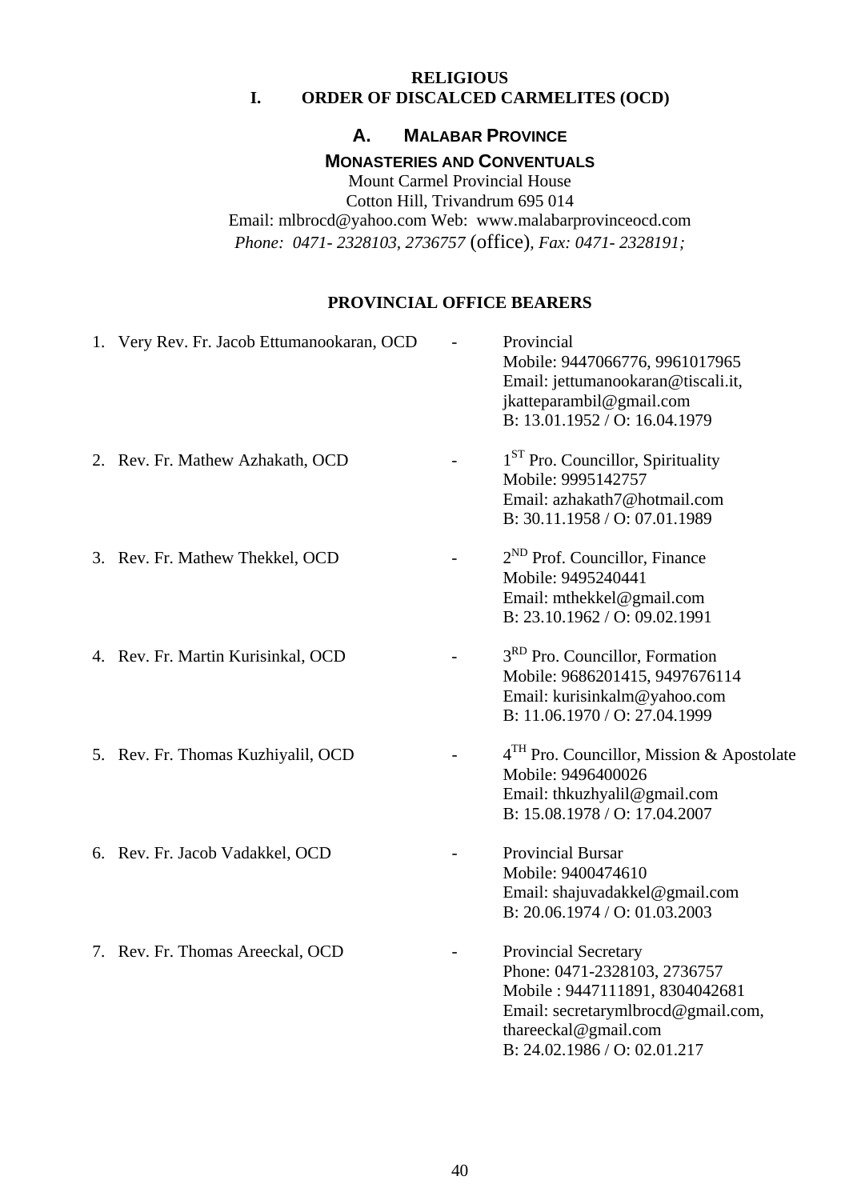**RELIGIOUS**

# I. ORDER OF DISCALCED CARMELITES (OCD)

## A. MALABAR PROVINCE

### MONASTERIES AND CONVENTUALS

Mount Carmel Provincial House
Cotton Hill, Trivandrum 695 014
Email: mlbrocd@yahoo.com Web: www.malabarprovinceocd.com
*Phone: 0471- 2328103, 2736757* (office)*, Fax: 0471- 2328191;*

### PROVINCIAL OFFICE BEARERS

1. Very Rev. Fr. Jacob Ettumanookaran, OCD - Provincial
   Mobile: 9447066776, 9961017965
   Email: jettumanookaran@tiscali.it, jkatteparambil@gmail.com
   B: 13.01.1952 / O: 16.04.1979

2. Rev. Fr. Mathew Azhakath, OCD - 1ST Pro. Councillor, Spirituality
   Mobile: 9995142757
   Email: azhakath7@hotmail.com
   B: 30.11.1958 / O: 07.01.1989

3. Rev. Fr. Mathew Thekkel, OCD - 2ND Prof. Councillor, Finance
   Mobile: 9495240441
   Email: mthekkel@gmail.com
   B: 23.10.1962 / O: 09.02.1991

4. Rev. Fr. Martin Kurisinkal, OCD - 3RD Pro. Councillor, Formation
   Mobile: 9686201415, 9497676114
   Email: kurisinkalm@yahoo.com
   B: 11.06.1970 / O: 27.04.1999

5. Rev. Fr. Thomas Kuzhiyalil, OCD - 4TH Pro. Councillor, Mission & Apostolate
   Mobile: 9496400026
   Email: thkuzhyalil@gmail.com
   B: 15.08.1978 / O: 17.04.2007

6. Rev. Fr. Jacob Vadakkel, OCD - Provincial Bursar
   Mobile: 9400474610
   Email: shajuvadakkel@gmail.com
   B: 20.06.1974 / O: 01.03.2003

7. Rev. Fr. Thomas Areeckal, OCD - Provincial Secretary
   Phone: 0471-2328103, 2736757
   Mobile : 9447111891, 8304042681
   Email: secretarymlbrocd@gmail.com, thareeckal@gmail.com
   B: 24.02.1986 / O: 02.01.217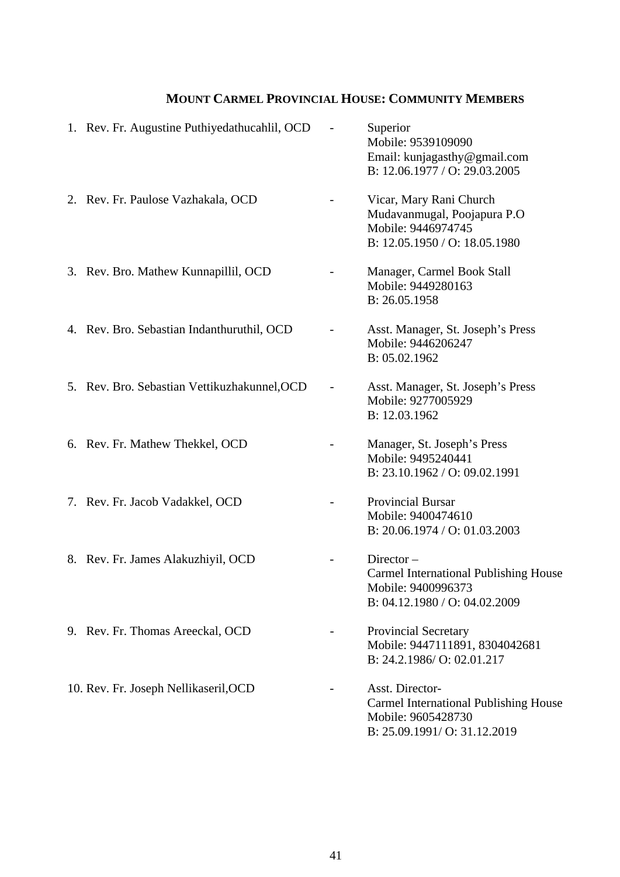## MOUNT CARMEL PROVINCIAL HOUSE: COMMUNITY MEMBERS

1. Rev. Fr. Augustine Puthiyedathucahlil, OCD - Superior
   Mobile: 9539109090
   Email: kunjagasthy@gmail.com
   B: 12.06.1977 / O: 29.03.2005

2. Rev. Fr. Paulose Vazhakala, OCD - Vicar, Mary Rani Church
   Mudavanmugal, Poojapura P.O
   Mobile: 9446974745
   B: 12.05.1950 / O: 18.05.1980

3. Rev. Bro. Mathew Kunnapillil, OCD - Manager, Carmel Book Stall
   Mobile: 9449280163
   B: 26.05.1958

4. Rev. Bro. Sebastian Indanthuruthil, OCD - Asst. Manager, St. Joseph's Press
   Mobile: 9446206247
   B: 05.02.1962

5. Rev. Bro. Sebastian Vettikuzhakunnel,OCD - Asst. Manager, St. Joseph's Press
   Mobile: 9277005929
   B: 12.03.1962

6. Rev. Fr. Mathew Thekkel, OCD - Manager, St. Joseph's Press
   Mobile: 9495240441
   B: 23.10.1962 / O: 09.02.1991

7. Rev. Fr. Jacob Vadakkel, OCD - Provincial Bursar
   Mobile: 9400474610
   B: 20.06.1974 / O: 01.03.2003

8. Rev. Fr. James Alakuzhiyil, OCD - Director –
   Carmel International Publishing House
   Mobile: 9400996373
   B: 04.12.1980 / O: 04.02.2009

9. Rev. Fr. Thomas Areeckal, OCD - Provincial Secretary
   Mobile: 9447111891, 8304042681
   B: 24.2.1986/ O: 02.01.217

10. Rev. Fr. Joseph Nellikaseril,OCD - Asst. Director-
    Carmel International Publishing House
    Mobile: 9605428730
    B: 25.09.1991/ O: 31.12.2019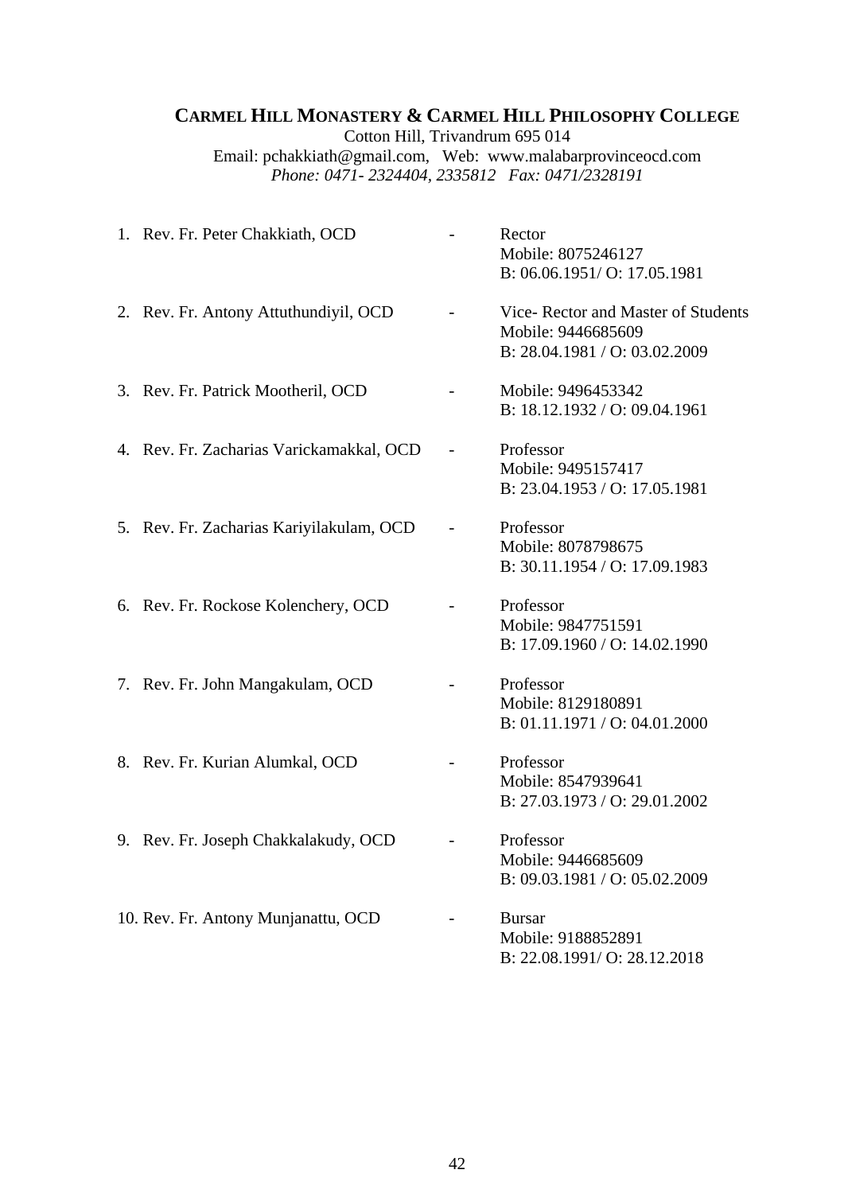## CARMEL HILL MONASTERY & CARMEL HILL PHILOSOPHY COLLEGE

Cotton Hill, Trivandrum 695 014
Email: pchakkiath@gmail.com, Web: www.malabarprovinceocd.com
*Phone: 0471- 2324404, 2335812 Fax: 0471/2328191*

1. Rev. Fr. Peter Chakkiath, OCD - Rector
   Mobile: 8075246127
   B: 06.06.1951/ O: 17.05.1981

2. Rev. Fr. Antony Attuthundiyil, OCD - Vice- Rector and Master of Students
   Mobile: 9446685609
   B: 28.04.1981 / O: 03.02.2009

3. Rev. Fr. Patrick Mootheril, OCD - Mobile: 9496453342
   B: 18.12.1932 / O: 09.04.1961

4. Rev. Fr. Zacharias Varickamakkal, OCD - Professor
   Mobile: 9495157417
   B: 23.04.1953 / O: 17.05.1981

5. Rev. Fr. Zacharias Kariyilakulam, OCD - Professor
   Mobile: 8078798675
   B: 30.11.1954 / O: 17.09.1983

6. Rev. Fr. Rockose Kolenchery, OCD - Professor
   Mobile: 9847751591
   B: 17.09.1960 / O: 14.02.1990

7. Rev. Fr. John Mangakulam, OCD - Professor
   Mobile: 8129180891
   B: 01.11.1971 / O: 04.01.2000

8. Rev. Fr. Kurian Alumkal, OCD - Professor
   Mobile: 8547939641
   B: 27.03.1973 / O: 29.01.2002

9. Rev. Fr. Joseph Chakkalakudy, OCD - Professor
   Mobile: 9446685609
   B: 09.03.1981 / O: 05.02.2009

10. Rev. Fr. Antony Munjanattu, OCD - Bursar
    Mobile: 9188852891
    B: 22.08.1991/ O: 28.12.2018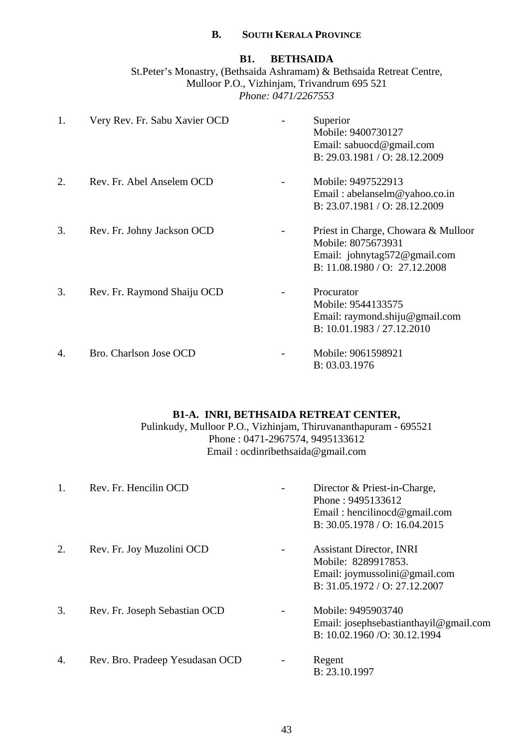## B. SOUTH KERALA PROVINCE

### B1. BETHSAIDA

St.Peter's Monastry, (Bethsaida Ashramam) & Bethsaida Retreat Centre,
Mulloor P.O., Vizhinjam, Trivandrum 695 521
*Phone: 0471/2267553*

1. Very Rev. Fr. Sabu Xavier OCD - Superior
   Mobile: 9400730127
   Email: sabuocd@gmail.com
   B: 29.03.1981 / O: 28.12.2009

2. Rev. Fr. Abel Anselem OCD - Mobile: 9497522913
   Email : abelanselm@yahoo.co.in
   B: 23.07.1981 / O: 28.12.2009

3. Rev. Fr. Johny Jackson OCD - Priest in Charge, Chowara & Mulloor
   Mobile: 8075673931
   Email: johnytag572@gmail.com
   B: 11.08.1980 / O: 27.12.2008

3. Rev. Fr. Raymond Shaiju OCD - Procurator
   Mobile: 9544133575
   Email: raymond.shiju@gmail.com
   B: 10.01.1983 / 27.12.2010

4. Bro. Charlson Jose OCD - Mobile: 9061598921
   B: 03.03.1976

### B1-A. INRI, BETHSAIDA RETREAT CENTER,

Pulinkudy, Mulloor P.O., Vizhinjam, Thiruvananthapuram - 695521
Phone : 0471-2967574, 9495133612
Email : ocdinribethsaida@gmail.com

1. Rev. Fr. Hencilin OCD - Director & Priest-in-Charge,
   Phone : 9495133612
   Email : hencilinocd@gmail.com
   B: 30.05.1978 / O: 16.04.2015

2. Rev. Fr. Joy Muzolini OCD - Assistant Director, INRI
   Mobile: 8289917853.
   Email: joymussolini@gmail.com
   B: 31.05.1972 / O: 27.12.2007

3. Rev. Fr. Joseph Sebastian OCD - Mobile: 9495903740
   Email: josephsebastianthayil@gmail.com
   B: 10.02.1960 /O: 30.12.1994

4. Rev. Bro. Pradeep Yesudasan OCD - Regent
   B: 23.10.1997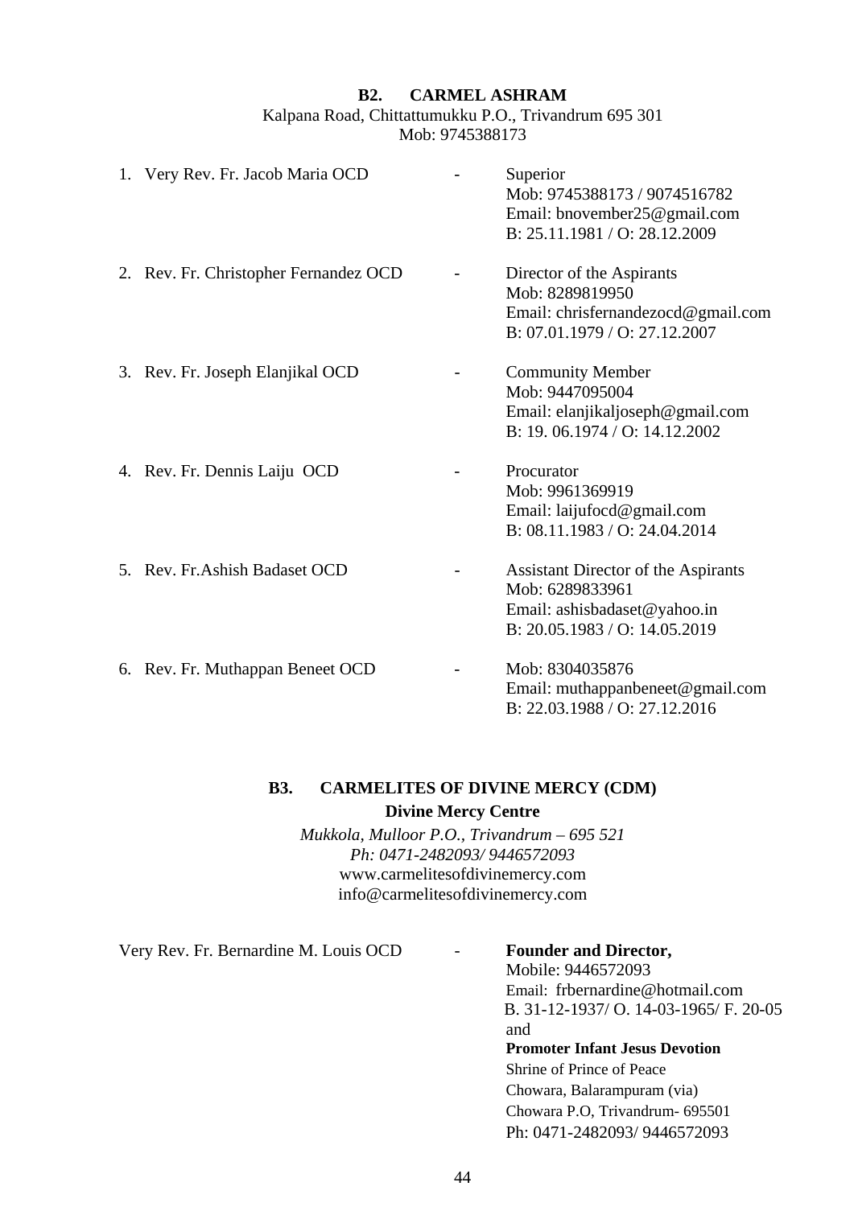## B2. CARMEL ASHRAM

Kalpana Road, Chittattumukku P.O., Trivandrum 695 301
Mob: 9745388173

1. Very Rev. Fr. Jacob Maria OCD - Superior
   Mob: 9745388173 / 9074516782
   Email: bnovember25@gmail.com
   B: 25.11.1981 / O: 28.12.2009

2. Rev. Fr. Christopher Fernandez OCD - Director of the Aspirants
   Mob: 8289819950
   Email: chrisfernandezocd@gmail.com
   B: 07.01.1979 / O: 27.12.2007

3. Rev. Fr. Joseph Elanjikal OCD - Community Member
   Mob: 9447095004
   Email: elanjikaljoseph@gmail.com
   B: 19. 06.1974 / O: 14.12.2002

4. Rev. Fr. Dennis Laiju OCD - Procurator
   Mob: 9961369919
   Email: laijufocd@gmail.com
   B: 08.11.1983 / O: 24.04.2014

5. Rev. Fr.Ashish Badaset OCD - Assistant Director of the Aspirants
   Mob: 6289833961
   Email: ashisbadaset@yahoo.in
   B: 20.05.1983 / O: 14.05.2019

6. Rev. Fr. Muthappan Beneet OCD - Mob: 8304035876
   Email: muthappanbeneet@gmail.com
   B: 22.03.1988 / O: 27.12.2016

## B3. CARMELITES OF DIVINE MERCY (CDM)

**Divine Mercy Centre**

*Mukkola, Mulloor P.O., Trivandrum – 695 521*
*Ph: 0471-2482093/ 9446572093*
www.carmelitesofdivinemercy.com
info@carmelitesofdivinemercy.com

Very Rev. Fr. Bernardine M. Louis OCD - **Founder and Director,**
Mobile: 9446572093
Email: frbernardine@hotmail.com
B. 31-12-1937/ O. 14-03-1965/ F. 20-05
and
**Promoter Infant Jesus Devotion**
Shrine of Prince of Peace
Chowara, Balarampuram (via)
Chowara P.O, Trivandrum- 695501
Ph: 0471-2482093/ 9446572093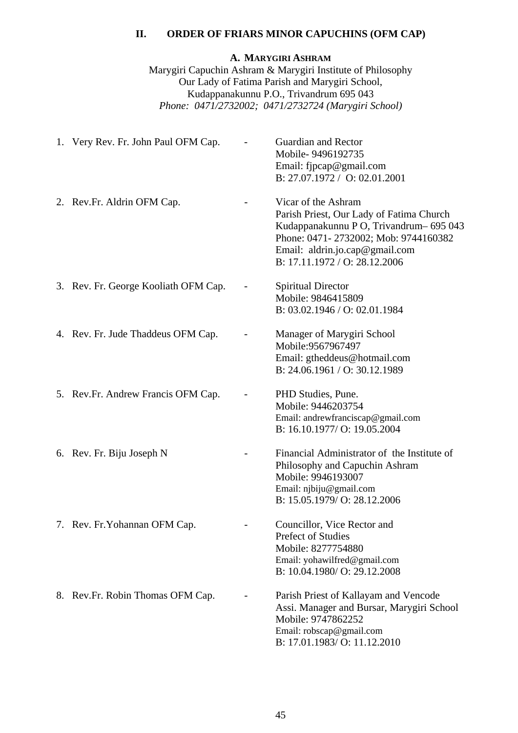## II. ORDER OF FRIARS MINOR CAPUCHINS (OFM CAP)

### A. MARYGIRI ASHRAM

Marygiri Capuchin Ashram & Marygiri Institute of Philosophy
Our Lady of Fatima Parish and Marygiri School,
Kudappanakunnu P.O., Trivandrum 695 043
*Phone: 0471/2732002; 0471/2732724 (Marygiri School)*

1. Very Rev. Fr. John Paul OFM Cap. - Guardian and Rector
   Mobile- 9496192735
   Email: fjpcap@gmail.com
   B: 27.07.1972 / O: 02.01.2001

2. Rev.Fr. Aldrin OFM Cap. - Vicar of the Ashram
   Parish Priest, Our Lady of Fatima Church
   Kudappanakunnu P O, Trivandrum– 695 043
   Phone: 0471- 2732002; Mob: 9744160382
   Email: aldrin.jo.cap@gmail.com
   B: 17.11.1972 / O: 28.12.2006

3. Rev. Fr. George Kooliath OFM Cap. - Spiritual Director
   Mobile: 9846415809
   B: 03.02.1946 / O: 02.01.1984

4. Rev. Fr. Jude Thaddeus OFM Cap. - Manager of Marygiri School
   Mobile:9567967497
   Email: gtheddeus@hotmail.com
   B: 24.06.1961 / O: 30.12.1989

5. Rev.Fr. Andrew Francis OFM Cap. - PHD Studies, Pune.
   Mobile: 9446203754
   Email: andrewfranciscap@gmail.com
   B: 16.10.1977/ O: 19.05.2004

6. Rev. Fr. Biju Joseph N - Financial Administrator of the Institute of Philosophy and Capuchin Ashram
   Mobile: 9946193007
   Email: njbiju@gmail.com
   B: 15.05.1979/ O: 28.12.2006

7. Rev. Fr.Yohannan OFM Cap. - Councillor, Vice Rector and Prefect of Studies
   Mobile: 8277754880
   Email: yohawilfred@gmail.com
   B: 10.04.1980/ O: 29.12.2008

8. Rev.Fr. Robin Thomas OFM Cap. - Parish Priest of Kallayam and Vencode
   Assi. Manager and Bursar, Marygiri School
   Mobile: 9747862252
   Email: robscap@gmail.com
   B: 17.01.1983/ O: 11.12.2010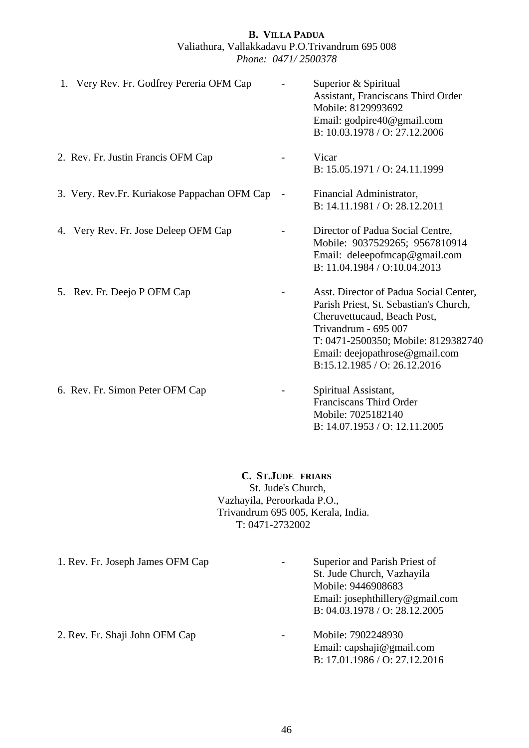## B. VILLA PADUA

Valiathura, Vallakkadavu P.O.Trivandrum 695 008
*Phone: 0471/ 2500378*

1. Very Rev. Fr. Godfrey Pereria OFM Cap - Superior & Spiritual Assistant, Franciscans Third Order
   Mobile: 8129993692
   Email: godpire40@gmail.com
   B: 10.03.1978 / O: 27.12.2006

2. Rev. Fr. Justin Francis OFM Cap - Vicar
   B: 15.05.1971 / O: 24.11.1999

3. Very. Rev.Fr. Kuriakose Pappachan OFM Cap - Financial Administrator,
   B: 14.11.1981 / O: 28.12.2011

4. Very Rev. Fr. Jose Deleep OFM Cap - Director of Padua Social Centre,
   Mobile: 9037529265; 9567810914
   Email: deleepofmcap@gmail.com
   B: 11.04.1984 / O:10.04.2013

5. Rev. Fr. Deejo P OFM Cap - Asst. Director of Padua Social Center, Parish Priest, St. Sebastian's Church, Cheruvettucaud, Beach Post, Trivandrum - 695 007
   T: 0471-2500350; Mobile: 8129382740
   Email: deejopathrose@gmail.com
   B:15.12.1985 / O: 26.12.2016

6. Rev. Fr. Simon Peter OFM Cap - Spiritual Assistant, Franciscans Third Order
   Mobile: 7025182140
   B: 14.07.1953 / O: 12.11.2005

## C. ST.JUDE FRIARS

St. Jude's Church,
Vazhayila, Peroorkada P.O.,
Trivandrum 695 005, Kerala, India.
T: 0471-2732002

1. Rev. Fr. Joseph James OFM Cap - Superior and Parish Priest of St. Jude Church, Vazhayila
   Mobile: 9446908683
   Email: josephthillery@gmail.com
   B: 04.03.1978 / O: 28.12.2005

2. Rev. Fr. Shaji John OFM Cap - Mobile: 7902248930
   Email: capshaji@gmail.com
   B: 17.01.1986 / O: 27.12.2016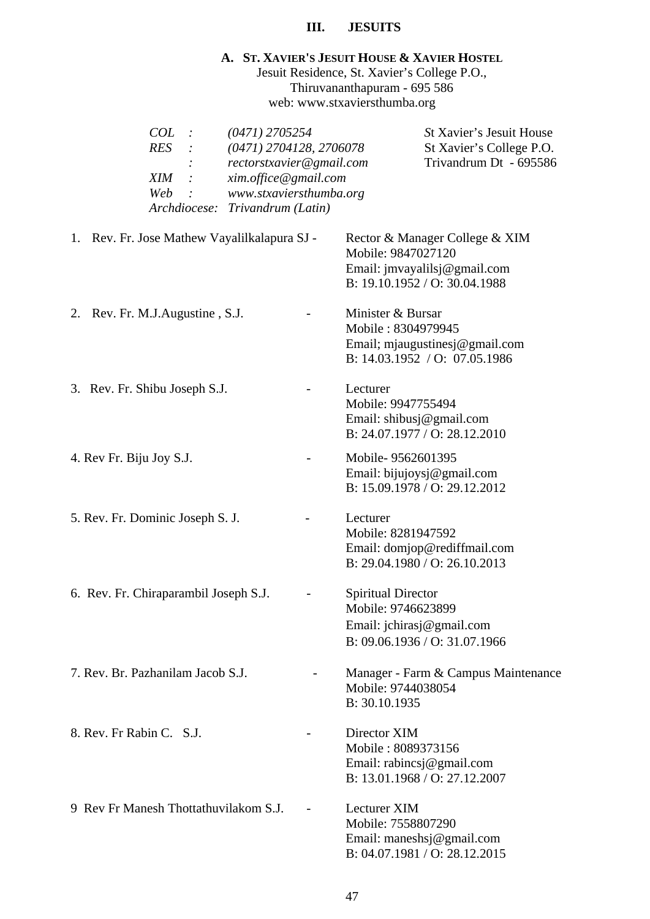# III. JESUITS

## A. St. Xavier's Jesuit House & Xavier Hostel

Jesuit Residence, St. Xavier's College P.O.,
Thiruvananthapuram - 695 586
web: www.stxaviersthumba.org

*COL : (0471) 2705254*
*RES : (0471) 2704128, 2706078*
*: rectorstxavier@gmail.com*
*XIM : xim.office@gmail.com*
*Web : www.stxaviersthumba.org*
*Archdiocese: Trivandrum (Latin)*

St Xavier's Jesuit House
St Xavier's College P.O.
Trivandrum Dt - 695586

1. Rev. Fr. Jose Mathew Vayalilkalapura SJ - Rector & Manager College & XIM
   Mobile: 9847027120
   Email: jmvayalilsj@gmail.com
   B: 19.10.1952 / O: 30.04.1988

2. Rev. Fr. M.J.Augustine , S.J. - Minister & Bursar
   Mobile : 8304979945
   Email; mjaugustinesj@gmail.com
   B: 14.03.1952 / O: 07.05.1986

3. Rev. Fr. Shibu Joseph S.J. - Lecturer
   Mobile: 9947755494
   Email: shibusj@gmail.com
   B: 24.07.1977 / O: 28.12.2010

4. Rev Fr. Biju Joy S.J. - Mobile- 9562601395
   Email: bijujoysj@gmail.com
   B: 15.09.1978 / O: 29.12.2012

5. Rev. Fr. Dominic Joseph S. J. - Lecturer
   Mobile: 8281947592
   Email: domjop@rediffmail.com
   B: 29.04.1980 / O: 26.10.2013

6. Rev. Fr. Chiraparambil Joseph S.J. - Spiritual Director
   Mobile: 9746623899
   Email: jchirasj@gmail.com
   B: 09.06.1936 / O: 31.07.1966

7. Rev. Br. Pazhanilam Jacob S.J. - Manager - Farm & Campus Maintenance
   Mobile: 9744038054
   B: 30.10.1935

8. Rev. Fr Rabin C. S.J. - Director XIM
   Mobile : 8089373156
   Email: rabincsj@gmail.com
   B: 13.01.1968 / O: 27.12.2007

9. Rev Fr Manesh Thottathuvilakom S.J. - Lecturer XIM
   Mobile: 7558807290
   Email: maneshsj@gmail.com
   B: 04.07.1981 / O: 28.12.2015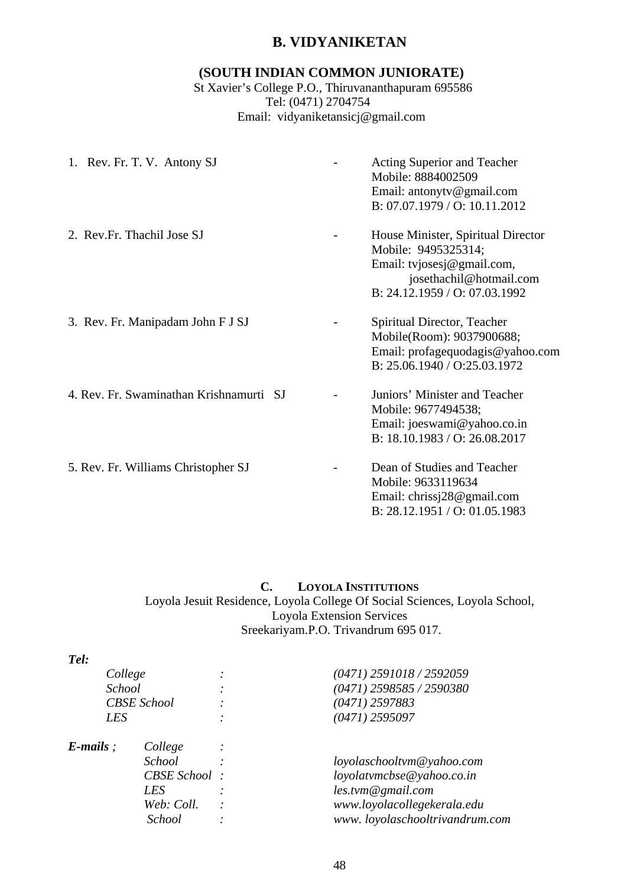## B. VIDYANIKETAN

### (SOUTH INDIAN COMMON JUNIORATE)

St Xavier's College P.O., Thiruvananthapuram 695586
Tel: (0471) 2704754
Email: vidyaniketansicj@gmail.com

1. Rev. Fr. T. V. Antony SJ - Acting Superior and Teacher
   Mobile: 8884002509
   Email: antonytv@gmail.com
   B: 07.07.1979 / O: 10.11.2012

2. Rev.Fr. Thachil Jose SJ - House Minister, Spiritual Director
   Mobile: 9495325314;
   Email: tvjosesj@gmail.com,
   josethachil@hotmail.com
   B: 24.12.1959 / O: 07.03.1992

3. Rev. Fr. Manipadam John F J SJ - Spiritual Director, Teacher
   Mobile(Room): 9037900688;
   Email: profagequodagis@yahoo.com
   B: 25.06.1940 / O:25.03.1972

4. Rev. Fr. Swaminathan Krishnamurti SJ - Juniors' Minister and Teacher
   Mobile: 9677494538;
   Email: joeswami@yahoo.co.in
   B: 18.10.1983 / O: 26.08.2017

5. Rev. Fr. Williams Christopher SJ - Dean of Studies and Teacher
   Mobile: 9633119634
   Email: chrissj28@gmail.com
   B: 28.12.1951 / O: 01.05.1983

## C. LOYOLA INSTITUTIONS

Loyola Jesuit Residence, Loyola College Of Social Sciences, Loyola School,
Loyola Extension Services
Sreekariyam.P.O. Trivandrum 695 017.

***Tel:***

| | | |
|---|---|---|
| *College* | : | *(0471) 2591018 / 2592059* |
| *School* | : | *(0471) 2598585 / 2590380* |
| *CBSE School* | : | *(0471) 2597883* |
| *LES* | : | *(0471) 2595097* |

***E-mails*** *;*

| | | |
|---|---|---|
| *College* | : | |
| *School* | : | *loyolaschooltvm@yahoo.com* |
| *CBSE School* | : | *loyolatvmcbse@yahoo.co.in* |
| *LES* | : | *les.tvm@gmail.com* |
| *Web: Coll.* | : | *www.loyolacollegekerala.edu* |
| *School* | : | *www. loyolaschooltrivandrum.com* |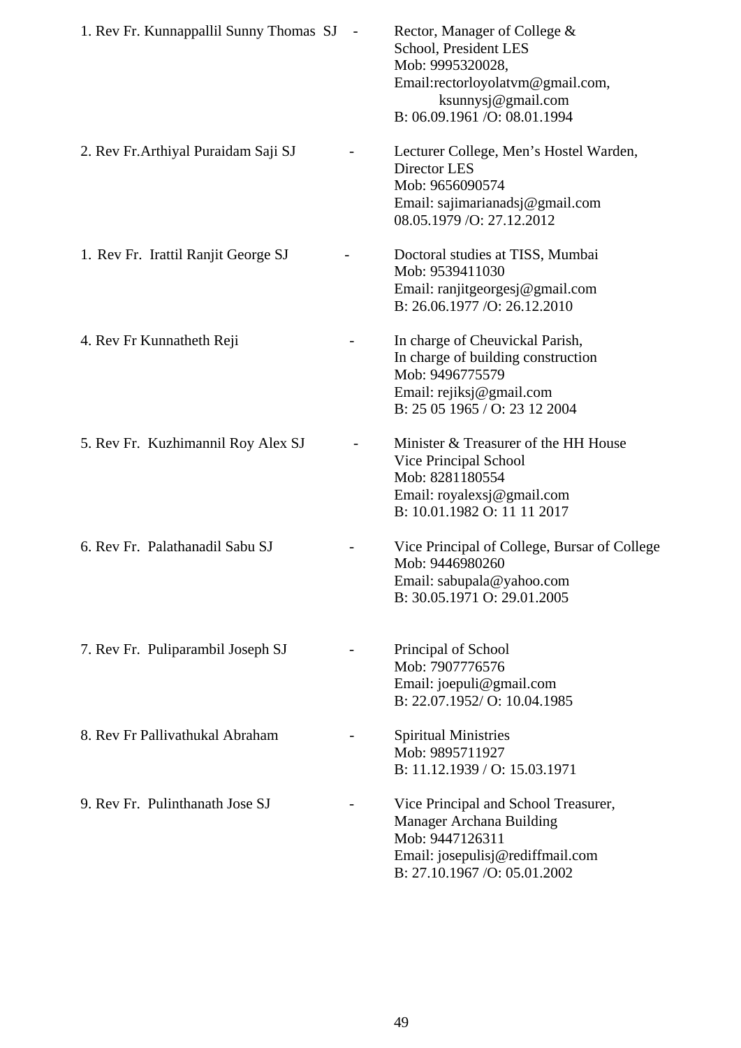1. Rev Fr. Kunnappallil Sunny Thomas SJ - Rector, Manager of College & School, President LES
Mob: 9995320028,
Email:rectorloyolatvm@gmail.com,
ksunnysj@gmail.com
B: 06.09.1961 /O: 08.01.1994

2. Rev Fr.Arthiyal Puraidam Saji SJ - Lecturer College, Men's Hostel Warden, Director LES
Mob: 9656090574
Email: sajimarianadsj@gmail.com
08.05.1979 /O: 27.12.2012

1. Rev Fr. Irattil Ranjit George SJ - Doctoral studies at TISS, Mumbai
Mob: 9539411030
Email: ranjitgeorgesj@gmail.com
B: 26.06.1977 /O: 26.12.2010

4. Rev Fr Kunnatheth Reji - In charge of Cheuvickal Parish,
In charge of building construction
Mob: 9496775579
Email: rejiksj@gmail.com
B: 25 05 1965 / O: 23 12 2004

5. Rev Fr. Kuzhimannil Roy Alex SJ - Minister & Treasurer of the HH House
Vice Principal School
Mob: 8281180554
Email: royalexsj@gmail.com
B: 10.01.1982 O: 11 11 2017

6. Rev Fr. Palathanadil Sabu SJ - Vice Principal of College, Bursar of College
Mob: 9446980260
Email: sabupala@yahoo.com
B: 30.05.1971 O: 29.01.2005

7. Rev Fr. Puliparambil Joseph SJ - Principal of School
Mob: 7907776576
Email: joepuli@gmail.com
B: 22.07.1952/ O: 10.04.1985

8. Rev Fr Pallivathukal Abraham - Spiritual Ministries
Mob: 9895711927
B: 11.12.1939 / O: 15.03.1971

9. Rev Fr. Pulinthanath Jose SJ - Vice Principal and School Treasurer,
Manager Archana Building
Mob: 9447126311
Email: josepulisj@rediffmail.com
B: 27.10.1967 /O: 05.01.2002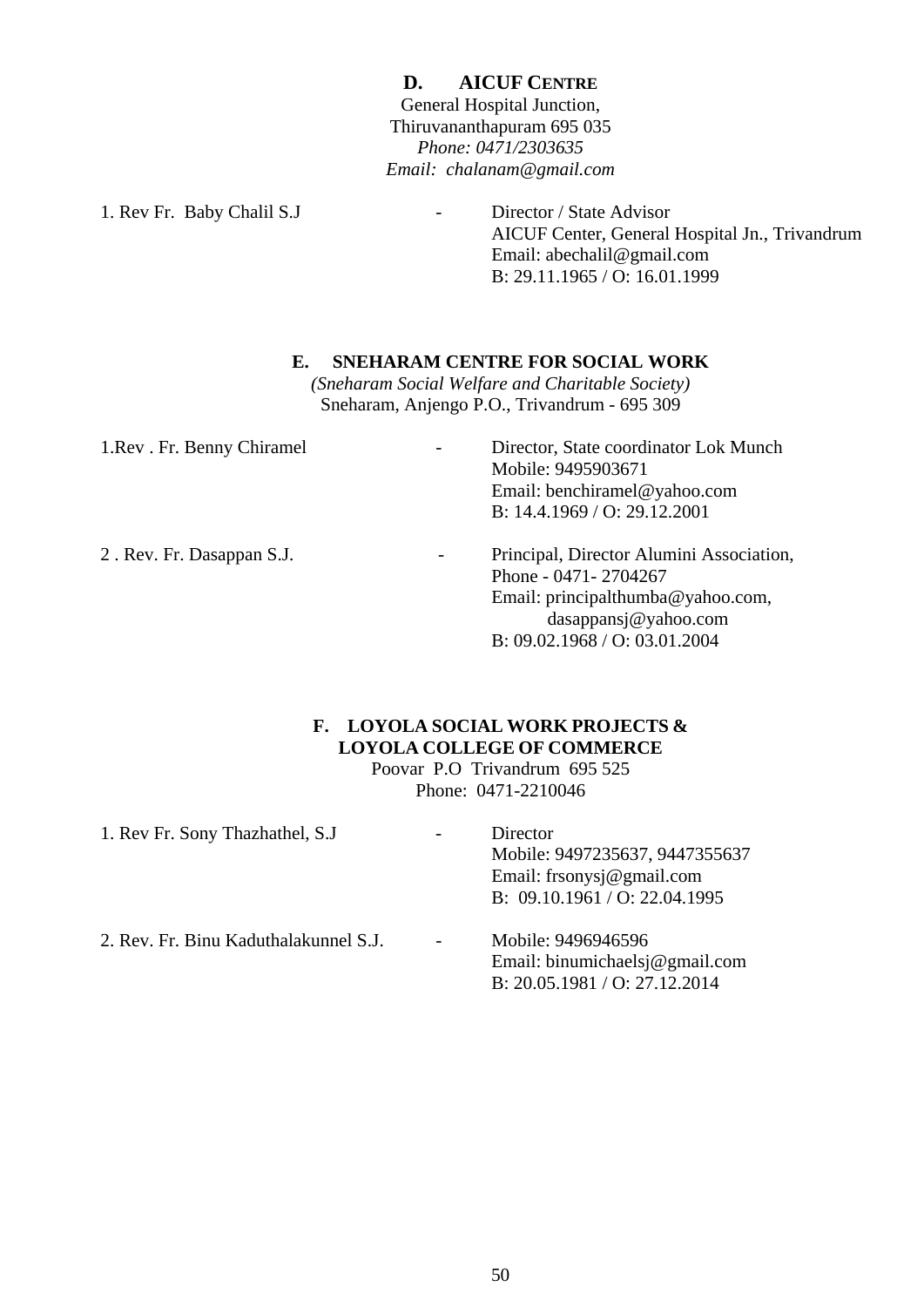## D. AICUF CENTRE

General Hospital Junction,
Thiruvananthapuram 695 035
*Phone: 0471/2303635*
*Email: chalanam@gmail.com*

1. Rev Fr. Baby Chalil S.J - Director / State Advisor
   AICUF Center, General Hospital Jn., Trivandrum
   Email: abechalil@gmail.com
   B: 29.11.1965 / O: 16.01.1999

## E. SNEHARAM CENTRE FOR SOCIAL WORK

*(Sneharam Social Welfare and Charitable Society)*
Sneharam, Anjengo P.O., Trivandrum - 695 309

1.Rev . Fr. Benny Chiramel - Director, State coordinator Lok Munch
   Mobile: 9495903671
   Email: benchiramel@yahoo.com
   B: 14.4.1969 / O: 29.12.2001

2 . Rev. Fr. Dasappan S.J. - Principal, Director Alumini Association,
   Phone - 0471- 2704267
   Email: principalthumba@yahoo.com,
   dasappansj@yahoo.com
   B: 09.02.1968 / O: 03.01.2004

## F. LOYOLA SOCIAL WORK PROJECTS & LOYOLA COLLEGE OF COMMERCE

Poovar P.O Trivandrum 695 525
Phone: 0471-2210046

1. Rev Fr. Sony Thazhathel, S.J - Director
   Mobile: 9497235637, 9447355637
   Email: frsonysj@gmail.com
   B: 09.10.1961 / O: 22.04.1995

2. Rev. Fr. Binu Kaduthalakunnel S.J. - Mobile: 9496946596
   Email: binumichaelsj@gmail.com
   B: 20.05.1981 / O: 27.12.2014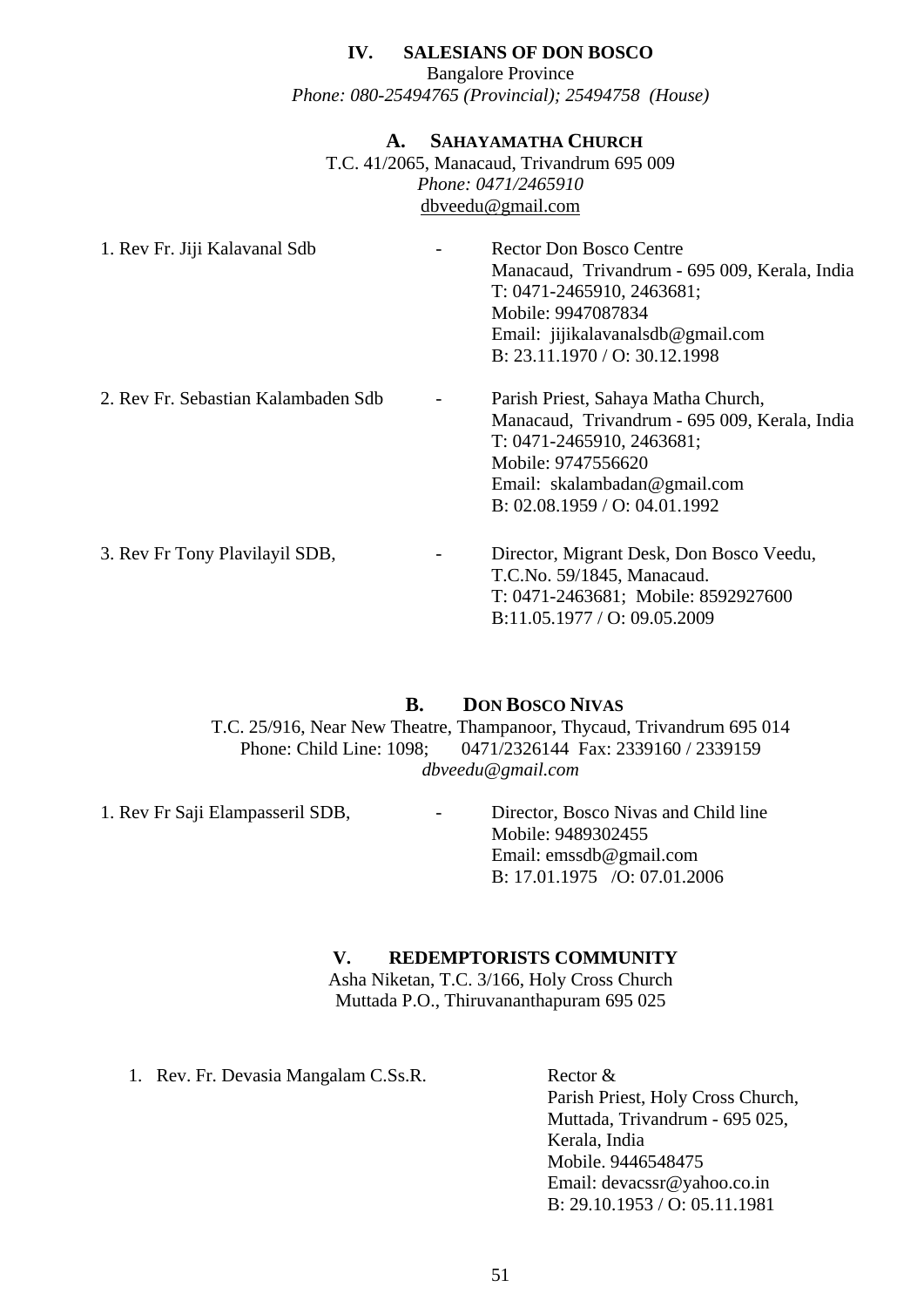## IV. SALESIANS OF DON BOSCO

Bangalore Province

*Phone: 080-25494765 (Provincial); 25494758 (House)*

### A. SAHAYAMATHA CHURCH

T.C. 41/2065, Manacaud, Trivandrum 695 009

*Phone: 0471/2465910*

dbveedu@gmail.com

1. Rev Fr. Jiji Kalavanal Sdb - Rector Don Bosco Centre
   Manacaud, Trivandrum - 695 009, Kerala, India
   T: 0471-2465910, 2463681;
   Mobile: 9947087834
   Email: jijikalavanalsdb@gmail.com
   B: 23.11.1970 / O: 30.12.1998

2. Rev Fr. Sebastian Kalambaden Sdb - Parish Priest, Sahaya Matha Church,
   Manacaud, Trivandrum - 695 009, Kerala, India
   T: 0471-2465910, 2463681;
   Mobile: 9747556620
   Email: skalambadan@gmail.com
   B: 02.08.1959 / O: 04.01.1992

3. Rev Fr Tony Plavilayil SDB, - Director, Migrant Desk, Don Bosco Veedu,
   T.C.No. 59/1845, Manacaud.
   T: 0471-2463681; Mobile: 8592927600
   B:11.05.1977 / O: 09.05.2009

### B. DON BOSCO NIVAS

T.C. 25/916, Near New Theatre, Thampanoor, Thycaud, Trivandrum 695 014

Phone: Child Line: 1098; 0471/2326144 Fax: 2339160 / 2339159

*dbveedu@gmail.com*

1. Rev Fr Saji Elampasseril SDB, - Director, Bosco Nivas and Child line
   Mobile: 9489302455
   Email: emssdb@gmail.com
   B: 17.01.1975 /O: 07.01.2006

## V. REDEMPTORISTS COMMUNITY

Asha Niketan, T.C. 3/166, Holy Cross Church

Muttada P.O., Thiruvananthapuram 695 025

1. Rev. Fr. Devasia Mangalam C.Ss.R. Rector &
   Parish Priest, Holy Cross Church,
   Muttada, Trivandrum - 695 025,
   Kerala, India
   Mobile. 9446548475
   Email: devacssr@yahoo.co.in
   B: 29.10.1953 / O: 05.11.1981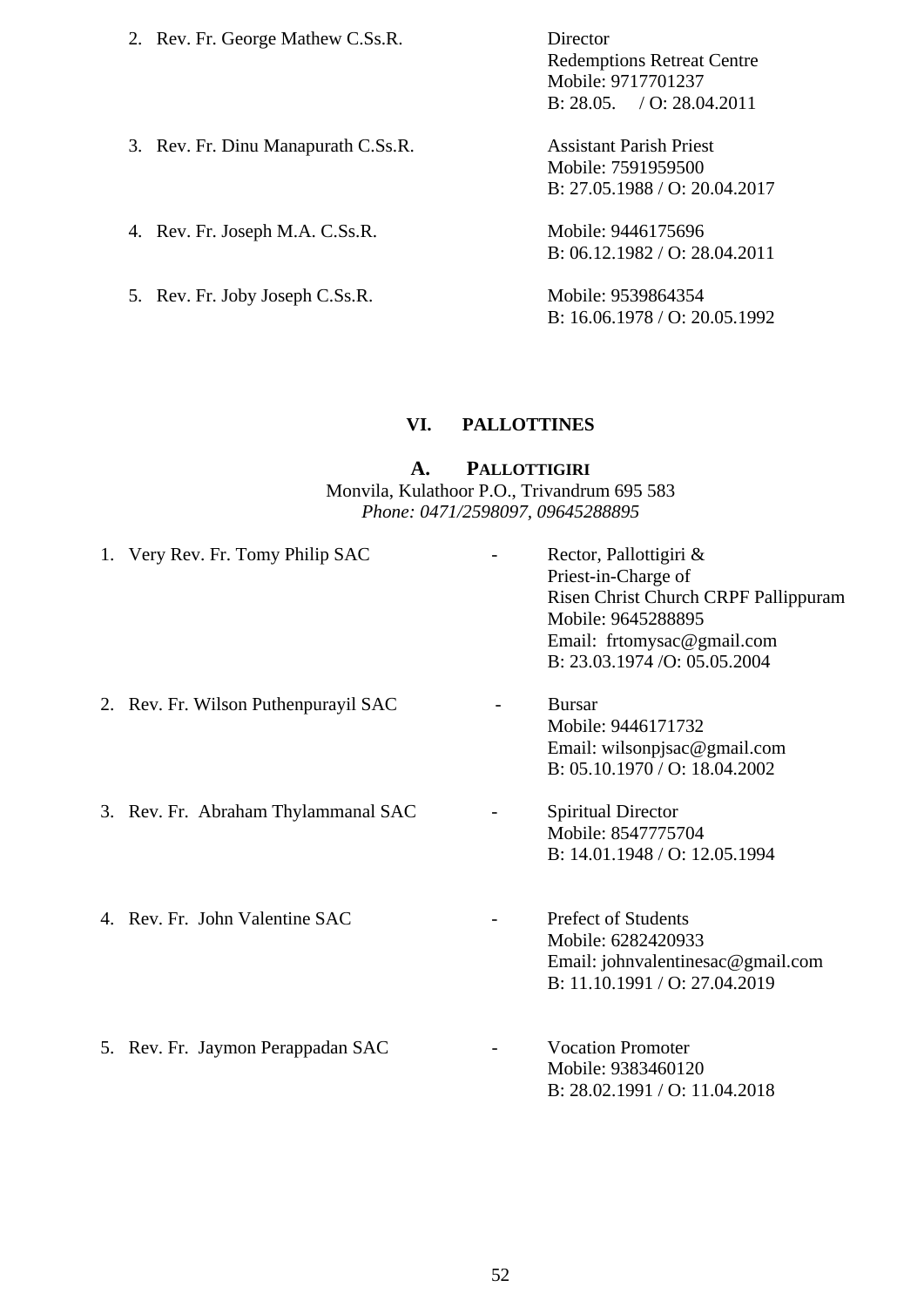2. Rev. Fr. George Mathew C.Ss.R. — Director
   Redemptions Retreat Centre
   Mobile: 9717701237
   B: 28.05. / O: 28.04.2011

3. Rev. Fr. Dinu Manapurath C.Ss.R. — Assistant Parish Priest
   Mobile: 7591959500
   B: 27.05.1988 / O: 20.04.2017

4. Rev. Fr. Joseph M.A. C.Ss.R. — Mobile: 9446175696
   B: 06.12.1982 / O: 28.04.2011

5. Rev. Fr. Joby Joseph C.Ss.R. — Mobile: 9539864354
   B: 16.06.1978 / O: 20.05.1992

## VI. PALLOTTINES

### A. PALLOTTIGIRI

Monvila, Kulathoor P.O., Trivandrum 695 583
*Phone: 0471/2598097, 09645288895*

1. Very Rev. Fr. Tomy Philip SAC - Rector, Pallottigiri &
   Priest-in-Charge of
   Risen Christ Church CRPF Pallippuram
   Mobile: 9645288895
   Email: frtomysac@gmail.com
   B: 23.03.1974 /O: 05.05.2004

2. Rev. Fr. Wilson Puthenpurayil SAC - Bursar
   Mobile: 9446171732
   Email: wilsonpjsac@gmail.com
   B: 05.10.1970 / O: 18.04.2002

3. Rev. Fr. Abraham Thylammanal SAC - Spiritual Director
   Mobile: 8547775704
   B: 14.01.1948 / O: 12.05.1994

4. Rev. Fr. John Valentine SAC - Prefect of Students
   Mobile: 6282420933
   Email: johnvalentinesac@gmail.com
   B: 11.10.1991 / O: 27.04.2019

5. Rev. Fr. Jaymon Perappadan SAC - Vocation Promoter
   Mobile: 9383460120
   B: 28.02.1991 / O: 11.04.2018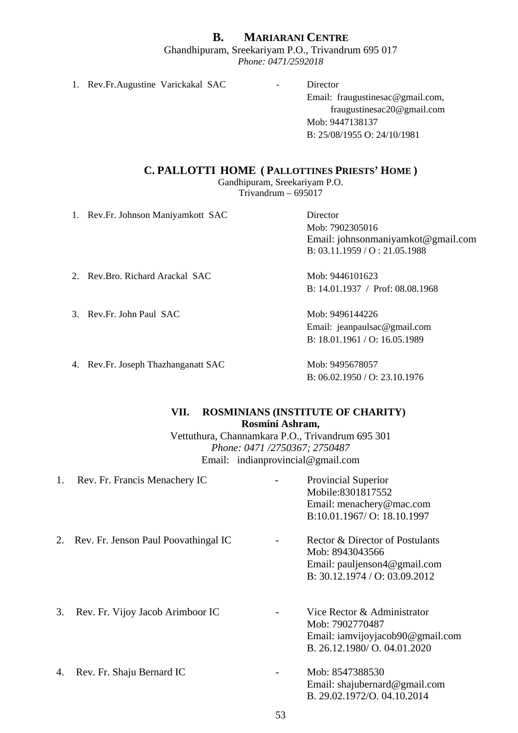## B. MARIARANI CENTRE

Ghandhipuram, Sreekariyam P.O., Trivandrum 695 017

*Phone: 0471/2592018*

1. Rev.Fr.Augustine Varickakal SAC - Director
   Email: fraugustinesac@gmail.com, fraugustinesac20@gmail.com
   Mob: 9447138137
   B: 25/08/1955 O: 24/10/1981

## C. PALLOTTI HOME ( PALLOTTINES PRIESTS' HOME )

Gandhipuram, Sreekariyam P.O.
Trivandrum – 695017

1. Rev.Fr. Johnson Maniyamkott SAC — Director
   Mob: 7902305016
   Email: johnsonmaniyamkot@gmail.com
   B: 03.11.1959 / O : 21.05.1988

2. Rev.Bro. Richard Arackal SAC — Mob: 9446101623
   B: 14.01.1937 / Prof: 08.08.1968

3. Rev.Fr. John Paul SAC — Mob: 9496144226
   Email: jeanpaulsac@gmail.com
   B: 18.01.1961 / O: 16.05.1989

4. Rev.Fr. Joseph Thazhanganatt SAC — Mob: 9495678057
   B: 06.02.1950 / O: 23.10.1976

## VII. ROSMINIANS (INSTITUTE OF CHARITY)

**Rosmini Ashram,**

Vettuthura, Channamkara P.O., Trivandrum 695 301

*Phone: 0471 /2750367; 2750487*

Email: indianprovincial@gmail.com

1. Rev. Fr. Francis Menachery IC - Provincial Superior
   Mobile:8301817552
   Email: menachery@mac.com
   B:10.01.1967/ O: 18.10.1997

2. Rev. Fr. Jenson Paul Poovathingal IC - Rector & Director of Postulants
   Mob: 8943043566
   Email: pauljenson4@gmail.com
   B: 30.12.1974 / O: 03.09.2012

3. Rev. Fr. Vijoy Jacob Arimboor IC - Vice Rector & Administrator
   Mob: 7902770487
   Email: iamvijoyjacob90@gmail.com
   B. 26.12.1980/ O. 04.01.2020

4. Rev. Fr. Shaju Bernard IC - Mob: 8547388530
   Email: shajubernard@gmail.com
   B. 29.02.1972/O. 04.10.2014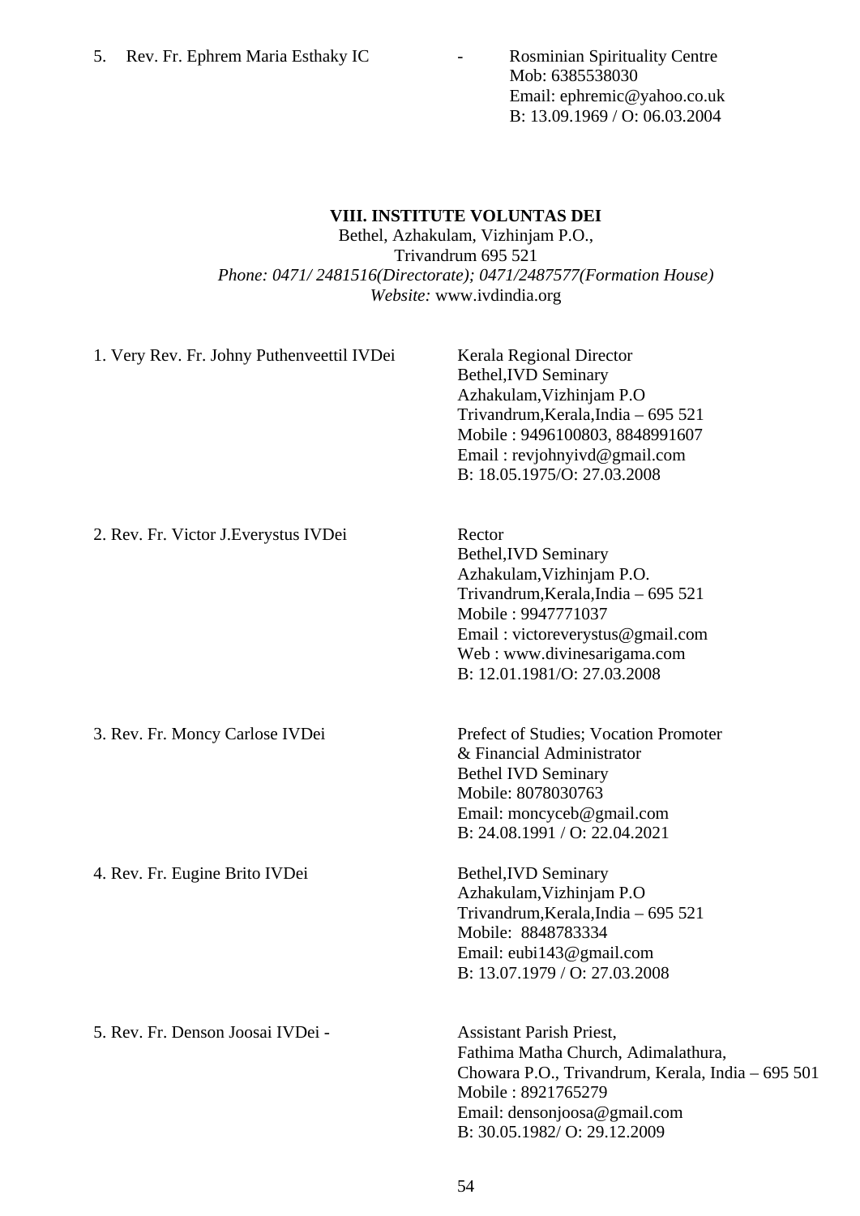5. Rev. Fr. Ephrem Maria Esthaky IC - Rosminian Spirituality Centre
   Mob: 6385538030
   Email: ephremic@yahoo.co.uk
   B: 13.09.1969 / O: 06.03.2004

**VIII. INSTITUTE VOLUNTAS DEI**

Bethel, Azhakulam, Vizhinjam P.O.,
Trivandrum 695 521
*Phone: 0471/ 2481516(Directorate); 0471/2487577(Formation House)*
*Website:* www.ivdindia.org

1. Very Rev. Fr. Johny Puthenveettil IVDei
   Kerala Regional Director
   Bethel,IVD Seminary
   Azhakulam,Vizhinjam P.O
   Trivandrum,Kerala,India – 695 521
   Mobile : 9496100803, 8848991607
   Email : revjohnyivd@gmail.com
   B: 18.05.1975/O: 27.03.2008

2. Rev. Fr. Victor J.Everystus IVDei
   Rector
   Bethel,IVD Seminary
   Azhakulam,Vizhinjam P.O.
   Trivandrum,Kerala,India – 695 521
   Mobile : 9947771037
   Email : victoreverystus@gmail.com
   Web : www.divinesarigama.com
   B: 12.01.1981/O: 27.03.2008

3. Rev. Fr. Moncy Carlose IVDei
   Prefect of Studies; Vocation Promoter & Financial Administrator
   Bethel IVD Seminary
   Mobile: 8078030763
   Email: moncyceb@gmail.com
   B: 24.08.1991 / O: 22.04.2021

4. Rev. Fr. Eugine Brito IVDei
   Bethel,IVD Seminary
   Azhakulam,Vizhinjam P.O
   Trivandrum,Kerala,India – 695 521
   Mobile: 8848783334
   Email: eubi143@gmail.com
   B: 13.07.1979 / O: 27.03.2008

5. Rev. Fr. Denson Joosai IVDei -
   Assistant Parish Priest,
   Fathima Matha Church, Adimalathura,
   Chowara P.O., Trivandrum, Kerala, India – 695 501
   Mobile : 8921765279
   Email: densonjoosa@gmail.com
   B: 30.05.1982/ O: 29.12.2009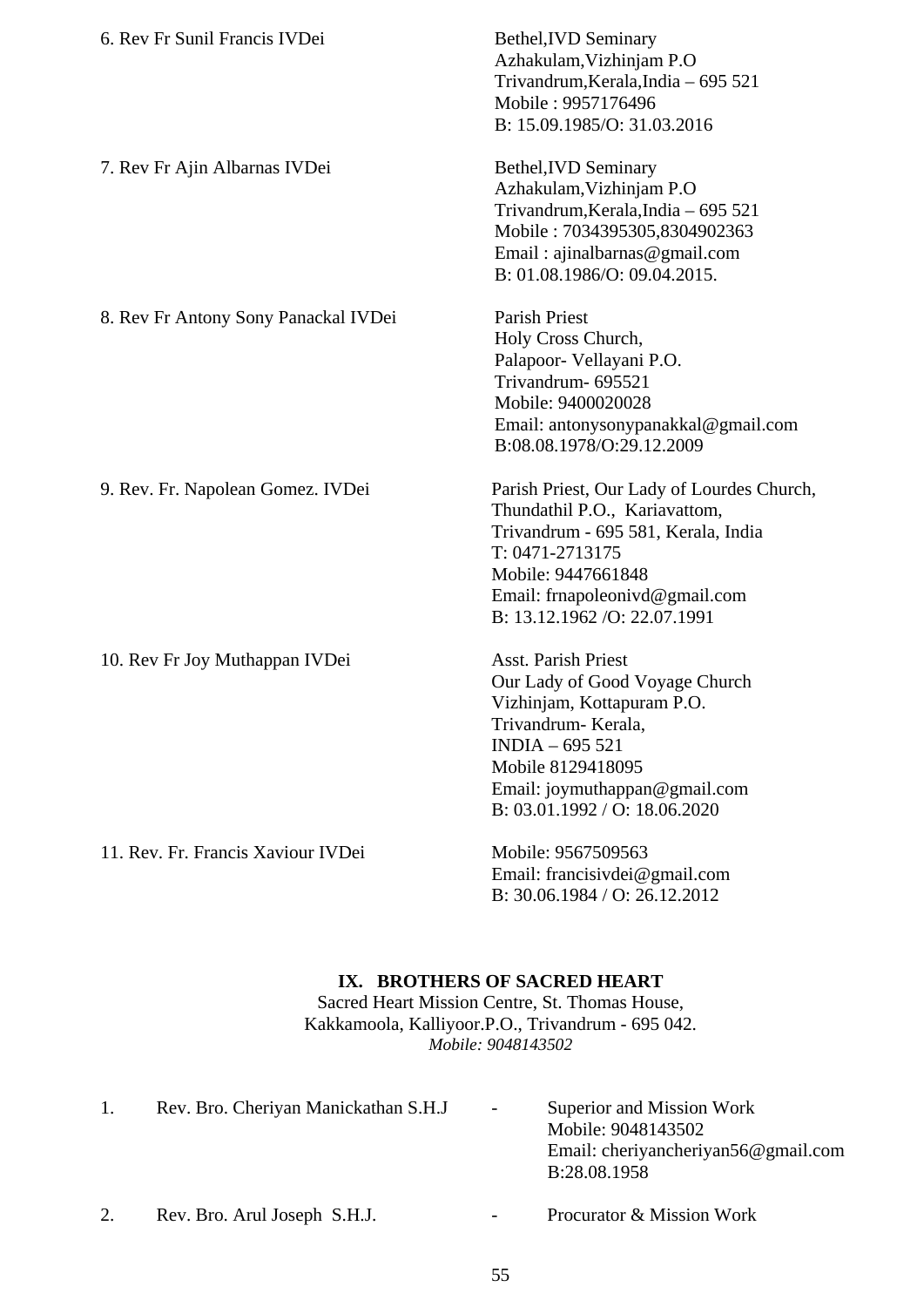6. Rev Fr Sunil Francis IVDei

Bethel,IVD Seminary
Azhakulam,Vizhinjam P.O
Trivandrum,Kerala,India – 695 521
Mobile : 9957176496
B: 15.09.1985/O: 31.03.2016

7. Rev Fr Ajin Albarnas IVDei

Bethel,IVD Seminary
Azhakulam,Vizhinjam P.O
Trivandrum,Kerala,India – 695 521
Mobile : 7034395305,8304902363
Email : ajinalbarnas@gmail.com
B: 01.08.1986/O: 09.04.2015.

8. Rev Fr Antony Sony Panackal IVDei

Parish Priest
Holy Cross Church,
Palapoor- Vellayani P.O.
Trivandrum- 695521
Mobile: 9400020028
Email: antonysonypanakkal@gmail.com
B:08.08.1978/O:29.12.2009

9. Rev. Fr. Napolean Gomez. IVDei

Parish Priest, Our Lady of Lourdes Church,
Thundathil P.O., Kariavattom,
Trivandrum - 695 581, Kerala, India
T: 0471-2713175
Mobile: 9447661848
Email: frnapoleonivd@gmail.com
B: 13.12.1962 /O: 22.07.1991

10. Rev Fr Joy Muthappan IVDei

Asst. Parish Priest
Our Lady of Good Voyage Church
Vizhinjam, Kottapuram P.O.
Trivandrum- Kerala,
INDIA – 695 521
Mobile 8129418095
Email: joymuthappan@gmail.com
B: 03.01.1992 / O: 18.06.2020

11. Rev. Fr. Francis Xaviour IVDei

Mobile: 9567509563
Email: francisivdei@gmail.com
B: 30.06.1984 / O: 26.12.2012

## IX. BROTHERS OF SACRED HEART

Sacred Heart Mission Centre, St. Thomas House,
Kakkamoola, Kalliyoor.P.O., Trivandrum - 695 042.
*Mobile: 9048143502*

1. Rev. Bro. Cheriyan Manickathan S.H.J - Superior and Mission Work
   Mobile: 9048143502
   Email: cheriyancheriyan56@gmail.com
   B:28.08.1958

2. Rev. Bro. Arul Joseph S.H.J. - Procurator & Mission Work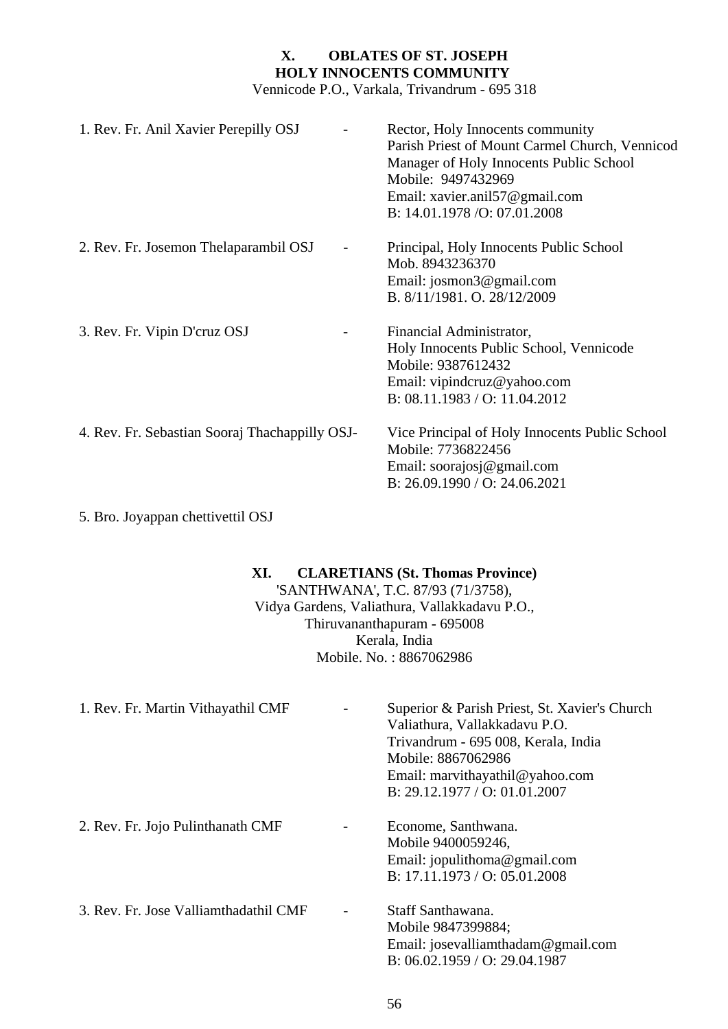## X. OBLATES OF ST. JOSEPH
### HOLY INNOCENTS COMMUNITY

Vennicode P.O., Varkala, Trivandrum - 695 318

1. Rev. Fr. Anil Xavier Perepilly OSJ - Rector, Holy Innocents community
   Parish Priest of Mount Carmel Church, Vennicod
   Manager of Holy Innocents Public School
   Mobile: 9497432969
   Email: xavier.anil57@gmail.com
   B: 14.01.1978 /O: 07.01.2008

2. Rev. Fr. Josemon Thelaparambil OSJ - Principal, Holy Innocents Public School
   Mob. 8943236370
   Email: josmon3@gmail.com
   B. 8/11/1981. O. 28/12/2009

3. Rev. Fr. Vipin D'cruz OSJ - Financial Administrator,
   Holy Innocents Public School, Vennicode
   Mobile: 9387612432
   Email: vipindcruz@yahoo.com
   B: 08.11.1983 / O: 11.04.2012

4. Rev. Fr. Sebastian Sooraj Thachappilly OSJ- Vice Principal of Holy Innocents Public School
   Mobile: 7736822456
   Email: soorajosj@gmail.com
   B: 26.09.1990 / O: 24.06.2021

5. Bro. Joyappan chettivettil OSJ

## XI. CLARETIANS (St. Thomas Province)

'SANTHWANA', T.C. 87/93 (71/3758),
Vidya Gardens, Valiathura, Vallakkadavu P.O.,
Thiruvananthapuram - 695008
Kerala, India
Mobile. No. : 8867062986

1. Rev. Fr. Martin Vithayathil CMF - Superior & Parish Priest, St. Xavier's Church
   Valiathura, Vallakkadavu P.O.
   Trivandrum - 695 008, Kerala, India
   Mobile: 8867062986
   Email: marvithayathil@yahoo.com
   B: 29.12.1977 / O: 01.01.2007

2. Rev. Fr. Jojo Pulinthanath CMF - Econome, Santhwana.
   Mobile 9400059246,
   Email: jopulithoma@gmail.com
   B: 17.11.1973 / O: 05.01.2008

3. Rev. Fr. Jose Valliamthadathil CMF - Staff Santhawana.
   Mobile 9847399884;
   Email: josevalliamthadam@gmail.com
   B: 06.02.1959 / O: 29.04.1987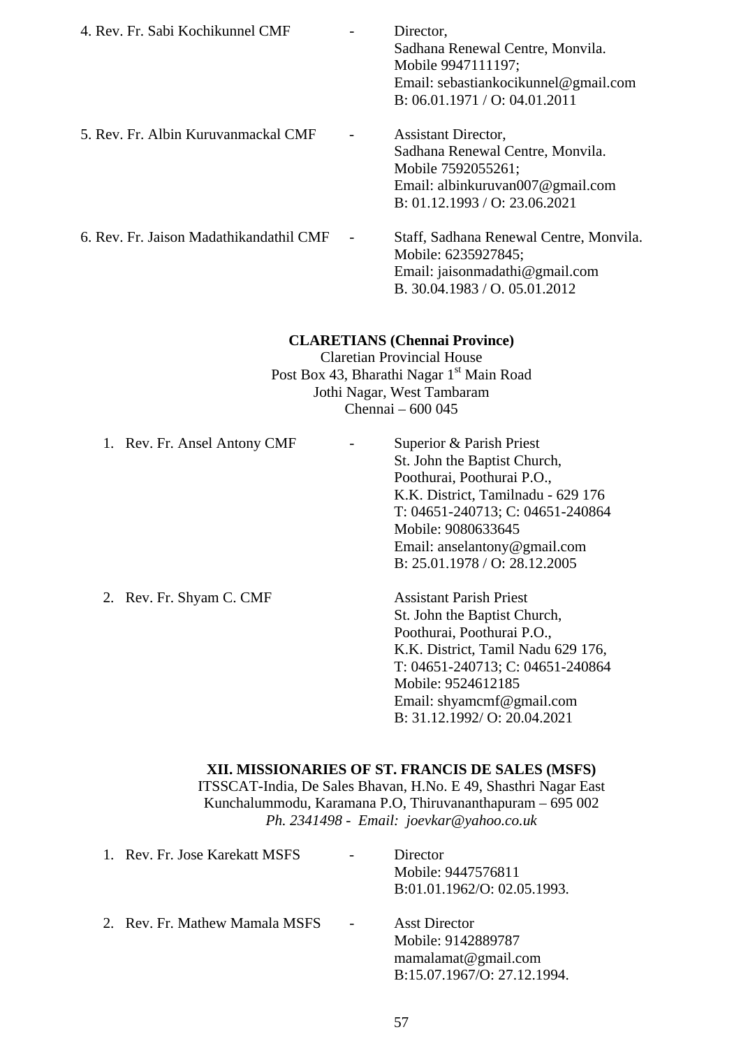4\. Rev. Fr. Sabi Kochikunnel CMF - Director,
Sadhana Renewal Centre, Monvila.
Mobile 9947111197;
Email: sebastiankocikunnel@gmail.com
B: 06.01.1971 / O: 04.01.2011

5\. Rev. Fr. Albin Kuruvanmackal CMF - Assistant Director,
Sadhana Renewal Centre, Monvila.
Mobile 7592055261;
Email: albinkuruvan007@gmail.com
B: 01.12.1993 / O: 23.06.2021

6\. Rev. Fr. Jaison Madathikandathil CMF - Staff, Sadhana Renewal Centre, Monvila.
Mobile: 6235927845;
Email: jaisonmadathi@gmail.com
B. 30.04.1983 / O. 05.01.2012

**CLARETIANS (Chennai Province)**
Claretian Provincial House
Post Box 43, Bharathi Nagar 1st Main Road
Jothi Nagar, West Tambaram
Chennai – 600 045

1. Rev. Fr. Ansel Antony CMF - Superior & Parish Priest
   St. John the Baptist Church,
   Poothurai, Poothurai P.O.,
   K.K. District, Tamilnadu - 629 176
   T: 04651-240713; C: 04651-240864
   Mobile: 9080633645
   Email: anselantony@gmail.com
   B: 25.01.1978 / O: 28.12.2005

2. Rev. Fr. Shyam C. CMF Assistant Parish Priest
   St. John the Baptist Church,
   Poothurai, Poothurai P.O.,
   K.K. District, Tamil Nadu 629 176,
   T: 04651-240713; C: 04651-240864
   Mobile: 9524612185
   Email: shyamcmf@gmail.com
   B: 31.12.1992/ O: 20.04.2021

**XII. MISSIONARIES OF ST. FRANCIS DE SALES (MSFS)**
ITSSCAT-India, De Sales Bhavan, H.No. E 49, Shasthri Nagar East
Kunchalummodu, Karamana P.O, Thiruvananthapuram – 695 002
*Ph. 2341498 - Email: joevkar@yahoo.co.uk*

1. Rev. Fr. Jose Karekatt MSFS - Director
   Mobile: 9447576811
   B:01.01.1962/O: 02.05.1993.

2. Rev. Fr. Mathew Mamala MSFS - Asst Director
   Mobile: 9142889787
   mamalamat@gmail.com
   B:15.07.1967/O: 27.12.1994.